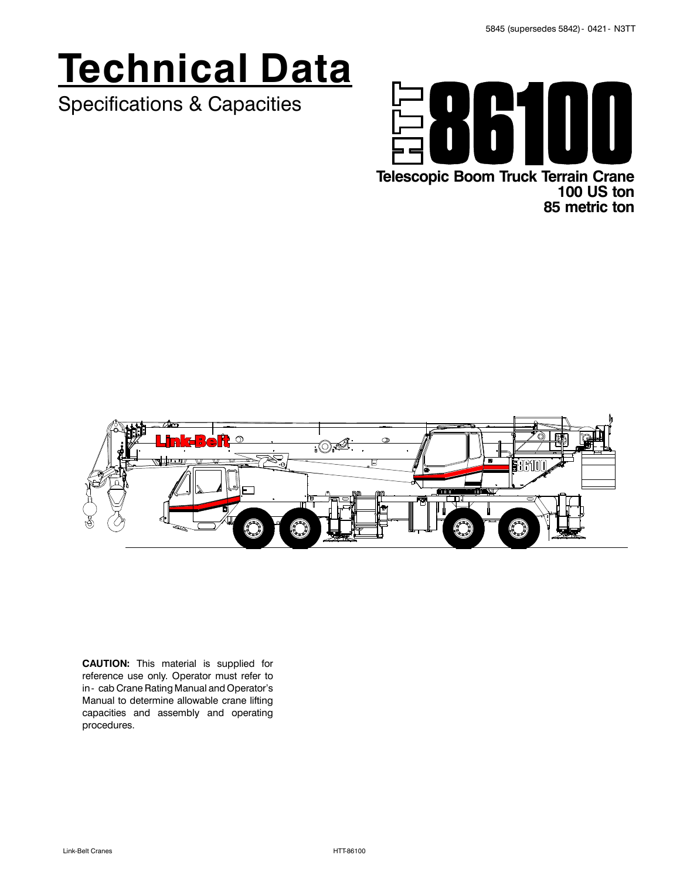5845 (supersedes 5842) - 0421 - N3TT

# Technical Data

Specifications & Capacities

## HTT 86100

**Telescopic Boom Truck Terrain Crane**
**100 US ton**
**85 metric ton**

**CAUTION:** This material is supplied for reference use only. Operator must refer to in-cab Crane Rating Manual and Operator's Manual to determine allowable crane lifting capacities and assembly and operating procedures.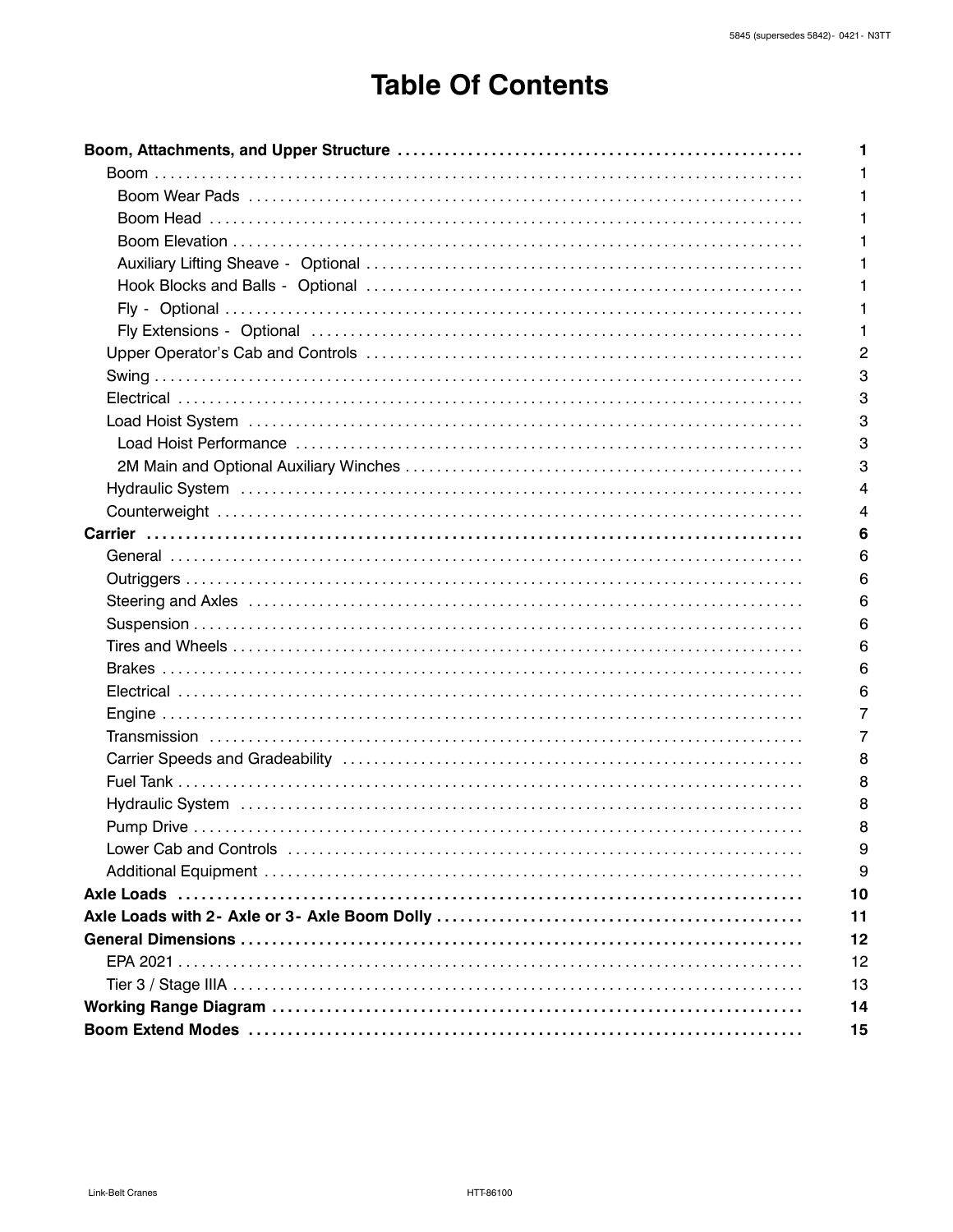# Table Of Contents

| | |
|---|---|
| **Boom, Attachments, and Upper Structure** | **1** |
| Boom | 1 |
| Boom Wear Pads | 1 |
| Boom Head | 1 |
| Boom Elevation | 1 |
| Auxiliary Lifting Sheave - Optional | 1 |
| Hook Blocks and Balls - Optional | 1 |
| Fly - Optional | 1 |
| Fly Extensions - Optional | 1 |
| Upper Operator's Cab and Controls | 2 |
| Swing | 3 |
| Electrical | 3 |
| Load Hoist System | 3 |
| Load Hoist Performance | 3 |
| 2M Main and Optional Auxiliary Winches | 3 |
| Hydraulic System | 4 |
| Counterweight | 4 |
| **Carrier** | **6** |
| General | 6 |
| Outriggers | 6 |
| Steering and Axles | 6 |
| Suspension | 6 |
| Tires and Wheels | 6 |
| Brakes | 6 |
| Electrical | 6 |
| Engine | 7 |
| Transmission | 7 |
| Carrier Speeds and Gradeability | 8 |
| Fuel Tank | 8 |
| Hydraulic System | 8 |
| Pump Drive | 8 |
| Lower Cab and Controls | 9 |
| Additional Equipment | 9 |
| **Axle Loads** | **10** |
| **Axle Loads with 2- Axle or 3- Axle Boom Dolly** | **11** |
| **General Dimensions** | **12** |
| EPA 2021 | 12 |
| Tier 3 / Stage IIIA | 13 |
| **Working Range Diagram** | **14** |
| **Boom Extend Modes** | **15** |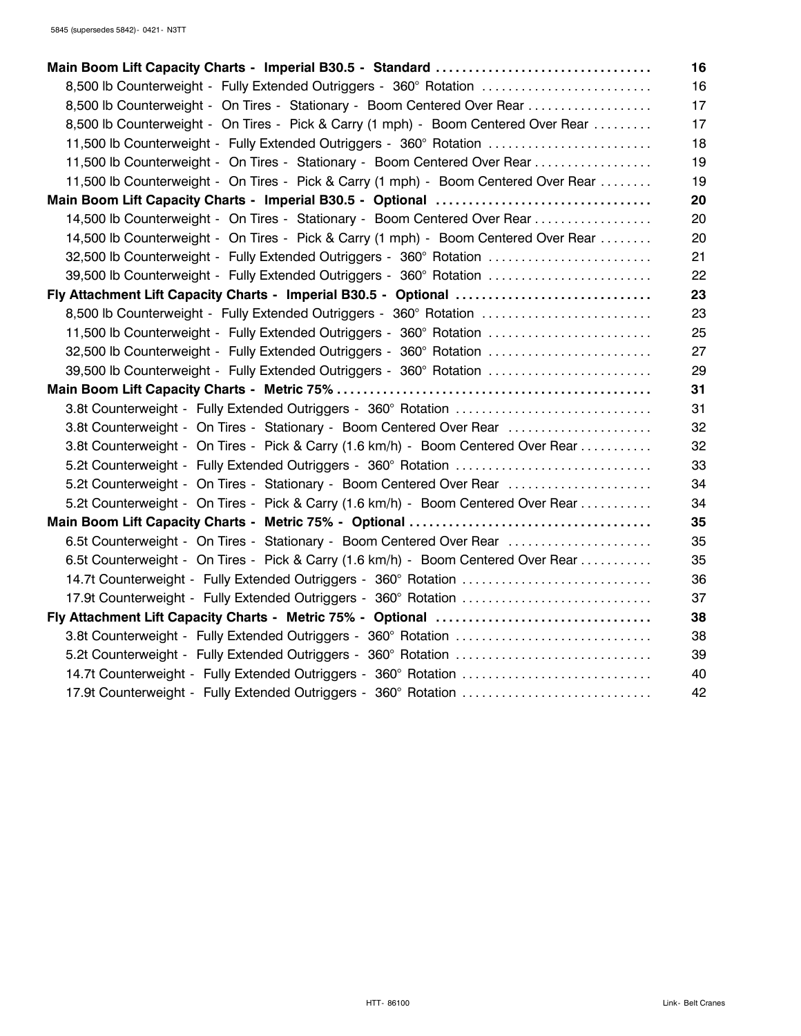| | |
|---|---|
| **Main Boom Lift Capacity Charts - Imperial B30.5 - Standard** | **16** |
| 8,500 lb Counterweight - Fully Extended Outriggers - 360° Rotation | 16 |
| 8,500 lb Counterweight - On Tires - Stationary - Boom Centered Over Rear | 17 |
| 8,500 lb Counterweight - On Tires - Pick & Carry (1 mph) - Boom Centered Over Rear | 17 |
| 11,500 lb Counterweight - Fully Extended Outriggers - 360° Rotation | 18 |
| 11,500 lb Counterweight - On Tires - Stationary - Boom Centered Over Rear | 19 |
| 11,500 lb Counterweight - On Tires - Pick & Carry (1 mph) - Boom Centered Over Rear | 19 |
| **Main Boom Lift Capacity Charts - Imperial B30.5 - Optional** | **20** |
| 14,500 lb Counterweight - On Tires - Stationary - Boom Centered Over Rear | 20 |
| 14,500 lb Counterweight - On Tires - Pick & Carry (1 mph) - Boom Centered Over Rear | 20 |
| 32,500 lb Counterweight - Fully Extended Outriggers - 360° Rotation | 21 |
| 39,500 lb Counterweight - Fully Extended Outriggers - 360° Rotation | 22 |
| **Fly Attachment Lift Capacity Charts - Imperial B30.5 - Optional** | **23** |
| 8,500 lb Counterweight - Fully Extended Outriggers - 360° Rotation | 23 |
| 11,500 lb Counterweight - Fully Extended Outriggers - 360° Rotation | 25 |
| 32,500 lb Counterweight - Fully Extended Outriggers - 360° Rotation | 27 |
| 39,500 lb Counterweight - Fully Extended Outriggers - 360° Rotation | 29 |
| **Main Boom Lift Capacity Charts - Metric 75%** | **31** |
| 3.8t Counterweight - Fully Extended Outriggers - 360° Rotation | 31 |
| 3.8t Counterweight - On Tires - Stationary - Boom Centered Over Rear | 32 |
| 3.8t Counterweight - On Tires - Pick & Carry (1.6 km/h) - Boom Centered Over Rear | 32 |
| 5.2t Counterweight - Fully Extended Outriggers - 360° Rotation | 33 |
| 5.2t Counterweight - On Tires - Stationary - Boom Centered Over Rear | 34 |
| 5.2t Counterweight - On Tires - Pick & Carry (1.6 km/h) - Boom Centered Over Rear | 34 |
| **Main Boom Lift Capacity Charts - Metric 75% - Optional** | **35** |
| 6.5t Counterweight - On Tires - Stationary - Boom Centered Over Rear | 35 |
| 6.5t Counterweight - On Tires - Pick & Carry (1.6 km/h) - Boom Centered Over Rear | 35 |
| 14.7t Counterweight - Fully Extended Outriggers - 360° Rotation | 36 |
| 17.9t Counterweight - Fully Extended Outriggers - 360° Rotation | 37 |
| **Fly Attachment Lift Capacity Charts - Metric 75% - Optional** | **38** |
| 3.8t Counterweight - Fully Extended Outriggers - 360° Rotation | 38 |
| 5.2t Counterweight - Fully Extended Outriggers - 360° Rotation | 39 |
| 14.7t Counterweight - Fully Extended Outriggers - 360° Rotation | 40 |
| 17.9t Counterweight - Fully Extended Outriggers - 360° Rotation | 42 |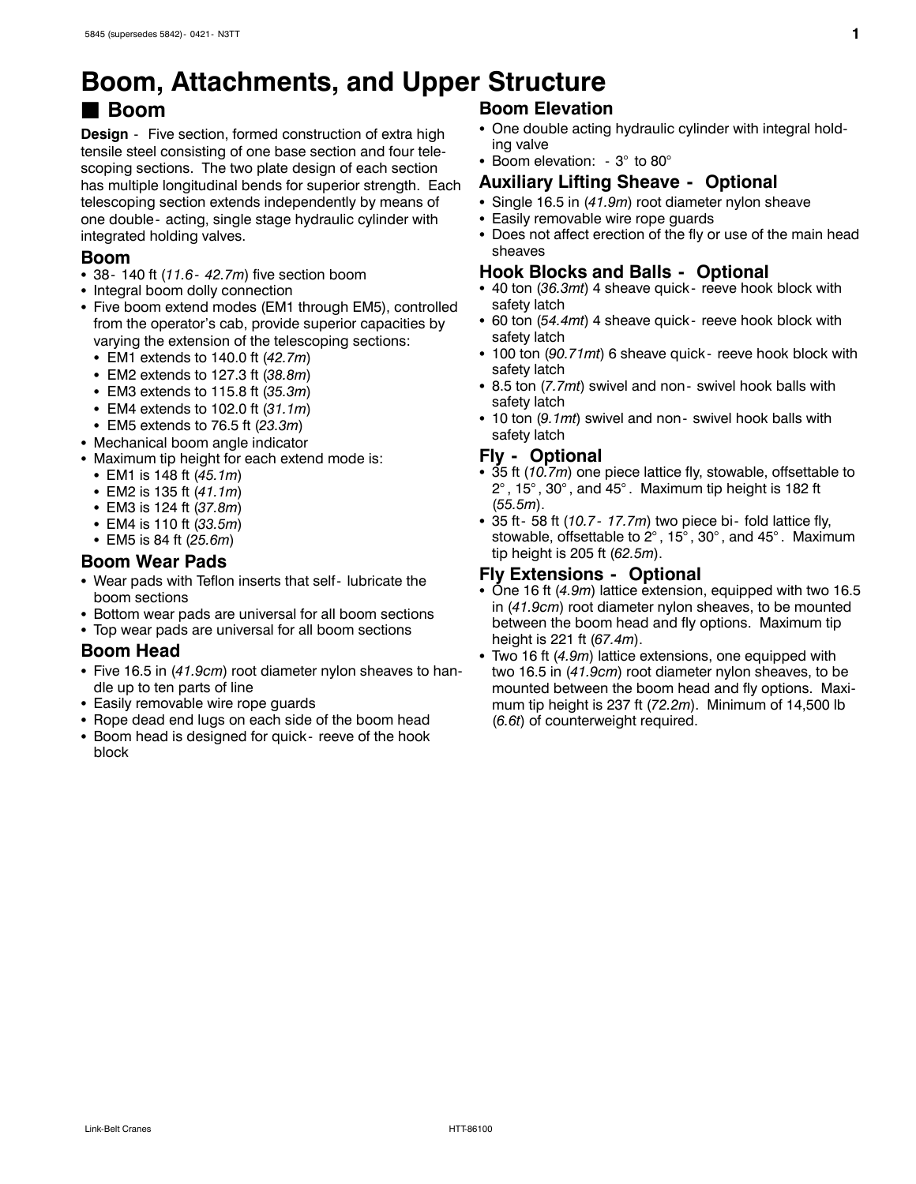# Boom, Attachments, and Upper Structure

## ■ Boom

**Design** - Five section, formed construction of extra high tensile steel consisting of one base section and four telescoping sections. The two plate design of each section has multiple longitudinal bends for superior strength. Each telescoping section extends independently by means of one double- acting, single stage hydraulic cylinder with integrated holding valves.

### Boom

- 38- 140 ft (*11.6 - 42.7m*) five section boom
- Integral boom dolly connection
- Five boom extend modes (EM1 through EM5), controlled from the operator's cab, provide superior capacities by varying the extension of the telescoping sections:
  - EM1 extends to 140.0 ft (*42.7m*)
  - EM2 extends to 127.3 ft (*38.8m*)
  - EM3 extends to 115.8 ft (*35.3m*)
  - EM4 extends to 102.0 ft (*31.1m*)
  - EM5 extends to 76.5 ft (*23.3m*)
- Mechanical boom angle indicator
- Maximum tip height for each extend mode is:
  - EM1 is 148 ft (*45.1m*)
  - EM2 is 135 ft (*41.1m*)
  - EM3 is 124 ft (*37.8m*)
  - EM4 is 110 ft (*33.5m*)
  - EM5 is 84 ft (*25.6m*)

### Boom Wear Pads

- Wear pads with Teflon inserts that self- lubricate the boom sections
- Bottom wear pads are universal for all boom sections
- Top wear pads are universal for all boom sections

### Boom Head

- Five 16.5 in (*41.9cm*) root diameter nylon sheaves to handle up to ten parts of line
- Easily removable wire rope guards
- Rope dead end lugs on each side of the boom head
- Boom head is designed for quick- reeve of the hook block

### Boom Elevation

- One double acting hydraulic cylinder with integral holding valve
- Boom elevation: - 3° to 80°

### Auxiliary Lifting Sheave - Optional

- Single 16.5 in (*41.9m*) root diameter nylon sheave
- Easily removable wire rope guards
- Does not affect erection of the fly or use of the main head sheaves

### Hook Blocks and Balls - Optional

- 40 ton (*36.3mt*) 4 sheave quick- reeve hook block with safety latch
- 60 ton (*54.4mt*) 4 sheave quick- reeve hook block with safety latch
- 100 ton (*90.71mt*) 6 sheave quick- reeve hook block with safety latch
- 8.5 ton (*7.7mt*) swivel and non- swivel hook balls with safety latch
- 10 ton (*9.1mt*) swivel and non- swivel hook balls with safety latch

### Fly - Optional

- 35 ft (*10.7m*) one piece lattice fly, stowable, offsettable to 2°, 15°, 30°, and 45°. Maximum tip height is 182 ft (*55.5m*).
- 35 ft- 58 ft (*10.7 - 17.7m*) two piece bi- fold lattice fly, stowable, offsettable to 2°, 15°, 30°, and 45°. Maximum tip height is 205 ft (*62.5m*).

### Fly Extensions - Optional

- One 16 ft (*4.9m*) lattice extension, equipped with two 16.5 in (*41.9cm*) root diameter nylon sheaves, to be mounted between the boom head and fly options. Maximum tip height is 221 ft (*67.4m*).
- Two 16 ft (*4.9m*) lattice extensions, one equipped with two 16.5 in (*41.9cm*) root diameter nylon sheaves, to be mounted between the boom head and fly options. Maximum tip height is 237 ft (*72.2m*). Minimum of 14,500 lb (*6.6t*) of counterweight required.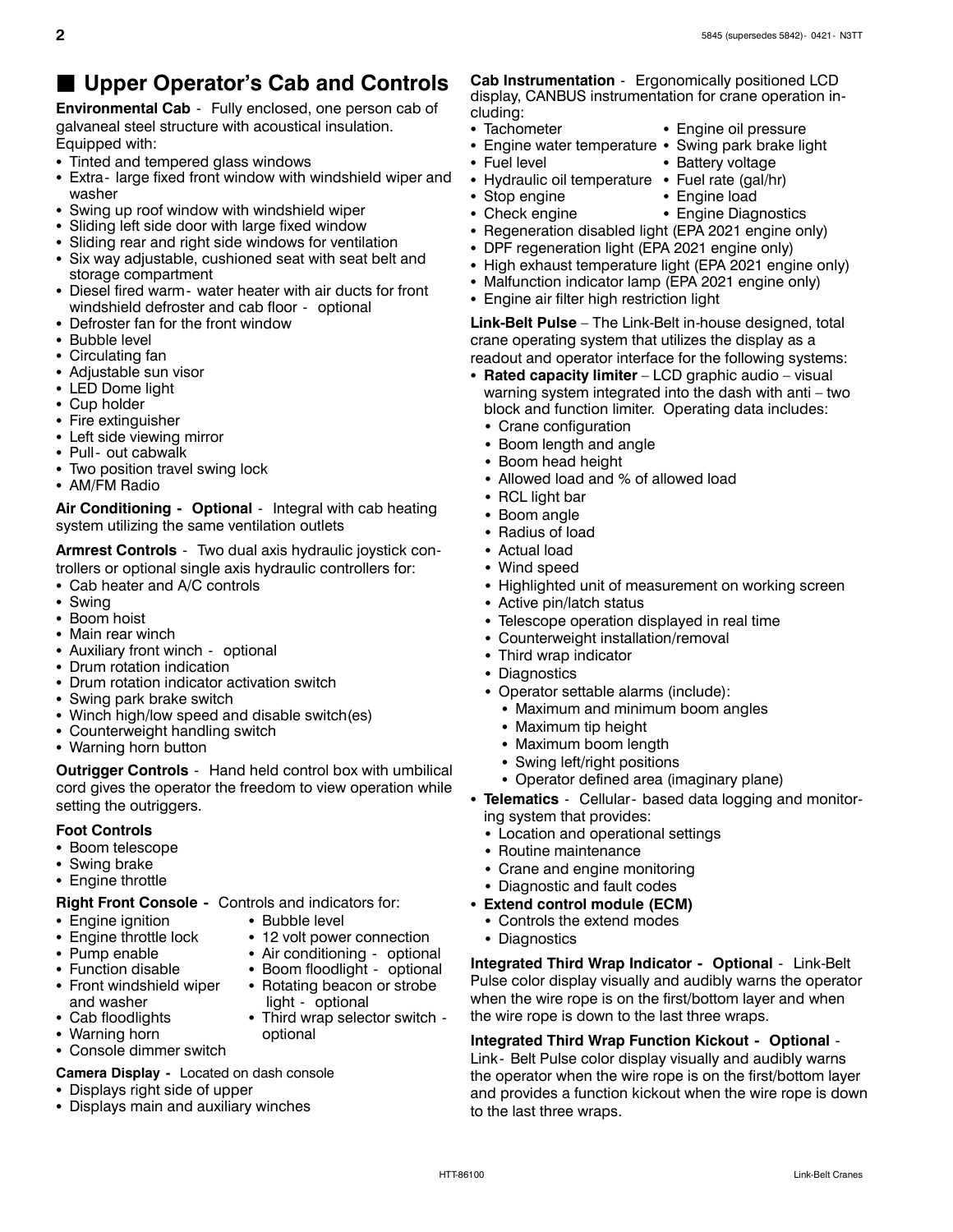## Upper Operator's Cab and Controls

**Environmental Cab** - Fully enclosed, one person cab of galvaneal steel structure with acoustical insulation. Equipped with:

- Tinted and tempered glass windows
- Extra- large fixed front window with windshield wiper and washer
- Swing up roof window with windshield wiper
- Sliding left side door with large fixed window
- Sliding rear and right side windows for ventilation
- Six way adjustable, cushioned seat with seat belt and storage compartment
- Diesel fired warm- water heater with air ducts for front windshield defroster and cab floor - optional
- Defroster fan for the front window
- Bubble level
- Circulating fan
- Adjustable sun visor
- LED Dome light
- Cup holder
- Fire extinguisher
- Left side viewing mirror
- Pull- out cabwalk
- Two position travel swing lock
- AM/FM Radio

**Air Conditioning - Optional** - Integral with cab heating system utilizing the same ventilation outlets

**Armrest Controls** - Two dual axis hydraulic joystick controllers or optional single axis hydraulic controllers for:

- Cab heater and A/C controls
- Swing
- Boom hoist
- Main rear winch
- Auxiliary front winch - optional
- Drum rotation indication
- Drum rotation indicator activation switch
- Swing park brake switch
- Winch high/low speed and disable switch(es)
- Counterweight handling switch
- Warning horn button

**Outrigger Controls** - Hand held control box with umbilical cord gives the operator the freedom to view operation while setting the outriggers.

**Foot Controls**

- Boom telescope
- Swing brake
- Engine throttle

**Right Front Console -** Controls and indicators for:

- Engine ignition
- Engine throttle lock
- Pump enable
- Function disable
- Front windshield wiper and washer
- Cab floodlights
- Warning horn
- Console dimmer switch
- Bubble level
- 12 volt power connection
- Air conditioning - optional
- Boom floodlight - optional
- Rotating beacon or strobe light - optional
- Third wrap selector switch - optional

**Camera Display -** Located on dash console

- Displays right side of upper
- Displays main and auxiliary winches

**Cab Instrumentation** - Ergonomically positioned LCD display, CANBUS instrumentation for crane operation including:

- Tachometer
- Engine water temperature
- Fuel level
- Hydraulic oil temperature
- Stop engine
- Check engine
- Engine oil pressure
- Swing park brake light
- Battery voltage
- Fuel rate (gal/hr)
- Engine load
- Engine Diagnostics
- Regeneration disabled light (EPA 2021 engine only)
- DPF regeneration light (EPA 2021 engine only)
- High exhaust temperature light (EPA 2021 engine only)
- Malfunction indicator lamp (EPA 2021 engine only)
- Engine air filter high restriction light

**Link-Belt Pulse** – The Link-Belt in-house designed, total crane operating system that utilizes the display as a readout and operator interface for the following systems:

- **Rated capacity limiter** – LCD graphic audio – visual warning system integrated into the dash with anti – two block and function limiter. Operating data includes:
  - Crane configuration
  - Boom length and angle
  - Boom head height
  - Allowed load and % of allowed load
  - RCL light bar
  - Boom angle
  - Radius of load
  - Actual load
  - Wind speed
  - Highlighted unit of measurement on working screen
  - Active pin/latch status
  - Telescope operation displayed in real time
  - Counterweight installation/removal
  - Third wrap indicator
  - Diagnostics
  - Operator settable alarms (include):
    - Maximum and minimum boom angles
    - Maximum tip height
    - Maximum boom length
    - Swing left/right positions
    - Operator defined area (imaginary plane)
- **Telematics** - Cellular- based data logging and monitoring system that provides:
  - Location and operational settings
  - Routine maintenance
  - Crane and engine monitoring
  - Diagnostic and fault codes
- **Extend control module (ECM)**
  - Controls the extend modes
  - Diagnostics

**Integrated Third Wrap Indicator - Optional** - Link-Belt Pulse color display visually and audibly warns the operator when the wire rope is on the first/bottom layer and when the wire rope is down to the last three wraps.

**Integrated Third Wrap Function Kickout - Optional** - Link- Belt Pulse color display visually and audibly warns the operator when the wire rope is on the first/bottom layer and provides a function kickout when the wire rope is down to the last three wraps.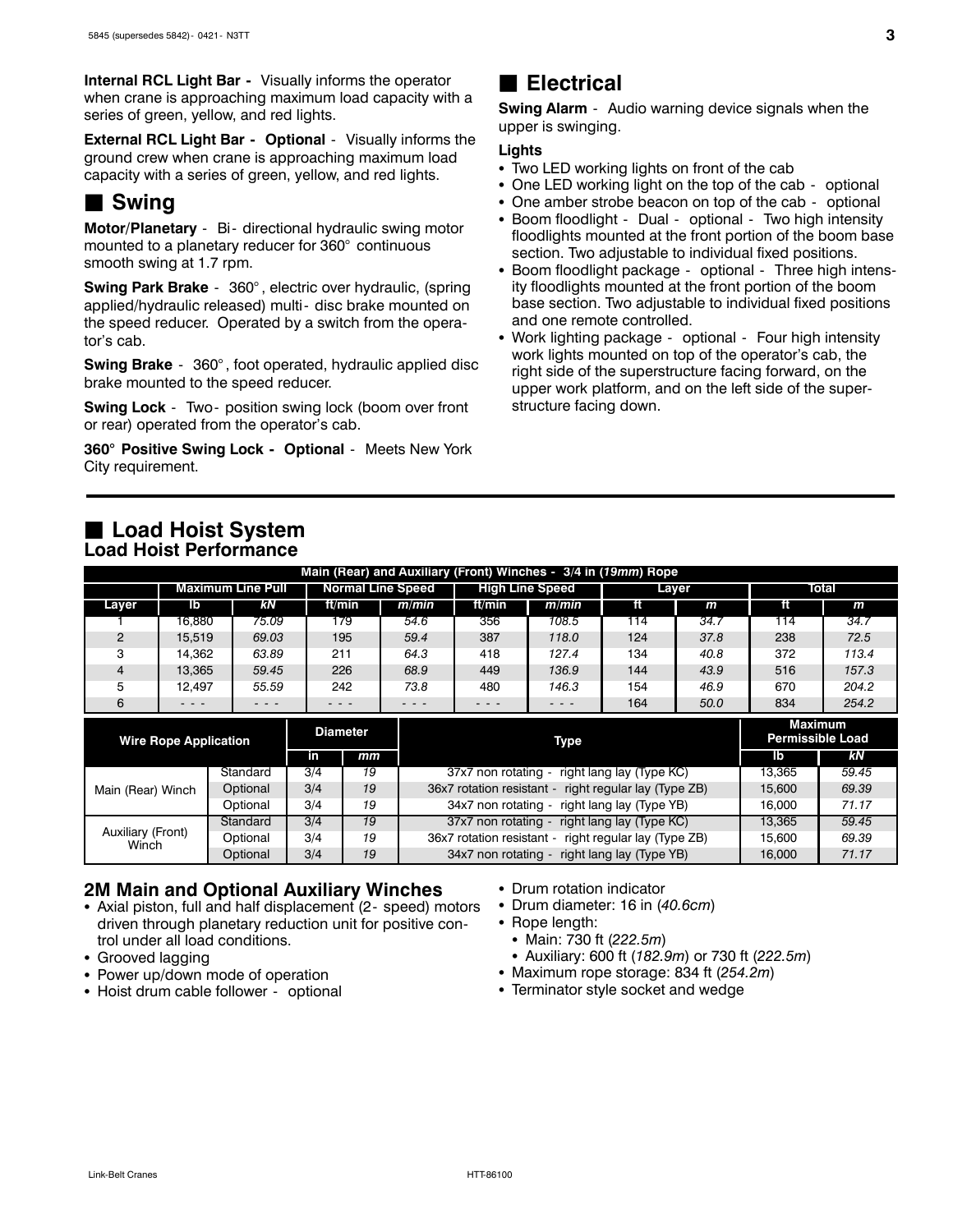**Internal RCL Light Bar -** Visually informs the operator when crane is approaching maximum load capacity with a series of green, yellow, and red lights.

**External RCL Light Bar - Optional** - Visually informs the ground crew when crane is approaching maximum load capacity with a series of green, yellow, and red lights.

## ■ Swing

**Motor/Planetary** - Bi-directional hydraulic swing motor mounted to a planetary reducer for 360° continuous smooth swing at 1.7 rpm.

**Swing Park Brake** - 360°, electric over hydraulic, (spring applied/hydraulic released) multi-disc brake mounted on the speed reducer. Operated by a switch from the operator's cab.

**Swing Brake** - 360°, foot operated, hydraulic applied disc brake mounted to the speed reducer.

**Swing Lock** - Two-position swing lock (boom over front or rear) operated from the operator's cab.

**360° Positive Swing Lock - Optional** - Meets New York City requirement.

## ■ Electrical

**Swing Alarm** - Audio warning device signals when the upper is swinging.

**Lights**

- Two LED working lights on front of the cab
- One LED working light on the top of the cab - optional
- One amber strobe beacon on top of the cab - optional
- Boom floodlight - Dual - optional - Two high intensity floodlights mounted at the front portion of the boom base section. Two adjustable to individual fixed positions.
- Boom floodlight package - optional - Three high intensity floodlights mounted at the front portion of the boom base section. Two adjustable to individual fixed positions and one remote controlled.
- Work lighting package - optional - Four high intensity work lights mounted on top of the operator's cab, the right side of the superstructure facing forward, on the upper work platform, and on the left side of the superstructure facing down.

## ■ Load Hoist System

### Load Hoist Performance

| Main (Rear) and Auxiliary (Front) Winches - 3/4 in (*19mm*) Rope | | | | | | | | | | |
|---|---|---|---|---|---|---|---|---|---|---|
| | Maximum Line Pull | | Normal Line Speed | | High Line Speed | | Layer | | Total | |
| Layer | lb | *kN* | ft/min | *m/min* | ft/min | *m/min* | ft | *m* | ft | *m* |
| 1 | 16,880 | *75.09* | 179 | *54.6* | 356 | *108.5* | 114 | *34.7* | 114 | *34.7* |
| 2 | 15,519 | *69.03* | 195 | *59.4* | 387 | *118.0* | 124 | *37.8* | 238 | *72.5* |
| 3 | 14,362 | *63.89* | 211 | *64.3* | 418 | *127.4* | 134 | *40.8* | 372 | *113.4* |
| 4 | 13,365 | *59.45* | 226 | *68.9* | 449 | *136.9* | 144 | *43.9* | 516 | *157.3* |
| 5 | 12,497 | *55.59* | 242 | *73.8* | 480 | *146.3* | 154 | *46.9* | 670 | *204.2* |
| 6 | - - - | - - - | - - - | - - - | - - - | - - - | 164 | *50.0* | 834 | *254.2* |

| Wire Rope Application | | Diameter | | Type | Maximum Permissible Load | |
|---|---|---|---|---|---|---|
| | | in | *mm* | | lb | *kN* |
| Main (Rear) Winch | Standard | 3/4 | *19* | 37x7 non rotating - right lang lay (Type KC) | 13,365 | *59.45* |
| | Optional | 3/4 | *19* | 36x7 rotation resistant - right regular lay (Type ZB) | 15,600 | *69.39* |
| | Optional | 3/4 | *19* | 34x7 non rotating - right lang lay (Type YB) | 16,000 | *71.17* |
| Auxiliary (Front) Winch | Standard | 3/4 | *19* | 37x7 non rotating - right lang lay (Type KC) | 13,365 | *59.45* |
| | Optional | 3/4 | *19* | 36x7 rotation resistant - right regular lay (Type ZB) | 15,600 | *69.39* |
| | Optional | 3/4 | *19* | 34x7 non rotating - right lang lay (Type YB) | 16,000 | *71.17* |

### 2M Main and Optional Auxiliary Winches

- Axial piston, full and half displacement (2-speed) motors driven through planetary reduction unit for positive control under all load conditions.
- Grooved lagging
- Power up/down mode of operation
- Hoist drum cable follower - optional
- Drum rotation indicator
- Drum diameter: 16 in (*40.6cm*)
- Rope length:
  - Main: 730 ft (*222.5m*)
  - Auxiliary: 600 ft (*182.9m*) or 730 ft (*222.5m*)
- Maximum rope storage: 834 ft (*254.2m*)
- Terminator style socket and wedge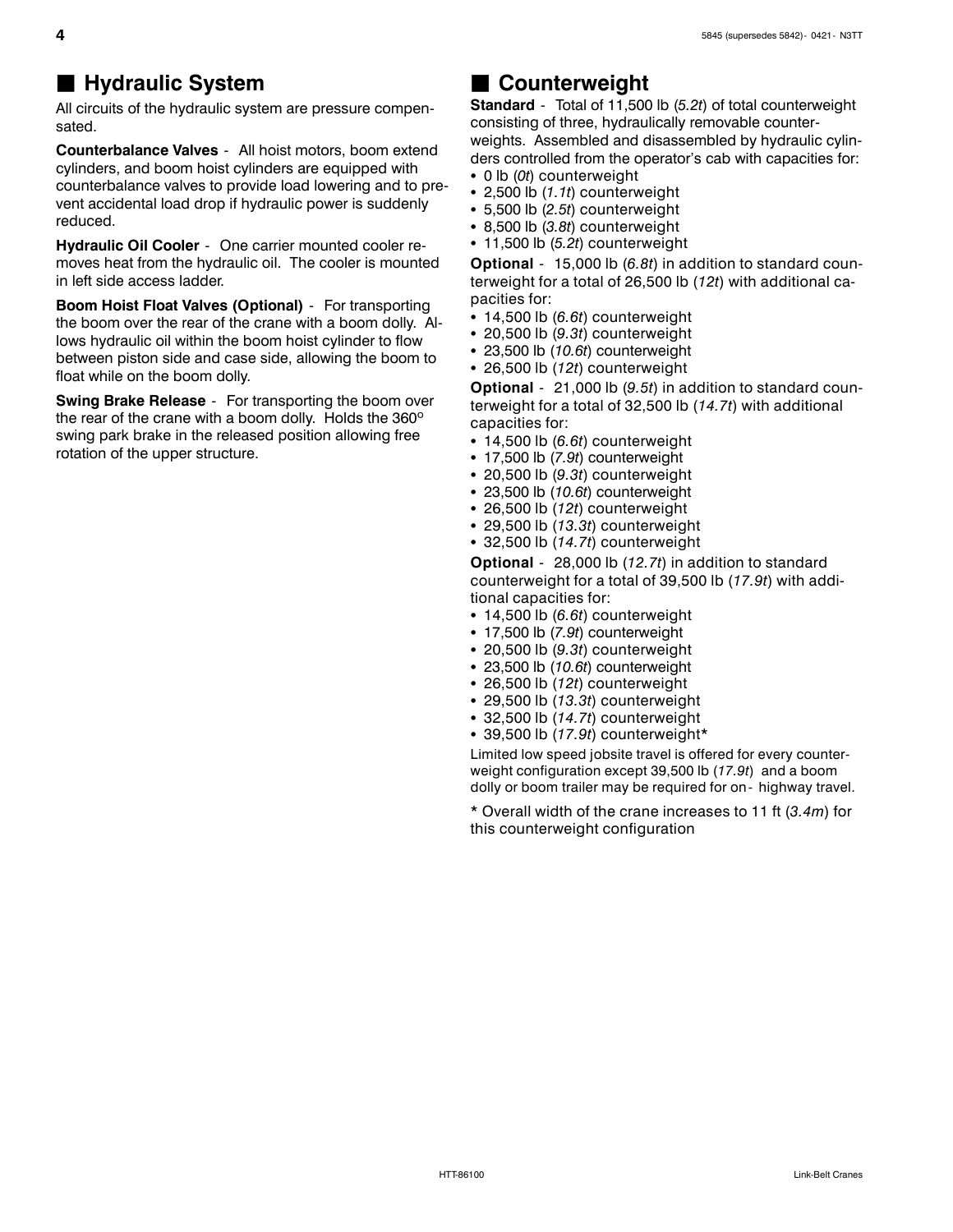## Hydraulic System

All circuits of the hydraulic system are pressure compensated.

**Counterbalance Valves** - All hoist motors, boom extend cylinders, and boom hoist cylinders are equipped with counterbalance valves to provide load lowering and to prevent accidental load drop if hydraulic power is suddenly reduced.

**Hydraulic Oil Cooler** - One carrier mounted cooler removes heat from the hydraulic oil. The cooler is mounted in left side access ladder.

**Boom Hoist Float Valves (Optional)** - For transporting the boom over the rear of the crane with a boom dolly. Allows hydraulic oil within the boom hoist cylinder to flow between piston side and case side, allowing the boom to float while on the boom dolly.

**Swing Brake Release** - For transporting the boom over the rear of the crane with a boom dolly. Holds the 360° swing park brake in the released position allowing free rotation of the upper structure.

## Counterweight

**Standard** - Total of 11,500 lb (*5.2t*) of total counterweight consisting of three, hydraulically removable counterweights. Assembled and disassembled by hydraulic cylinders controlled from the operator's cab with capacities for:

- 0 lb (*0t*) counterweight
- 2,500 lb (*1.1t*) counterweight
- 5,500 lb (*2.5t*) counterweight
- 8,500 lb (*3.8t*) counterweight
- 11,500 lb (*5.2t*) counterweight

**Optional** - 15,000 lb (*6.8t*) in addition to standard counterweight for a total of 26,500 lb (*12t*) with additional capacities for:

- 14,500 lb (*6.6t*) counterweight
- 20,500 lb (*9.3t*) counterweight
- 23,500 lb (*10.6t*) counterweight
- 26,500 lb (*12t*) counterweight

**Optional** - 21,000 lb (*9.5t*) in addition to standard counterweight for a total of 32,500 lb (*14.7t*) with additional capacities for:

- 14,500 lb (*6.6t*) counterweight
- 17,500 lb (*7.9t*) counterweight
- 20,500 lb (*9.3t*) counterweight
- 23,500 lb (*10.6t*) counterweight
- 26,500 lb (*12t*) counterweight
- 29,500 lb (*13.3t*) counterweight
- 32,500 lb (*14.7t*) counterweight

**Optional** - 28,000 lb (*12.7t*) in addition to standard counterweight for a total of 39,500 lb (*17.9t*) with additional capacities for:

- 14,500 lb (*6.6t*) counterweight
- 17,500 lb (*7.9t*) counterweight
- 20,500 lb (*9.3t*) counterweight
- 23,500 lb (*10.6t*) counterweight
- 26,500 lb (*12t*) counterweight
- 29,500 lb (*13.3t*) counterweight
- 32,500 lb (*14.7t*) counterweight
- 39,500 lb (*17.9t*) counterweight*

Limited low speed jobsite travel is offered for every counterweight configuration except 39,500 lb (*17.9t*) and a boom dolly or boom trailer may be required for on-highway travel.

* Overall width of the crane increases to 11 ft (*3.4m*) for this counterweight configuration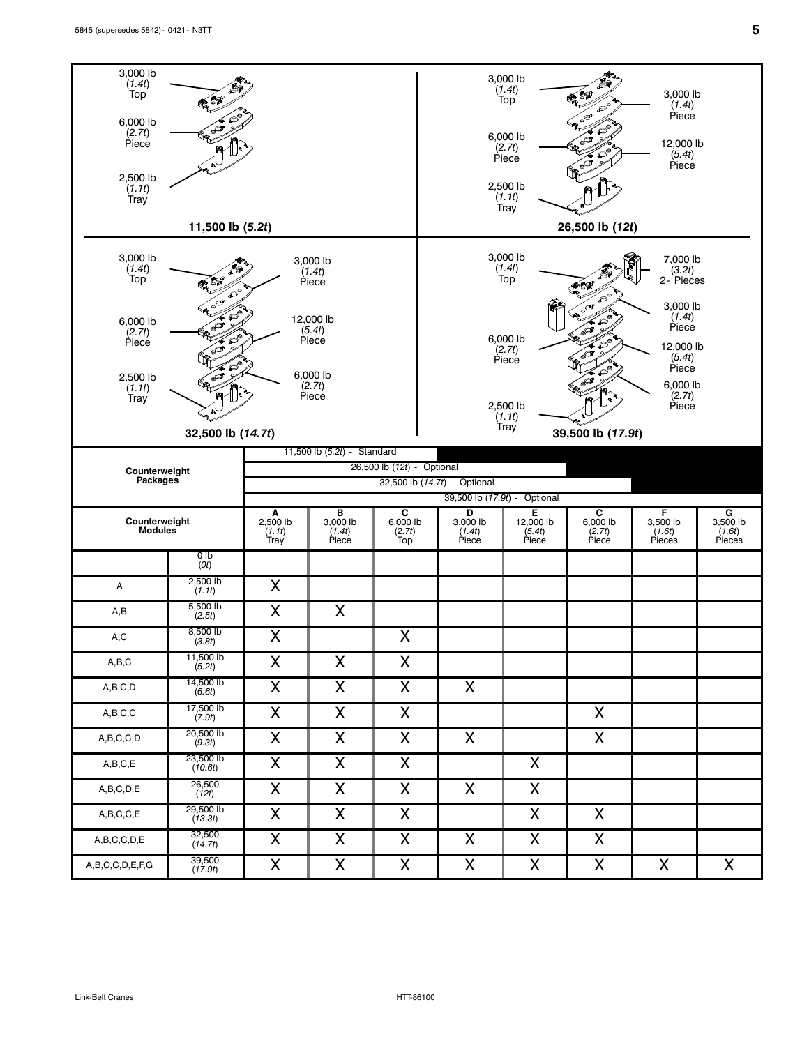3,000 lb (*1.4t*) Top
6,000 lb (*2.7t*) Piece
2,500 lb (*1.1t*) Tray

**11,500 lb (*5.2t*)**

3,000 lb (*1.4t*) Top
3,000 lb (*1.4t*) Piece
6,000 lb (*2.7t*) Piece
12,000 lb (*5.4t*) Piece
2,500 lb (*1.1t*) Tray

**26,500 lb (*12t*)**

3,000 lb (*1.4t*) Top
3,000 lb (*1.4t*) Piece
6,000 lb (*2.7t*) Piece
12,000 lb (*5.4t*) Piece
2,500 lb (*1.1t*) Tray
6,000 lb (*2.7t*) Piece

**32,500 lb (*14.7t*)**

3,000 lb (*1.4t*) Top
7,000 lb (*3.2t*) 2- Pieces
3,000 lb (*1.4t*) Piece
6,000 lb (*2.7t*) Piece
12,000 lb (*5.4t*) Piece
6,000 lb (*2.7t*) Piece
2,500 lb (*1.1t*) Tray

**39,500 lb (*17.9t*)**

| Counterweight Packages | | | | | | | | | |
|---|---|---|---|---|---|---|---|---|---|
| | | 11,500 lb (*5.2t*) - Standard | | | | | | | |
| | | 26,500 lb (*12t*) - Optional | | | | | | | |
| | | 32,500 lb (*14.7t*) - Optional | | | | | | | |
| | | 39,500 lb (*17.9t*) - Optional | | | | | | | |
| **Counterweight Modules** | | **A** 2,500 lb (*1.1t*) Tray | **B** 3,000 lb (*1.4t*) Piece | **C** 6,000 lb (*2.7t*) Top | **D** 3,000 lb (*1.4t*) Piece | **E** 12,000 lb (*5.4t*) Piece | **C** 6,000 lb (*2.7t*) Piece | **F** 3,500 lb (*1.6t*) Pieces | **G** 3,500 lb (*1.6t*) Pieces |
| | 0 lb (*0t*) | | | | | | | | |
| A | 2,500 lb (*1.1t*) | X | | | | | | | |
| A,B | 5,500 lb (*2.5t*) | X | X | | | | | | |
| A,C | 8,500 lb (*3.8t*) | X | | X | | | | | |
| A,B,C | 11,500 lb (*5.2t*) | X | X | X | | | | | |
| A,B,C,D | 14,500 lb (*6.6t*) | X | X | X | X | | | | |
| A,B,C,C | 17,500 lb (*7.9t*) | X | X | X | | | X | | |
| A,B,C,C,D | 20,500 lb (*9.3t*) | X | X | X | X | | X | | |
| A,B,C,E | 23,500 lb (*10.6t*) | X | X | X | | X | | | |
| A,B,C,D,E | 26,500 (*12t*) | X | X | X | X | X | | | |
| A,B,C,C,E | 29,500 lb (*13.3t*) | X | X | X | | X | X | | |
| A,B,C,C,D,E | 32,500 (*14.7t*) | X | X | X | X | X | X | | |
| A,B,C,C,D,E,F,G | 39,500 (*17.9t*) | X | X | X | X | X | X | X | X |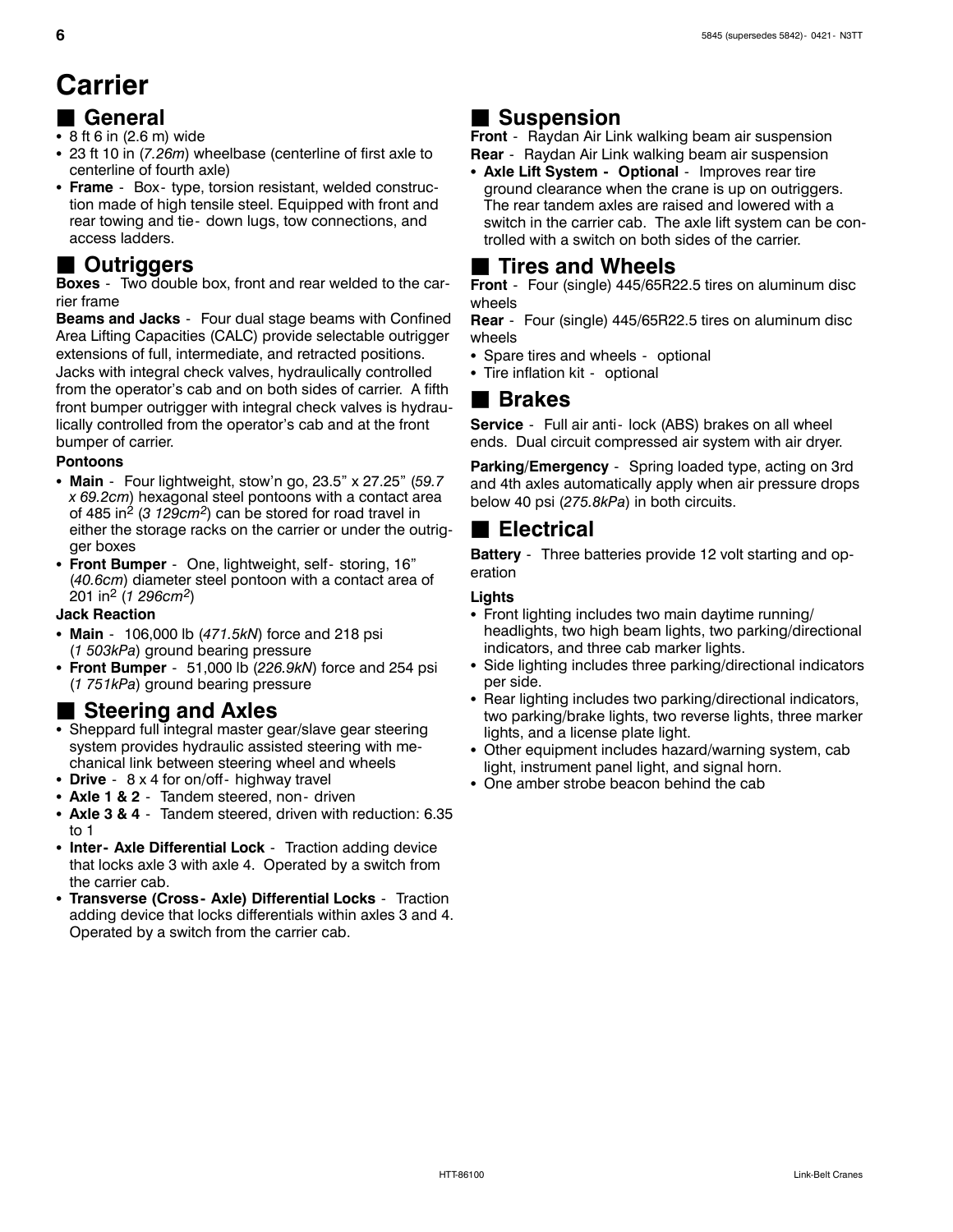# Carrier

## General

- 8 ft 6 in (2.6 m) wide
- 23 ft 10 in (*7.26m*) wheelbase (centerline of first axle to centerline of fourth axle)
- **Frame** - Box- type, torsion resistant, welded construction made of high tensile steel. Equipped with front and rear towing and tie- down lugs, tow connections, and access ladders.

## Outriggers

**Boxes** - Two double box, front and rear welded to the carrier frame

**Beams and Jacks** - Four dual stage beams with Confined Area Lifting Capacities (CALC) provide selectable outrigger extensions of full, intermediate, and retracted positions. Jacks with integral check valves, hydraulically controlled from the operator's cab and on both sides of carrier. A fifth front bumper outrigger with integral check valves is hydraulically controlled from the operator's cab and at the front bumper of carrier.

### Pontoons

- **Main** - Four lightweight, stow'n go, 23.5" x 27.25" (*59.7 x 69.2cm*) hexagonal steel pontoons with a contact area of 485 in$^2$ (*3 129cm$^2$*) can be stored for road travel in either the storage racks on the carrier or under the outrigger boxes
- **Front Bumper** - One, lightweight, self- storing, 16" (*40.6cm*) diameter steel pontoon with a contact area of 201 in$^2$ (*1 296cm$^2$*)

### Jack Reaction

- **Main** - 106,000 lb (*471.5kN*) force and 218 psi (*1 503kPa*) ground bearing pressure
- **Front Bumper** - 51,000 lb (*226.9kN*) force and 254 psi (*1 751kPa*) ground bearing pressure

## Steering and Axles

- Sheppard full integral master gear/slave gear steering system provides hydraulic assisted steering with mechanical link between steering wheel and wheels
- **Drive** - 8 x 4 for on/off- highway travel
- **Axle 1 & 2** - Tandem steered, non- driven
- **Axle 3 & 4** - Tandem steered, driven with reduction: 6.35 to 1
- **Inter- Axle Differential Lock** - Traction adding device that locks axle 3 with axle 4. Operated by a switch from the carrier cab.
- **Transverse (Cross- Axle) Differential Locks** - Traction adding device that locks differentials within axles 3 and 4. Operated by a switch from the carrier cab.

## Suspension

**Front** - Raydan Air Link walking beam air suspension

**Rear** - Raydan Air Link walking beam air suspension

- **Axle Lift System - Optional** - Improves rear tire ground clearance when the crane is up on outriggers. The rear tandem axles are raised and lowered with a switch in the carrier cab. The axle lift system can be controlled with a switch on both sides of the carrier.

## Tires and Wheels

**Front** - Four (single) 445/65R22.5 tires on aluminum disc wheels

**Rear** - Four (single) 445/65R22.5 tires on aluminum disc wheels

- Spare tires and wheels - optional
- Tire inflation kit - optional

## Brakes

**Service** - Full air anti- lock (ABS) brakes on all wheel ends. Dual circuit compressed air system with air dryer.

**Parking/Emergency** - Spring loaded type, acting on 3rd and 4th axles automatically apply when air pressure drops below 40 psi (*275.8kPa*) in both circuits.

## Electrical

**Battery** - Three batteries provide 12 volt starting and operation

### Lights

- Front lighting includes two main daytime running/ headlights, two high beam lights, two parking/directional indicators, and three cab marker lights.
- Side lighting includes three parking/directional indicators per side.
- Rear lighting includes two parking/directional indicators, two parking/brake lights, two reverse lights, three marker lights, and a license plate light.
- Other equipment includes hazard/warning system, cab light, instrument panel light, and signal horn.
- One amber strobe beacon behind the cab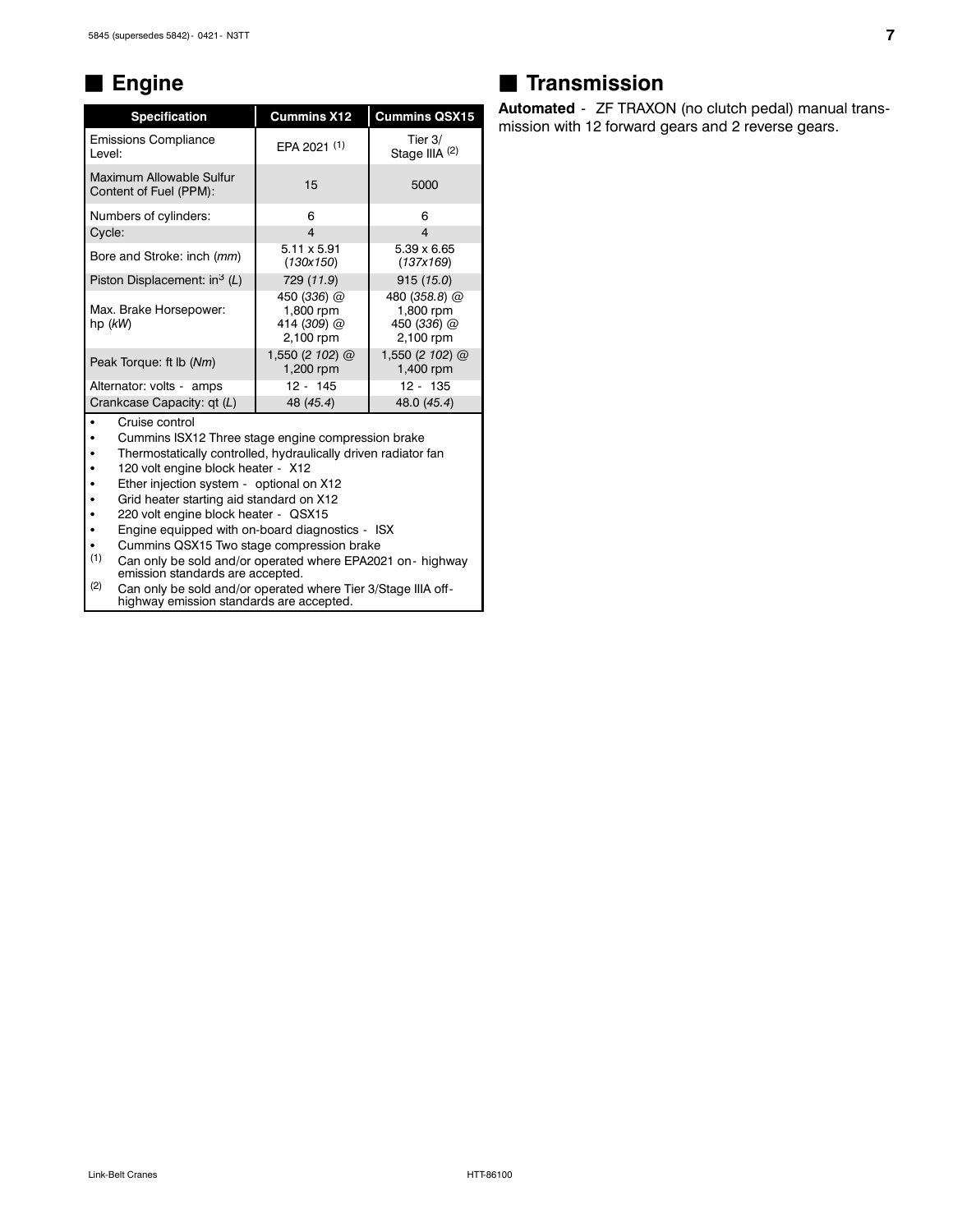## Engine

| Specification | Cummins X12 | Cummins QSX15 |
|---|---|---|
| Emissions Compliance Level: | EPA 2021 (1) | Tier 3/ Stage IIIA (2) |
| Maximum Allowable Sulfur Content of Fuel (PPM): | 15 | 5000 |
| Numbers of cylinders: | 6 | 6 |
| Cycle: | 4 | 4 |
| Bore and Stroke: inch (*mm*) | 5.11 x 5.91 (*130x150*) | 5.39 x 6.65 (*137x169*) |
| Piston Displacement: in³ (*L*) | 729 (*11.9*) | 915 (*15.0*) |
| Max. Brake Horsepower: hp (*kW*) | 450 (*336*) @ 1,800 rpm 414 (*309*) @ 2,100 rpm | 480 (*358.8*) @ 1,800 rpm 450 (*336*) @ 2,100 rpm |
| Peak Torque: ft lb (*Nm*) | 1,550 (*2 102*) @ 1,200 rpm | 1,550 (*2 102*) @ 1,400 rpm |
| Alternator: volts - amps | 12 - 145 | 12 - 135 |
| Crankcase Capacity: qt (*L*) | 48 (*45.4*) | 48.0 (*45.4*) |

- Cruise control
- Cummins ISX12 Three stage engine compression brake
- Thermostatically controlled, hydraulically driven radiator fan
- 120 volt engine block heater - X12
- Ether injection system - optional on X12
- Grid heater starting aid standard on X12
- 220 volt engine block heater - QSX15
- Engine equipped with on-board diagnostics - ISX
- Cummins QSX15 Two stage compression brake

(1) Can only be sold and/or operated where EPA2021 on- highway emission standards are accepted.

(2) Can only be sold and/or operated where Tier 3/Stage IIIA off- highway emission standards are accepted.

## Transmission

**Automated** - ZF TRAXON (no clutch pedal) manual transmission with 12 forward gears and 2 reverse gears.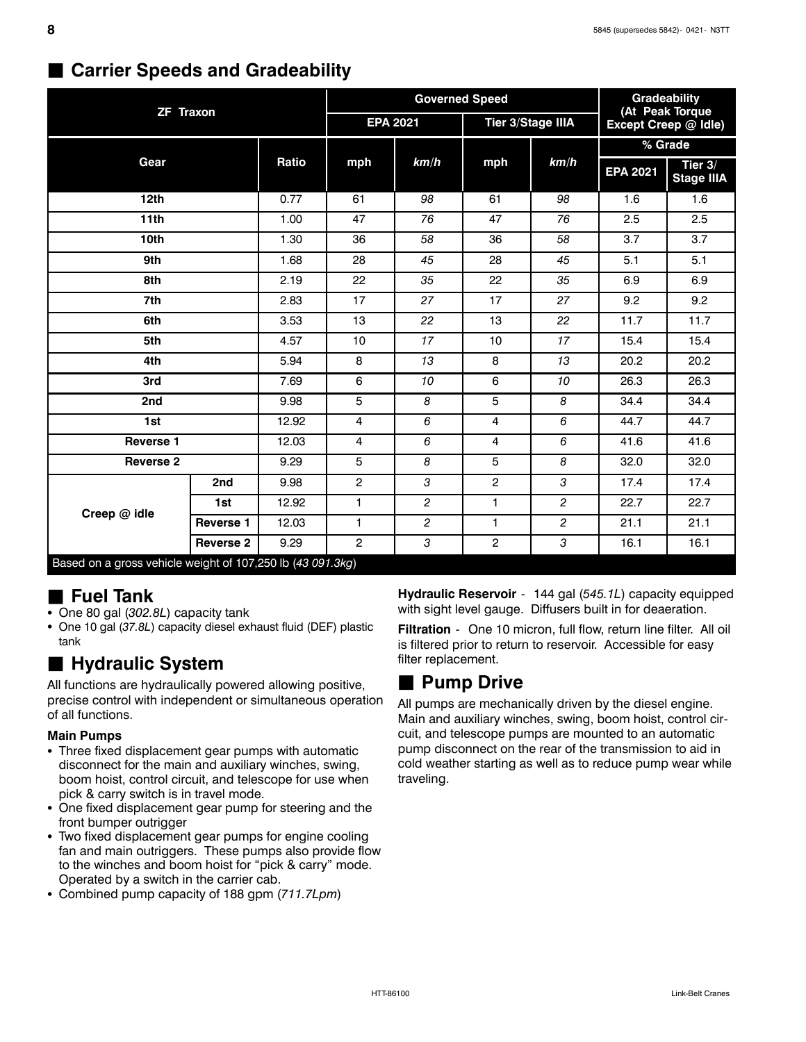## Carrier Speeds and Gradeability

| ZF Traxon | | | Governed Speed | | | | Gradeability (At Peak Torque Except Creep @ Idle) | |
|---|---|---|---|---|---|---|---|---|
| | | | EPA 2021 | | Tier 3/Stage IIIA | | % Grade | |
| Gear | | Ratio | mph | *km/h* | mph | *km/h* | EPA 2021 | Tier 3/ Stage IIIA |
| 12th | | 0.77 | 61 | *98* | 61 | *98* | 1.6 | 1.6 |
| 11th | | 1.00 | 47 | *76* | 47 | *76* | 2.5 | 2.5 |
| 10th | | 1.30 | 36 | *58* | 36 | *58* | 3.7 | 3.7 |
| 9th | | 1.68 | 28 | *45* | 28 | *45* | 5.1 | 5.1 |
| 8th | | 2.19 | 22 | *35* | 22 | *35* | 6.9 | 6.9 |
| 7th | | 2.83 | 17 | *27* | 17 | *27* | 9.2 | 9.2 |
| 6th | | 3.53 | 13 | *22* | 13 | *22* | 11.7 | 11.7 |
| 5th | | 4.57 | 10 | *17* | 10 | *17* | 15.4 | 15.4 |
| 4th | | 5.94 | 8 | *13* | 8 | *13* | 20.2 | 20.2 |
| 3rd | | 7.69 | 6 | *10* | 6 | *10* | 26.3 | 26.3 |
| 2nd | | 9.98 | 5 | *8* | 5 | *8* | 34.4 | 34.4 |
| 1st | | 12.92 | 4 | *6* | 4 | *6* | 44.7 | 44.7 |
| Reverse 1 | | 12.03 | 4 | *6* | 4 | *6* | 41.6 | 41.6 |
| Reverse 2 | | 9.29 | 5 | *8* | 5 | *8* | 32.0 | 32.0 |
| Creep @ idle | 2nd | 9.98 | 2 | *3* | 2 | *3* | 17.4 | 17.4 |
| | 1st | 12.92 | 1 | *2* | 1 | *2* | 22.7 | 22.7 |
| | Reverse 1 | 12.03 | 1 | *2* | 1 | *2* | 21.1 | 21.1 |
| | Reverse 2 | 9.29 | 2 | *3* | 2 | *3* | 16.1 | 16.1 |

Based on a gross vehicle weight of 107,250 lb (*43 091.3kg*)

## Fuel Tank

- One 80 gal (*302.8L*) capacity tank
- One 10 gal (*37.8L*) capacity diesel exhaust fluid (DEF) plastic tank

## Hydraulic System

All functions are hydraulically powered allowing positive, precise control with independent or simultaneous operation of all functions.

**Main Pumps**

- Three fixed displacement gear pumps with automatic disconnect for the main and auxiliary winches, swing, boom hoist, control circuit, and telescope for use when pick & carry switch is in travel mode.
- One fixed displacement gear pump for steering and the front bumper outrigger
- Two fixed displacement gear pumps for engine cooling fan and main outriggers. These pumps also provide flow to the winches and boom hoist for "pick & carry" mode. Operated by a switch in the carrier cab.
- Combined pump capacity of 188 gpm (*711.7Lpm*)

**Hydraulic Reservoir** - 144 gal (*545.1L*) capacity equipped with sight level gauge. Diffusers built in for deaeration.

**Filtration** - One 10 micron, full flow, return line filter. All oil is filtered prior to return to reservoir. Accessible for easy filter replacement.

## Pump Drive

All pumps are mechanically driven by the diesel engine. Main and auxiliary winches, swing, boom hoist, control circuit, and telescope pumps are mounted to an automatic pump disconnect on the rear of the transmission to aid in cold weather starting as well as to reduce pump wear while traveling.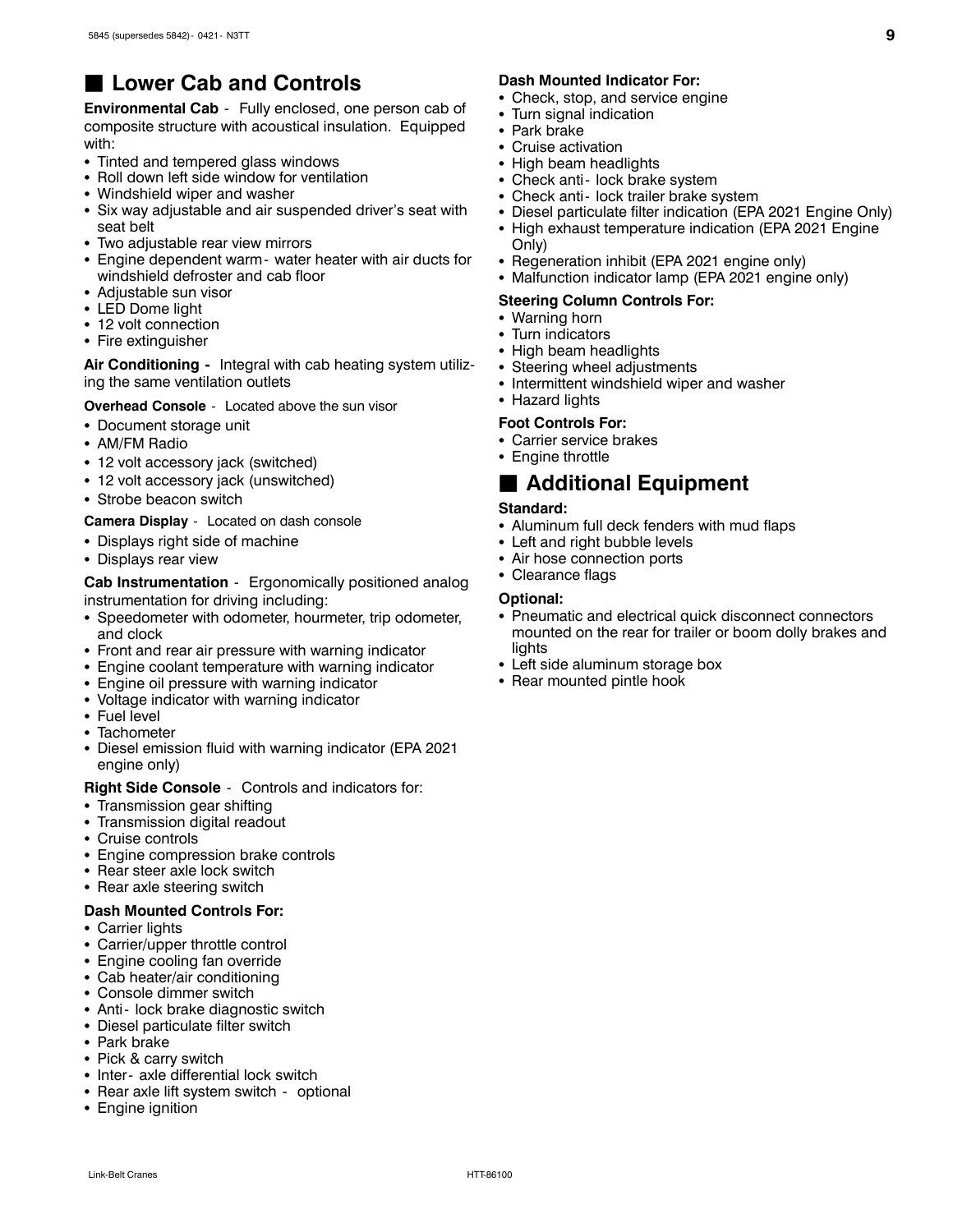## ■ Lower Cab and Controls

**Environmental Cab** - Fully enclosed, one person cab of composite structure with acoustical insulation. Equipped with:

- Tinted and tempered glass windows
- Roll down left side window for ventilation
- Windshield wiper and washer
- Six way adjustable and air suspended driver's seat with seat belt
- Two adjustable rear view mirrors
- Engine dependent warm- water heater with air ducts for windshield defroster and cab floor
- Adjustable sun visor
- LED Dome light
- 12 volt connection
- Fire extinguisher

**Air Conditioning -** Integral with cab heating system utilizing the same ventilation outlets

**Overhead Console** - Located above the sun visor

- Document storage unit
- AM/FM Radio
- 12 volt accessory jack (switched)
- 12 volt accessory jack (unswitched)
- Strobe beacon switch

**Camera Display** - Located on dash console

- Displays right side of machine
- Displays rear view

**Cab Instrumentation** - Ergonomically positioned analog instrumentation for driving including:

- Speedometer with odometer, hourmeter, trip odometer, and clock
- Front and rear air pressure with warning indicator
- Engine coolant temperature with warning indicator
- Engine oil pressure with warning indicator
- Voltage indicator with warning indicator
- Fuel level
- Tachometer
- Diesel emission fluid with warning indicator (EPA 2021 engine only)

**Right Side Console** - Controls and indicators for:

- Transmission gear shifting
- Transmission digital readout
- Cruise controls
- Engine compression brake controls
- Rear steer axle lock switch
- Rear axle steering switch

**Dash Mounted Controls For:**

- Carrier lights
- Carrier/upper throttle control
- Engine cooling fan override
- Cab heater/air conditioning
- Console dimmer switch
- Anti- lock brake diagnostic switch
- Diesel particulate filter switch
- Park brake
- Pick & carry switch
- Inter- axle differential lock switch
- Rear axle lift system switch - optional
- Engine ignition

**Dash Mounted Indicator For:**

- Check, stop, and service engine
- Turn signal indication
- Park brake
- Cruise activation
- High beam headlights
- Check anti- lock brake system
- Check anti- lock trailer brake system
- Diesel particulate filter indication (EPA 2021 Engine Only)
- High exhaust temperature indication (EPA 2021 Engine Only)
- Regeneration inhibit (EPA 2021 engine only)
- Malfunction indicator lamp (EPA 2021 engine only)

**Steering Column Controls For:**

- Warning horn
- Turn indicators
- High beam headlights
- Steering wheel adjustments
- Intermittent windshield wiper and washer
- Hazard lights

**Foot Controls For:**

- Carrier service brakes
- Engine throttle

## ■ Additional Equipment

**Standard:**

- Aluminum full deck fenders with mud flaps
- Left and right bubble levels
- Air hose connection ports
- Clearance flags

**Optional:**

- Pneumatic and electrical quick disconnect connectors mounted on the rear for trailer or boom dolly brakes and lights
- Left side aluminum storage box
- Rear mounted pintle hook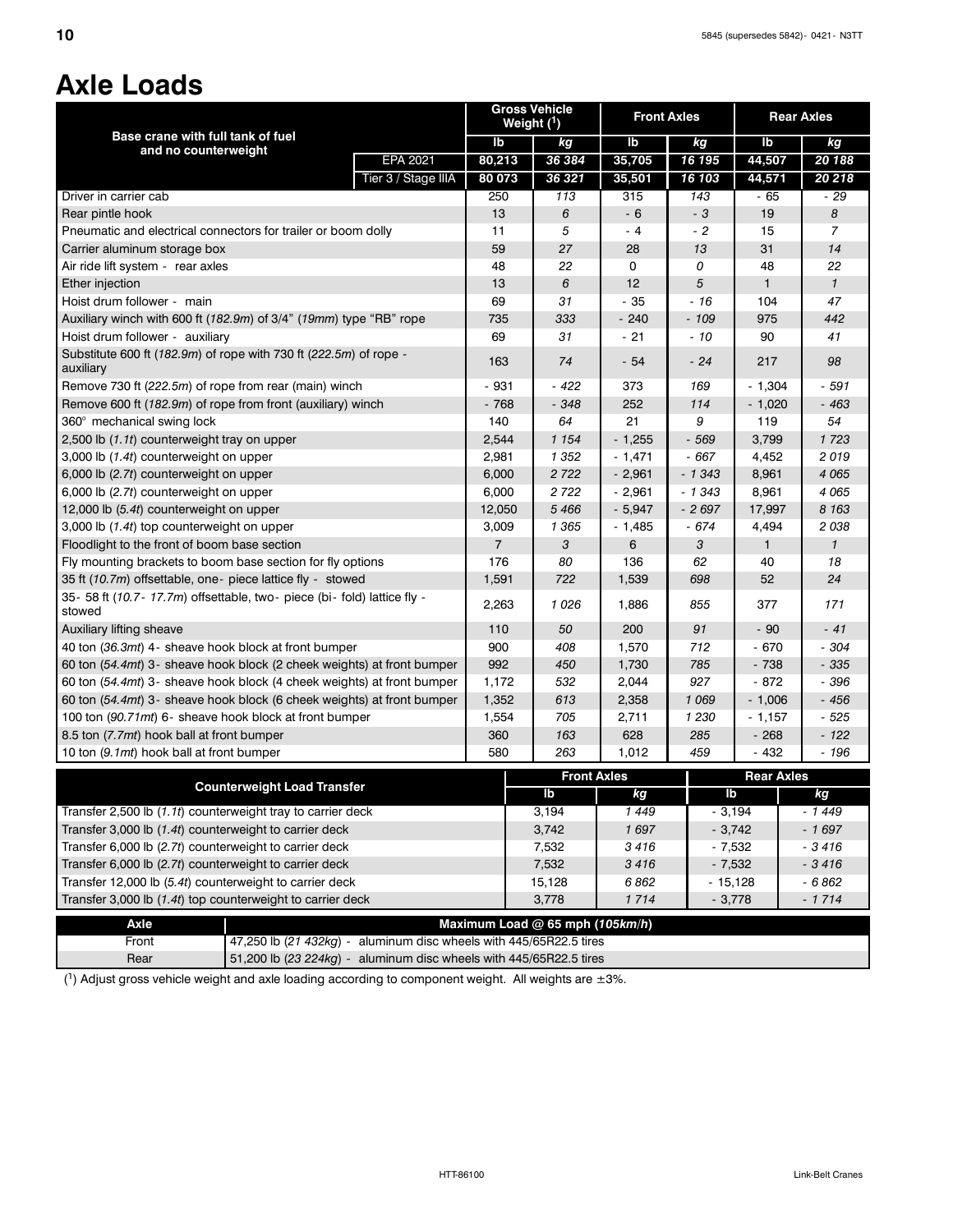# Axle Loads

| Base crane with full tank of fuel and no counterweight | | Gross Vehicle Weight [1] | | Front Axles | | Rear Axles | |
|---|---|---|---|---|---|---|---|
| | | lb | *kg* | lb | *kg* | lb | *kg* |
| | EPA 2021 | **80,213** | ***36 384*** | **35,705** | ***16 195*** | **44,507** | ***20 188*** |
| | Tier 3 / Stage IIIA | **80 073** | ***36 321*** | **35,501** | ***16 103*** | **44,571** | ***20 218*** |
| Driver in carrier cab | | 250 | *113* | 315 | *143* | - 65 | *- 29* |
| Rear pintle hook | | 13 | *6* | - 6 | *- 3* | 19 | *8* |
| Pneumatic and electrical connectors for trailer or boom dolly | | 11 | *5* | - 4 | *- 2* | 15 | *7* |
| Carrier aluminum storage box | | 59 | *27* | 28 | *13* | 31 | *14* |
| Air ride lift system - rear axles | | 48 | *22* | 0 | *0* | 48 | *22* |
| Ether injection | | 13 | *6* | 12 | *5* | 1 | *1* |
| Hoist drum follower - main | | 69 | *31* | - 35 | *- 16* | 104 | *47* |
| Auxiliary winch with 600 ft (*182.9m*) of 3/4" (*19mm*) type "RB" rope | | 735 | *333* | - 240 | *- 109* | 975 | *442* |
| Hoist drum follower - auxiliary | | 69 | *31* | - 21 | *- 10* | 90 | *41* |
| Substitute 600 ft (*182.9m*) of rope with 730 ft (*222.5m*) of rope - auxiliary | | 163 | *74* | - 54 | *- 24* | 217 | *98* |
| Remove 730 ft (*222.5m*) of rope from rear (main) winch | | - 931 | *- 422* | 373 | *169* | - 1,304 | *- 591* |
| Remove 600 ft (*182.9m*) of rope from front (auxiliary) winch | | - 768 | *- 348* | 252 | *114* | - 1,020 | *- 463* |
| 360° mechanical swing lock | | 140 | *64* | 21 | *9* | 119 | *54* |
| 2,500 lb (*1.1t*) counterweight tray on upper | | 2,544 | *1 154* | - 1,255 | *- 569* | 3,799 | *1 723* |
| 3,000 lb (*1.4t*) counterweight on upper | | 2,981 | *1 352* | - 1,471 | *- 667* | 4,452 | *2 019* |
| 6,000 lb (*2.7t*) counterweight on upper | | 6,000 | *2 722* | - 2,961 | *- 1 343* | 8,961 | *4 065* |
| 6,000 lb (*2.7t*) counterweight on upper | | 6,000 | *2 722* | - 2,961 | *- 1 343* | 8,961 | *4 065* |
| 12,000 lb (*5.4t*) counterweight on upper | | 12,050 | *5 466* | - 5,947 | *- 2 697* | 17,997 | *8 163* |
| 3,000 lb (*1.4t*) top counterweight on upper | | 3,009 | *1 365* | - 1,485 | *- 674* | 4,494 | *2 038* |
| Floodlight to the front of boom base section | | 7 | *3* | 6 | *3* | 1 | *1* |
| Fly mounting brackets to boom base section for fly options | | 176 | *80* | 136 | *62* | 40 | *18* |
| 35 ft (*10.7m*) offsettable, one- piece lattice fly - stowed | | 1,591 | *722* | 1,539 | *698* | 52 | *24* |
| 35- 58 ft (*10.7- 17.7m*) offsettable, two- piece (bi- fold) lattice fly - stowed | | 2,263 | *1 026* | 1,886 | *855* | 377 | *171* |
| Auxiliary lifting sheave | | 110 | *50* | 200 | *91* | - 90 | *- 41* |
| 40 ton (*36.3mt*) 4- sheave hook block at front bumper | | 900 | *408* | 1,570 | *712* | - 670 | *- 304* |
| 60 ton (*54.4mt*) 3- sheave hook block (2 cheek weights) at front bumper | | 992 | *450* | 1,730 | *785* | - 738 | *- 335* |
| 60 ton (*54.4mt*) 3- sheave hook block (4 cheek weights) at front bumper | | 1,172 | *532* | 2,044 | *927* | - 872 | *- 396* |
| 60 ton (*54.4mt*) 3- sheave hook block (6 cheek weights) at front bumper | | 1,352 | *613* | 2,358 | *1 069* | - 1,006 | *- 456* |
| 100 ton (*90.71mt*) 6- sheave hook block at front bumper | | 1,554 | *705* | 2,711 | *1 230* | - 1,157 | *- 525* |
| 8.5 ton (*7.7mt*) hook ball at front bumper | | 360 | *163* | 628 | *285* | - 268 | *- 122* |
| 10 ton (*9.1mt*) hook ball at front bumper | | 580 | *263* | 1,012 | *459* | - 432 | *- 196* |

| Counterweight Load Transfer | Front Axles | | Rear Axles | |
|---|---|---|---|---|
| | lb | *kg* | lb | *kg* |
| Transfer 2,500 lb (*1.1t*) counterweight tray to carrier deck | 3,194 | *1 449* | - 3,194 | *- 1 449* |
| Transfer 3,000 lb (*1.4t*) counterweight to carrier deck | 3,742 | *1 697* | - 3,742 | *- 1 697* |
| Transfer 6,000 lb (*2.7t*) counterweight to carrier deck | 7,532 | *3 416* | - 7,532 | *- 3 416* |
| Transfer 6,000 lb (*2.7t*) counterweight to carrier deck | 7,532 | *3 416* | - 7,532 | *- 3 416* |
| Transfer 12,000 lb (*5.4t*) counterweight to carrier deck | 15,128 | *6 862* | - 15,128 | *- 6 862* |
| Transfer 3,000 lb (*1.4t*) top counterweight to carrier deck | 3,778 | *1 714* | - 3,778 | *- 1 714* |

| Axle | Maximum Load @ 65 mph (*105km/h*) |
|---|---|
| Front | 47,250 lb (*21 432kg*) - aluminum disc wheels with 445/65R22.5 tires |
| Rear | 51,200 lb (*23 224kg*) - aluminum disc wheels with 445/65R22.5 tires |

([1]) Adjust gross vehicle weight and axle loading according to component weight. All weights are ±3%.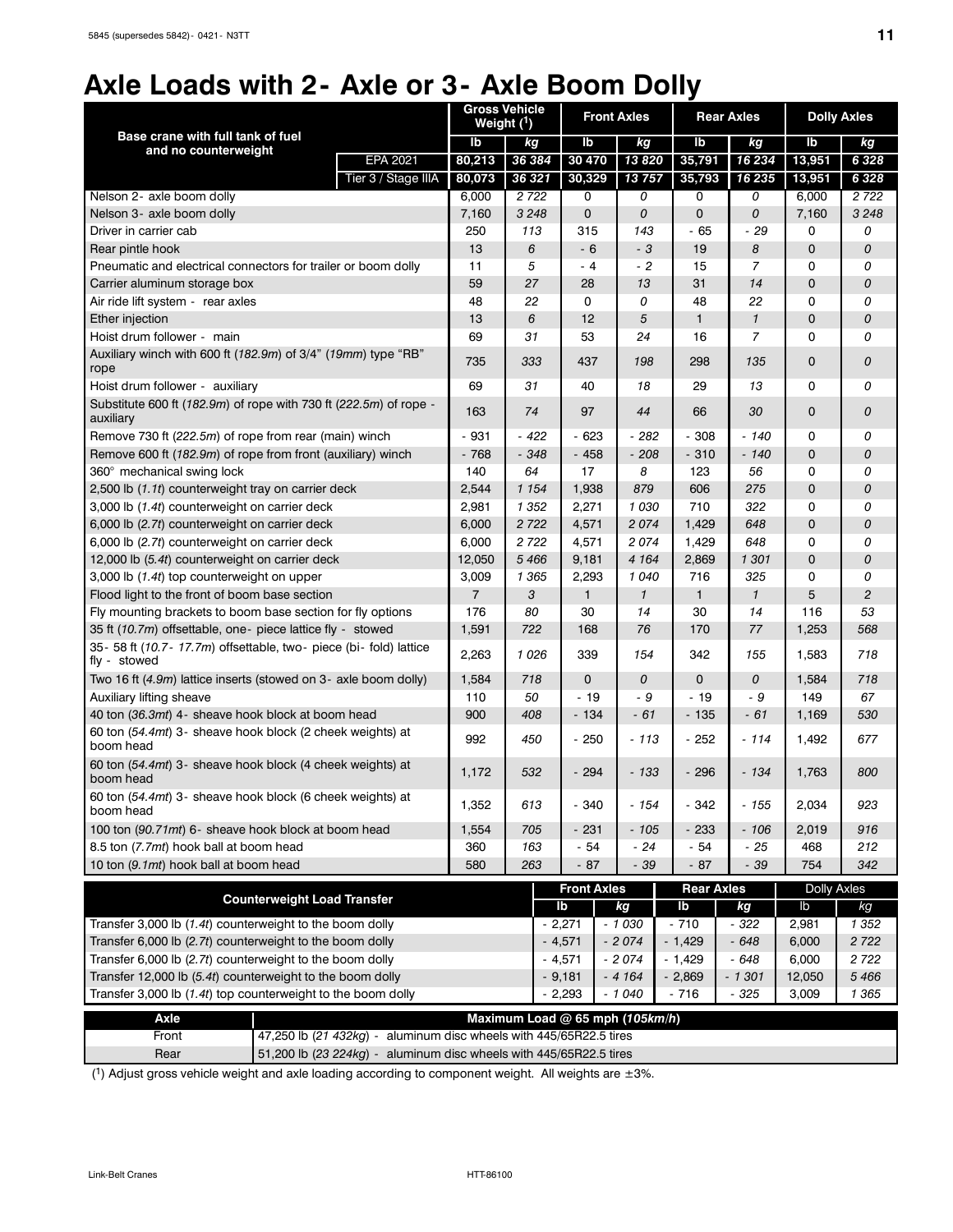# Axle Loads with 2- Axle or 3- Axle Boom Dolly

| Base crane with full tank of fuel and no counterweight | | Gross Vehicle Weight (1) | | Front Axles | | Rear Axles | | Dolly Axles | |
|---|---|---|---|---|---|---|---|---|---|
| | | lb | kg | lb | kg | lb | kg | lb | kg |
| | EPA 2021 | 80,213 | 36 384 | 30 470 | 13 820 | 35,791 | 16 234 | 13,951 | 6 328 |
| | Tier 3 / Stage IIIA | 80,073 | 36 321 | 30,329 | 13 757 | 35,793 | 16 235 | 13,951 | 6 328 |
| Nelson 2- axle boom dolly | | 6,000 | 2 722 | 0 | 0 | 0 | 0 | 6,000 | 2 722 |
| Nelson 3- axle boom dolly | | 7,160 | 3 248 | 0 | 0 | 0 | 0 | 7,160 | 3 248 |
| Driver in carrier cab | | 250 | 113 | 315 | 143 | - 65 | - 29 | 0 | 0 |
| Rear pintle hook | | 13 | 6 | - 6 | - 3 | 19 | 8 | 0 | 0 |
| Pneumatic and electrical connectors for trailer or boom dolly | | 11 | 5 | - 4 | - 2 | 15 | 7 | 0 | 0 |
| Carrier aluminum storage box | | 59 | 27 | 28 | 13 | 31 | 14 | 0 | 0 |
| Air ride lift system - rear axles | | 48 | 22 | 0 | 0 | 48 | 22 | 0 | 0 |
| Ether injection | | 13 | 6 | 12 | 5 | 1 | 1 | 0 | 0 |
| Hoist drum follower - main | | 69 | 31 | 53 | 24 | 16 | 7 | 0 | 0 |
| Auxiliary winch with 600 ft (*182.9m*) of 3/4" (*19mm*) type "RB" rope | | 735 | 333 | 437 | 198 | 298 | 135 | 0 | 0 |
| Hoist drum follower - auxiliary | | 69 | 31 | 40 | 18 | 29 | 13 | 0 | 0 |
| Substitute 600 ft (*182.9m*) of rope with 730 ft (*222.5m*) of rope - auxiliary | | 163 | 74 | 97 | 44 | 66 | 30 | 0 | 0 |
| Remove 730 ft (*222.5m*) of rope from rear (main) winch | | - 931 | - 422 | - 623 | - 282 | - 308 | - 140 | 0 | 0 |
| Remove 600 ft (*182.9m*) of rope from front (auxiliary) winch | | - 768 | - 348 | - 458 | - 208 | - 310 | - 140 | 0 | 0 |
| 360° mechanical swing lock | | 140 | 64 | 17 | 8 | 123 | 56 | 0 | 0 |
| 2,500 lb (*1.1t*) counterweight tray on carrier deck | | 2,544 | 1 154 | 1,938 | 879 | 606 | 275 | 0 | 0 |
| 3,000 lb (*1.4t*) counterweight on carrier deck | | 2,981 | 1 352 | 2,271 | 1 030 | 710 | 322 | 0 | 0 |
| 6,000 lb (*2.7t*) counterweight on carrier deck | | 6,000 | 2 722 | 4,571 | 2 074 | 1,429 | 648 | 0 | 0 |
| 6,000 lb (*2.7t*) counterweight on carrier deck | | 6,000 | 2 722 | 4,571 | 2 074 | 1,429 | 648 | 0 | 0 |
| 12,000 lb (*5.4t*) counterweight on carrier deck | | 12,050 | 5 466 | 9,181 | 4 164 | 2,869 | 1 301 | 0 | 0 |
| 3,000 lb (*1.4t*) top counterweight on upper | | 3,009 | 1 365 | 2,293 | 1 040 | 716 | 325 | 0 | 0 |
| Flood light to the front of boom base section | | 7 | 3 | 1 | 1 | 1 | 1 | 5 | 2 |
| Fly mounting brackets to boom base section for fly options | | 176 | 80 | 30 | 14 | 30 | 14 | 116 | 53 |
| 35 ft (*10.7m*) offsettable, one- piece lattice fly - stowed | | 1,591 | 722 | 168 | 76 | 170 | 77 | 1,253 | 568 |
| 35- 58 ft (*10.7- 17.7m*) offsettable, two- piece (bi- fold) lattice fly - stowed | | 2,263 | 1 026 | 339 | 154 | 342 | 155 | 1,583 | 718 |
| Two 16 ft (*4.9m*) lattice inserts (stowed on 3- axle boom dolly) | | 1,584 | 718 | 0 | 0 | 0 | 0 | 1,584 | 718 |
| Auxiliary lifting sheave | | 110 | 50 | - 19 | - 9 | - 19 | - 9 | 149 | 67 |
| 40 ton (*36.3mt*) 4- sheave hook block at boom head | | 900 | 408 | - 134 | - 61 | - 135 | - 61 | 1,169 | 530 |
| 60 ton (*54.4mt*) 3- sheave hook block (2 cheek weights) at boom head | | 992 | 450 | - 250 | - 113 | - 252 | - 114 | 1,492 | 677 |
| 60 ton (*54.4mt*) 3- sheave hook block (4 cheek weights) at boom head | | 1,172 | 532 | - 294 | - 133 | - 296 | - 134 | 1,763 | 800 |
| 60 ton (*54.4mt*) 3- sheave hook block (6 cheek weights) at boom head | | 1,352 | 613 | - 340 | - 154 | - 342 | - 155 | 2,034 | 923 |
| 100 ton (*90.71mt*) 6- sheave hook block at boom head | | 1,554 | 705 | - 231 | - 105 | - 233 | - 106 | 2,019 | 916 |
| 8.5 ton (*7.7mt*) hook ball at boom head | | 360 | 163 | - 54 | - 24 | - 54 | - 25 | 468 | 212 |
| 10 ton (*9.1mt*) hook ball at boom head | | 580 | 263 | - 87 | - 39 | - 87 | - 39 | 754 | 342 |

| Counterweight Load Transfer | Front Axles | | Rear Axles | | Dolly Axles | |
|---|---|---|---|---|---|---|
| | lb | kg | lb | kg | lb | kg |
| Transfer 3,000 lb (*1.4t*) counterweight to the boom dolly | - 2,271 | - 1 030 | - 710 | - 322 | 2,981 | 1 352 |
| Transfer 6,000 lb (*2.7t*) counterweight to the boom dolly | - 4,571 | - 2 074 | - 1,429 | - 648 | 6,000 | 2 722 |
| Transfer 6,000 lb (*2.7t*) counterweight to the boom dolly | - 4,571 | - 2 074 | - 1,429 | - 648 | 6,000 | 2 722 |
| Transfer 12,000 lb (*5.4t*) counterweight to the boom dolly | - 9,181 | - 4 164 | - 2,869 | - 1 301 | 12,050 | 5 466 |
| Transfer 3,000 lb (*1.4t*) top counterweight to the boom dolly | - 2,293 | - 1 040 | - 716 | - 325 | 3,009 | 1 365 |

| Axle | Maximum Load @ 65 mph (*105km/h*) |
|---|---|
| Front | 47,250 lb (*21 432kg*) - aluminum disc wheels with 445/65R22.5 tires |
| Rear | 51,200 lb (*23 224kg*) - aluminum disc wheels with 445/65R22.5 tires |

(1) Adjust gross vehicle weight and axle loading according to component weight. All weights are ±3%.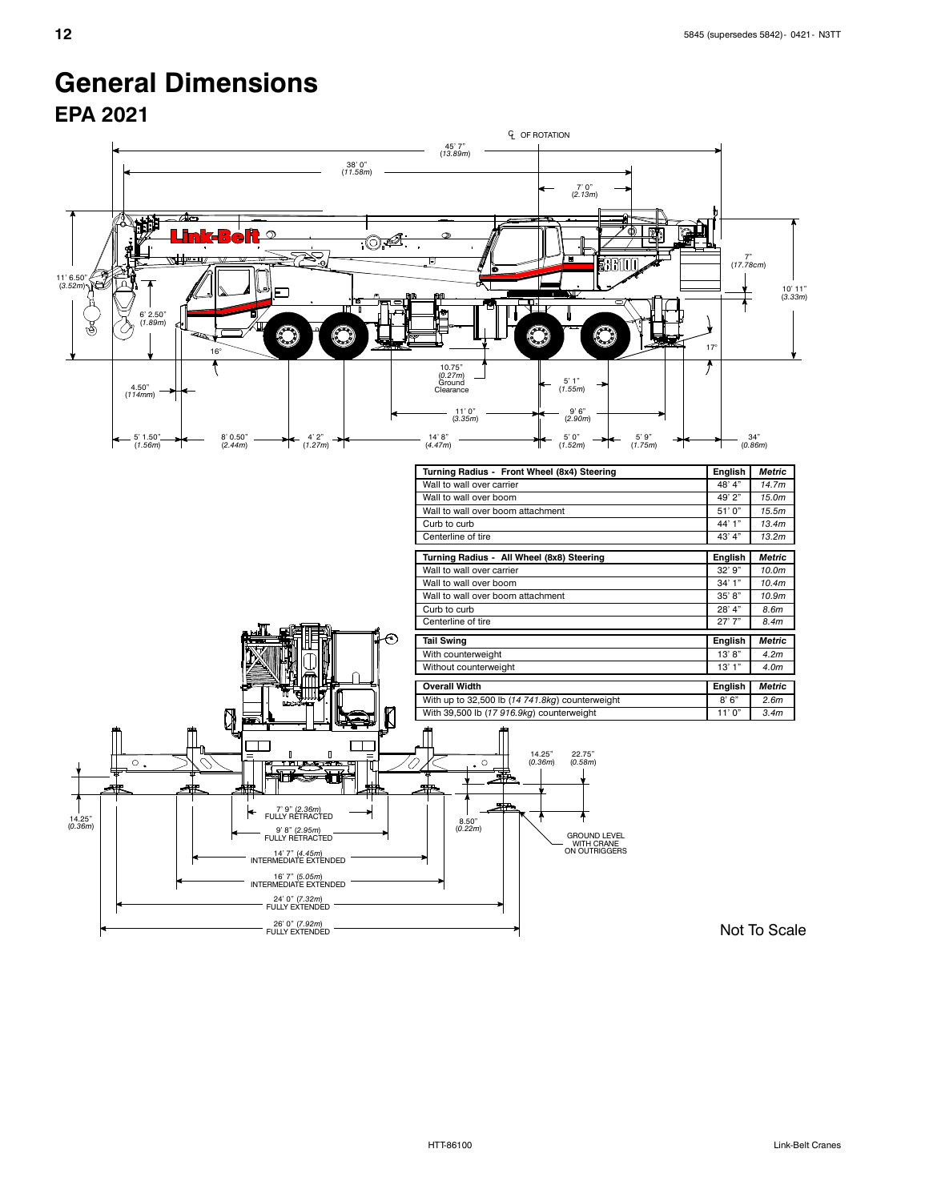# General Dimensions

## EPA 2021

| Turning Radius - Front Wheel (8x4) Steering | English | Metric |
|---|---|---|
| Wall to wall over carrier | 48' 4" | 14.7m |
| Wall to wall over boom | 49' 2" | 15.0m |
| Wall to wall over boom attachment | 51' 0" | 15.5m |
| Curb to curb | 44' 1" | 13.4m |
| Centerline of tire | 43' 4" | 13.2m |

| Turning Radius - All Wheel (8x8) Steering | English | Metric |
|---|---|---|
| Wall to wall over carrier | 32' 9" | 10.0m |
| Wall to wall over boom | 34' 1" | 10.4m |
| Wall to wall over boom attachment | 35' 8" | 10.9m |
| Curb to curb | 28' 4" | 8.6m |
| Centerline of tire | 27' 7" | 8.4m |

| Tail Swing | English | Metric |
|---|---|---|
| With counterweight | 13' 8" | 4.2m |
| Without counterweight | 13' 1" | 4.0m |

| Overall Width | English | Metric |
|---|---|---|
| With up to 32,500 lb (*14 741.8kg*) counterweight | 8' 6" | 2.6m |
| With 39,500 lb (*17 916.9kg*) counterweight | 11' 0" | 3.4m |

Not To Scale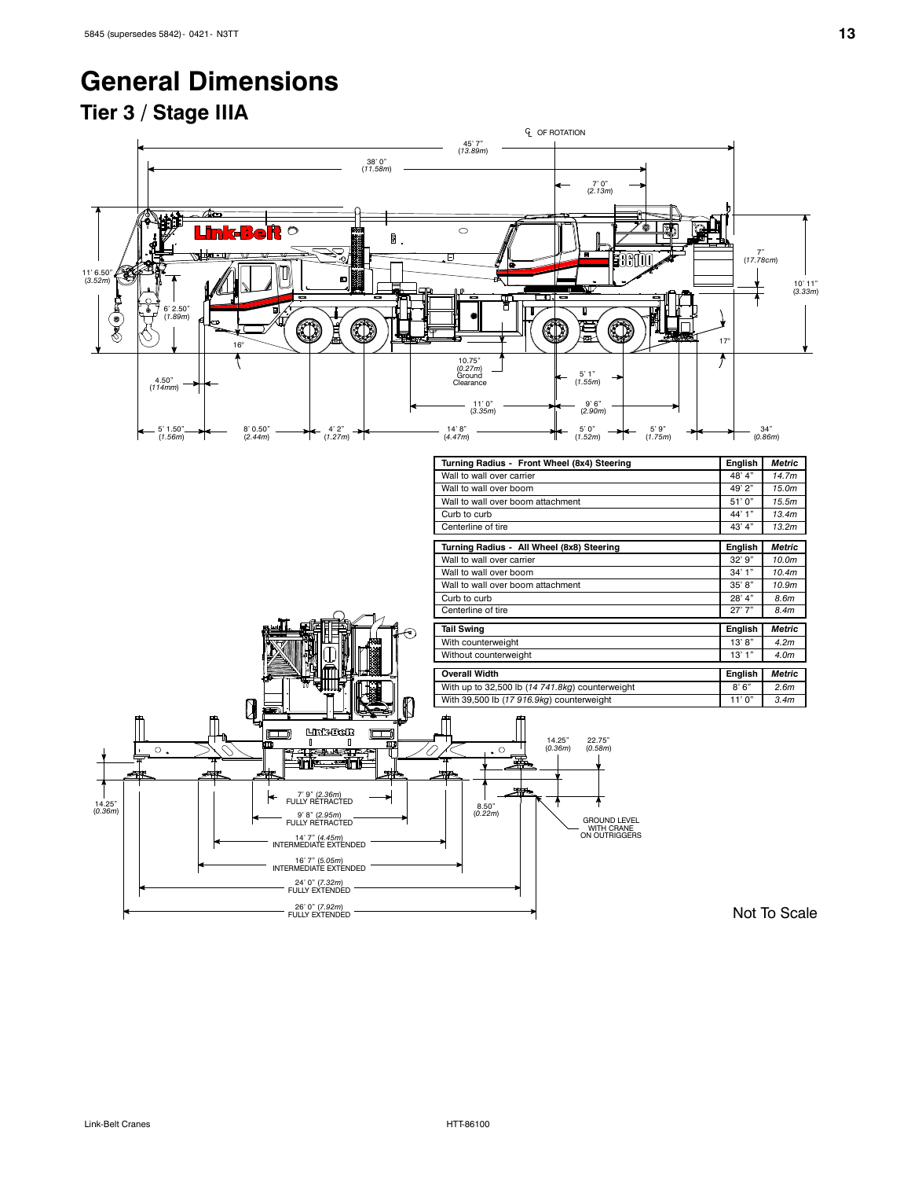# General Dimensions

## Tier 3 / Stage IIIA

| Turning Radius - Front Wheel (8x4) Steering | English | Metric |
|---|---|---|
| Wall to wall over carrier | 48' 4" | *14.7m* |
| Wall to wall over boom | 49' 2" | *15.0m* |
| Wall to wall over boom attachment | 51' 0" | *15.5m* |
| Curb to curb | 44' 1" | *13.4m* |
| Centerline of tire | 43' 4" | *13.2m* |

| Turning Radius - All Wheel (8x8) Steering | English | Metric |
|---|---|---|
| Wall to wall over carrier | 32' 9" | *10.0m* |
| Wall to wall over boom | 34' 1" | *10.4m* |
| Wall to wall over boom attachment | 35' 8" | *10.9m* |
| Curb to curb | 28' 4" | *8.6m* |
| Centerline of tire | 27' 7" | *8.4m* |

| Tail Swing | English | Metric |
|---|---|---|
| With counterweight | 13' 8" | *4.2m* |
| Without counterweight | 13' 1" | *4.0m* |

| Overall Width | English | Metric |
|---|---|---|
| With up to 32,500 lb (*14 741.8kg*) counterweight | 8' 6" | *2.6m* |
| With 39,500 lb (*17 916.9kg*) counterweight | 11' 0" | *3.4m* |

Not To Scale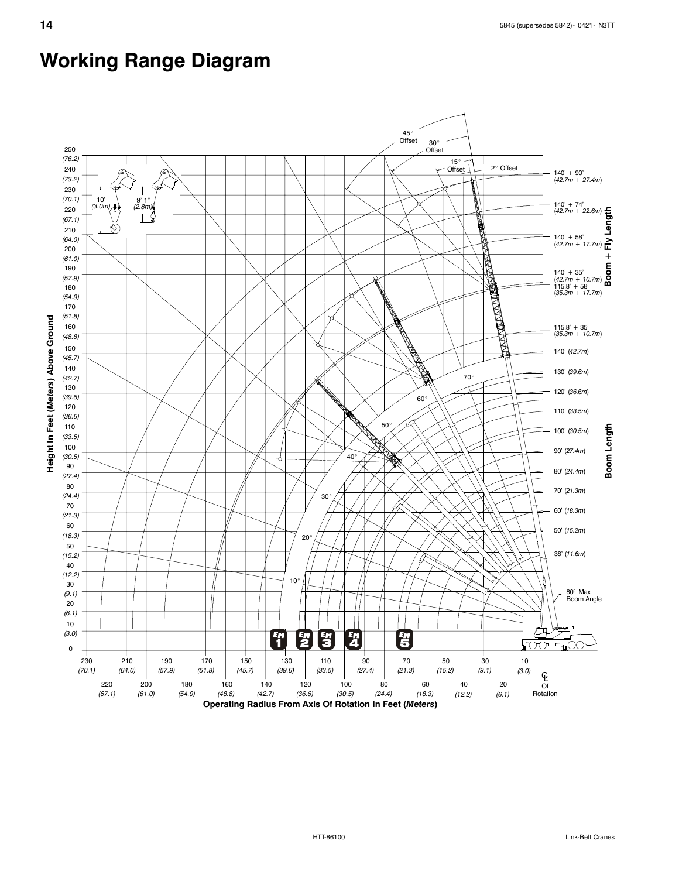# Working Range Diagram

Height In Feet (*Meters*) Above Ground

250 (*76.2*)
240 (*73.2*)
230 (*70.1*)
220 (*67.1*)
210 (*64.0*)
200 (*61.0*)
190 (*57.9*)
180 (*54.9*)
170 (*51.8*)
160 (*48.8*)
150 (*45.7*)
140 (*42.7*)
130 (*39.6*)
120 (*36.6*)
110 (*33.5*)
100 (*30.5*)
90 (*27.4*)
80 (*24.4*)
70 (*21.3*)
60 (*18.3*)
50 (*15.2*)
40 (*12.2*)
30 (*9.1*)
20 (*6.1*)
10 (*3.0*)
0

10' (*3.0m*)

9' 1" (*2.8m*)

45° Offset

30° Offset

15° Offset

2° Offset

**Boom + Fly Length**

140' + 90' (*42.7m + 27.4m*)
140' + 74' (*42.7m + 22.6m*)
140' + 58' (*42.7m + 17.7m*)
140' + 35' (*42.7m + 10.7m*)
115.8' + 58' (*35.3m + 17.7m*)
115.8' + 35' (*35.3m + 10.7m*)

**Boom Length**

140' (*42.7m*)
130' (*39.6m*)
120' (*36.6m*)
110' (*33.5m*)
100' (*30.5m*)
90' (*27.4m*)
80' (*24.4m*)
70' (*21.3m*)
60' (*18.3m*)
50' (*15.2m*)
38' (*11.6m*)

80° Max Boom Angle

70°
60°
50°
40°
30°
20°
10°

EM 1, EM 2, EM 3, EM 4, EM 5

230 (*70.1*), 220 (*67.1*), 210 (*64.0*), 200 (*61.0*), 190 (*57.9*), 180 (*54.9*), 170 (*51.8*), 160 (*48.8*), 150 (*45.7*), 140 (*42.7*), 130 (*39.6*), 120 (*36.6*), 110 (*33.5*), 100 (*30.5*), 90 (*27.4*), 80 (*24.4*), 70 (*21.3*), 60 (*18.3*), 50 (*15.2*), 40 (*12.2*), 30 (*9.1*), 20 (*6.1*), 10 (*3.0*)

℄ Of Rotation

**Operating Radius From Axis Of Rotation In Feet (*Meters*)**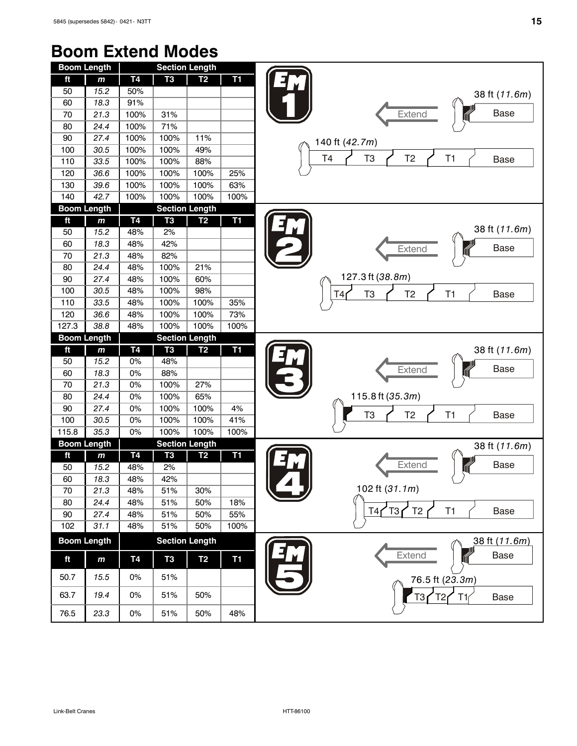# Boom Extend Modes

## EM 1

| Boom Length | | Section Length | | | |
|---|---|---|---|---|---|
| ft | m | T4 | T3 | T2 | T1 |
| 50 | 15.2 | 50% | | | |
| 60 | 18.3 | 91% | | | |
| 70 | 21.3 | 100% | 31% | | |
| 80 | 24.4 | 100% | 71% | | |
| 90 | 27.4 | 100% | 100% | 11% | |
| 100 | 30.5 | 100% | 100% | 49% | |
| 110 | 33.5 | 100% | 100% | 88% | |
| 120 | 36.6 | 100% | 100% | 100% | 25% |
| 130 | 39.6 | 100% | 100% | 100% | 63% |
| 140 | 42.7 | 100% | 100% | 100% | 100% |

38 ft (*11.6m*) — Extend — Base

140 ft (*42.7m*) — T4, T3, T2, T1, Base

## EM 2

| Boom Length | | Section Length | | | |
|---|---|---|---|---|---|
| ft | m | T4 | T3 | T2 | T1 |
| 50 | 15.2 | 48% | 2% | | |
| 60 | 18.3 | 48% | 42% | | |
| 70 | 21.3 | 48% | 82% | | |
| 80 | 24.4 | 48% | 100% | 21% | |
| 90 | 27.4 | 48% | 100% | 60% | |
| 100 | 30.5 | 48% | 100% | 98% | |
| 110 | 33.5 | 48% | 100% | 100% | 35% |
| 120 | 36.6 | 48% | 100% | 100% | 73% |
| 127.3 | 38.8 | 48% | 100% | 100% | 100% |

38 ft (*11.6m*) — Extend — Base

127.3 ft (*38.8m*) — T4, T3, T2, T1, Base

## EM 3

| Boom Length | | Section Length | | | |
|---|---|---|---|---|---|
| ft | m | T4 | T3 | T2 | T1 |
| 50 | 15.2 | 0% | 48% | | |
| 60 | 18.3 | 0% | 88% | | |
| 70 | 21.3 | 0% | 100% | 27% | |
| 80 | 24.4 | 0% | 100% | 65% | |
| 90 | 27.4 | 0% | 100% | 100% | 4% |
| 100 | 30.5 | 0% | 100% | 100% | 41% |
| 115.8 | 35.3 | 0% | 100% | 100% | 100% |

38 ft (*11.6m*) — Extend — Base

115.8 ft (*35.3m*) — T3, T2, T1, Base

## EM 4

| Boom Length | | Section Length | | | |
|---|---|---|---|---|---|
| ft | m | T4 | T3 | T2 | T1 |
| 50 | 15.2 | 48% | 2% | | |
| 60 | 18.3 | 48% | 42% | | |
| 70 | 21.3 | 48% | 51% | 30% | |
| 80 | 24.4 | 48% | 51% | 50% | 18% |
| 90 | 27.4 | 48% | 51% | 50% | 55% |
| 102 | 31.1 | 48% | 51% | 50% | 100% |

38 ft (*11.6m*) — Extend — Base

102 ft (*31.1m*) — T4, T3, T2, T1, Base

## EM 5

| Boom Length | | Section Length | | | |
|---|---|---|---|---|---|
| ft | m | T4 | T3 | T2 | T1 |
| 50.7 | 15.5 | 0% | 51% | | |
| 63.7 | 19.4 | 0% | 51% | 50% | |
| 76.5 | 23.3 | 0% | 51% | 50% | 48% |

38 ft (*11.6m*) — Extend — Base

76.5 ft (*23.3m*) — T3, T2, T1, Base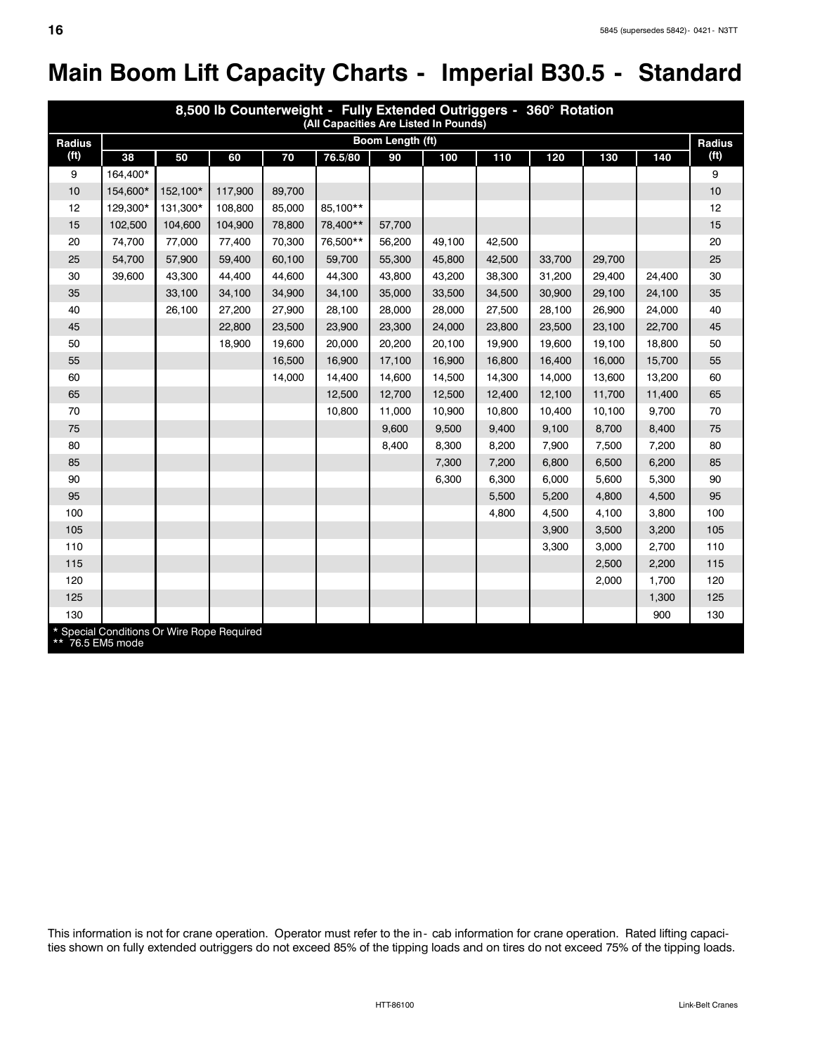# Main Boom Lift Capacity Charts - Imperial B30.5 - Standard

| 8,500 lb Counterweight - Fully Extended Outriggers - 360° Rotation (All Capacities Are Listed In Pounds) | | | | | | | | | | | | |
|---|---|---|---|---|---|---|---|---|---|---|---|---|
| Radius (ft) | Boom Length (ft) | | | | | | | | | | | Radius (ft) |
| | 38 | 50 | 60 | 70 | 76.5/80 | 90 | 100 | 110 | 120 | 130 | 140 | |
| 9 | 164,400* | | | | | | | | | | | 9 |
| 10 | 154,600* | 152,100* | 117,900 | 89,700 | | | | | | | | 10 |
| 12 | 129,300* | 131,300* | 108,800 | 85,000 | 85,100** | | | | | | | 12 |
| 15 | 102,500 | 104,600 | 104,900 | 78,800 | 78,400** | 57,700 | | | | | | 15 |
| 20 | 74,700 | 77,000 | 77,400 | 70,300 | 76,500** | 56,200 | 49,100 | 42,500 | | | | 20 |
| 25 | 54,700 | 57,900 | 59,400 | 60,100 | 59,700 | 55,300 | 45,800 | 42,500 | 33,700 | 29,700 | | 25 |
| 30 | 39,600 | 43,300 | 44,400 | 44,600 | 44,300 | 43,800 | 43,200 | 38,300 | 31,200 | 29,400 | 24,400 | 30 |
| 35 | | 33,100 | 34,100 | 34,900 | 34,100 | 35,000 | 33,500 | 34,500 | 30,900 | 29,100 | 24,100 | 35 |
| 40 | | 26,100 | 27,200 | 27,900 | 28,100 | 28,000 | 28,000 | 27,500 | 28,100 | 26,900 | 24,000 | 40 |
| 45 | | | 22,800 | 23,500 | 23,900 | 23,300 | 24,000 | 23,800 | 23,500 | 23,100 | 22,700 | 45 |
| 50 | | | 18,900 | 19,600 | 20,000 | 20,200 | 20,100 | 19,900 | 19,600 | 19,100 | 18,800 | 50 |
| 55 | | | | 16,500 | 16,900 | 17,100 | 16,900 | 16,800 | 16,400 | 16,000 | 15,700 | 55 |
| 60 | | | | 14,000 | 14,400 | 14,600 | 14,500 | 14,300 | 14,000 | 13,600 | 13,200 | 60 |
| 65 | | | | | 12,500 | 12,700 | 12,500 | 12,400 | 12,100 | 11,700 | 11,400 | 65 |
| 70 | | | | | 10,800 | 11,000 | 10,900 | 10,800 | 10,400 | 10,100 | 9,700 | 70 |
| 75 | | | | | | 9,600 | 9,500 | 9,400 | 9,100 | 8,700 | 8,400 | 75 |
| 80 | | | | | | 8,400 | 8,300 | 8,200 | 7,900 | 7,500 | 7,200 | 80 |
| 85 | | | | | | | 7,300 | 7,200 | 6,800 | 6,500 | 6,200 | 85 |
| 90 | | | | | | | 6,300 | 6,300 | 6,000 | 5,600 | 5,300 | 90 |
| 95 | | | | | | | | 5,500 | 5,200 | 4,800 | 4,500 | 95 |
| 100 | | | | | | | | 4,800 | 4,500 | 4,100 | 3,800 | 100 |
| 105 | | | | | | | | | 3,900 | 3,500 | 3,200 | 105 |
| 110 | | | | | | | | | 3,300 | 3,000 | 2,700 | 110 |
| 115 | | | | | | | | | | 2,500 | 2,200 | 115 |
| 120 | | | | | | | | | | 2,000 | 1,700 | 120 |
| 125 | | | | | | | | | | | 1,300 | 125 |
| 130 | | | | | | | | | | | 900 | 130 |

* Special Conditions Or Wire Rope Required
** 76.5 EM5 mode

This information is not for crane operation. Operator must refer to the in- cab information for crane operation. Rated lifting capacities shown on fully extended outriggers do not exceed 85% of the tipping loads and on tires do not exceed 75% of the tipping loads.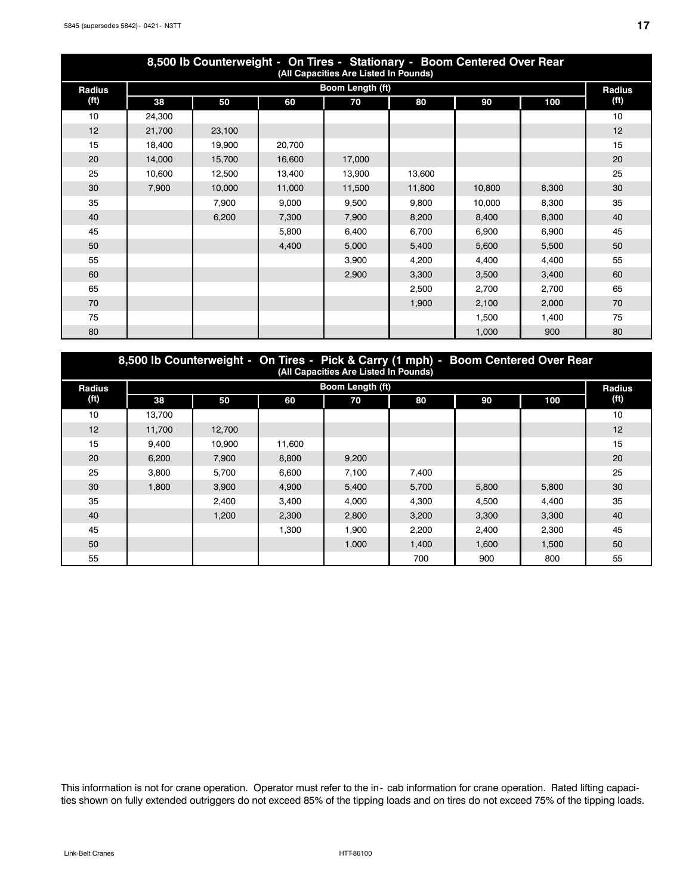## 8,500 lb Counterweight - On Tires - Stationary - Boom Centered Over Rear

(All Capacities Are Listed In Pounds)

| Radius (ft) | Boom Length (ft) | | | | | | | Radius (ft) |
|---|---|---|---|---|---|---|---|---|
| | 38 | 50 | 60 | 70 | 80 | 90 | 100 | |
| 10 | 24,300 | | | | | | | 10 |
| 12 | 21,700 | 23,100 | | | | | | 12 |
| 15 | 18,400 | 19,900 | 20,700 | | | | | 15 |
| 20 | 14,000 | 15,700 | 16,600 | 17,000 | | | | 20 |
| 25 | 10,600 | 12,500 | 13,400 | 13,900 | 13,600 | | | 25 |
| 30 | 7,900 | 10,000 | 11,000 | 11,500 | 11,800 | 10,800 | 8,300 | 30 |
| 35 | | 7,900 | 9,000 | 9,500 | 9,800 | 10,000 | 8,300 | 35 |
| 40 | | 6,200 | 7,300 | 7,900 | 8,200 | 8,400 | 8,300 | 40 |
| 45 | | | 5,800 | 6,400 | 6,700 | 6,900 | 6,900 | 45 |
| 50 | | | 4,400 | 5,000 | 5,400 | 5,600 | 5,500 | 50 |
| 55 | | | | 3,900 | 4,200 | 4,400 | 4,400 | 55 |
| 60 | | | | 2,900 | 3,300 | 3,500 | 3,400 | 60 |
| 65 | | | | | 2,500 | 2,700 | 2,700 | 65 |
| 70 | | | | | 1,900 | 2,100 | 2,000 | 70 |
| 75 | | | | | | 1,500 | 1,400 | 75 |
| 80 | | | | | | 1,000 | 900 | 80 |

## 8,500 lb Counterweight - On Tires - Pick & Carry (1 mph) - Boom Centered Over Rear

(All Capacities Are Listed In Pounds)

| Radius (ft) | Boom Length (ft) | | | | | | | Radius (ft) |
|---|---|---|---|---|---|---|---|---|
| | 38 | 50 | 60 | 70 | 80 | 90 | 100 | |
| 10 | 13,700 | | | | | | | 10 |
| 12 | 11,700 | 12,700 | | | | | | 12 |
| 15 | 9,400 | 10,900 | 11,600 | | | | | 15 |
| 20 | 6,200 | 7,900 | 8,800 | 9,200 | | | | 20 |
| 25 | 3,800 | 5,700 | 6,600 | 7,100 | 7,400 | | | 25 |
| 30 | 1,800 | 3,900 | 4,900 | 5,400 | 5,700 | 5,800 | 5,800 | 30 |
| 35 | | 2,400 | 3,400 | 4,000 | 4,300 | 4,500 | 4,400 | 35 |
| 40 | | 1,200 | 2,300 | 2,800 | 3,200 | 3,300 | 3,300 | 40 |
| 45 | | | 1,300 | 1,900 | 2,200 | 2,400 | 2,300 | 45 |
| 50 | | | | 1,000 | 1,400 | 1,600 | 1,500 | 50 |
| 55 | | | | | 700 | 900 | 800 | 55 |

This information is not for crane operation. Operator must refer to the in- cab information for crane operation. Rated lifting capacities shown on fully extended outriggers do not exceed 85% of the tipping loads and on tires do not exceed 75% of the tipping loads.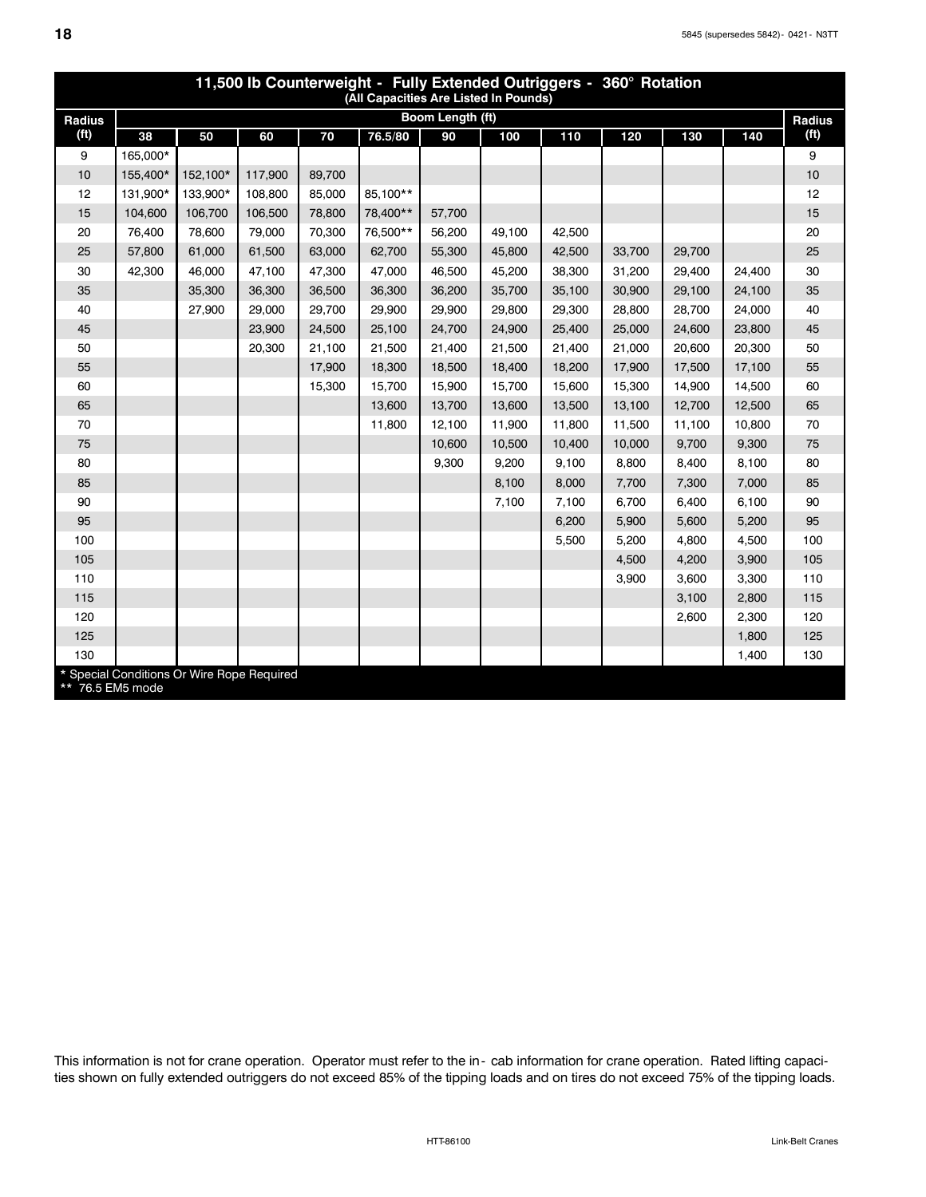## 11,500 lb Counterweight - Fully Extended Outriggers - 360° Rotation

(All Capacities Are Listed In Pounds)

| Radius (ft) | Boom Length (ft) | | | | | | | | | | | Radius (ft) |
|---|---|---|---|---|---|---|---|---|---|---|---|---|
| | 38 | 50 | 60 | 70 | 76.5/80 | 90 | 100 | 110 | 120 | 130 | 140 | |
| 9 | 165,000* | | | | | | | | | | | 9 |
| 10 | 155,400* | 152,100* | 117,900 | 89,700 | | | | | | | | 10 |
| 12 | 131,900* | 133,900* | 108,800 | 85,000 | 85,100** | | | | | | | 12 |
| 15 | 104,600 | 106,700 | 106,500 | 78,800 | 78,400** | 57,700 | | | | | | 15 |
| 20 | 76,400 | 78,600 | 79,000 | 70,300 | 76,500** | 56,200 | 49,100 | 42,500 | | | | 20 |
| 25 | 57,800 | 61,000 | 61,500 | 63,000 | 62,700 | 55,300 | 45,800 | 42,500 | 33,700 | 29,700 | | 25 |
| 30 | 42,300 | 46,000 | 47,100 | 47,300 | 47,000 | 46,500 | 45,200 | 38,300 | 31,200 | 29,400 | 24,400 | 30 |
| 35 | | 35,300 | 36,300 | 36,500 | 36,300 | 36,200 | 35,700 | 35,100 | 30,900 | 29,100 | 24,100 | 35 |
| 40 | | 27,900 | 29,000 | 29,700 | 29,900 | 29,900 | 29,800 | 29,300 | 28,800 | 28,700 | 24,000 | 40 |
| 45 | | | 23,900 | 24,500 | 25,100 | 24,700 | 24,900 | 25,400 | 25,000 | 24,600 | 23,800 | 45 |
| 50 | | | 20,300 | 21,100 | 21,500 | 21,400 | 21,500 | 21,400 | 21,000 | 20,600 | 20,300 | 50 |
| 55 | | | | 17,900 | 18,300 | 18,500 | 18,400 | 18,200 | 17,900 | 17,500 | 17,100 | 55 |
| 60 | | | | 15,300 | 15,700 | 15,900 | 15,700 | 15,600 | 15,300 | 14,900 | 14,500 | 60 |
| 65 | | | | | 13,600 | 13,700 | 13,600 | 13,500 | 13,100 | 12,700 | 12,500 | 65 |
| 70 | | | | | 11,800 | 12,100 | 11,900 | 11,800 | 11,500 | 11,100 | 10,800 | 70 |
| 75 | | | | | | 10,600 | 10,500 | 10,400 | 10,000 | 9,700 | 9,300 | 75 |
| 80 | | | | | | 9,300 | 9,200 | 9,100 | 8,800 | 8,400 | 8,100 | 80 |
| 85 | | | | | | | 8,100 | 8,000 | 7,700 | 7,300 | 7,000 | 85 |
| 90 | | | | | | | 7,100 | 7,100 | 6,700 | 6,400 | 6,100 | 90 |
| 95 | | | | | | | | 6,200 | 5,900 | 5,600 | 5,200 | 95 |
| 100 | | | | | | | | 5,500 | 5,200 | 4,800 | 4,500 | 100 |
| 105 | | | | | | | | | 4,500 | 4,200 | 3,900 | 105 |
| 110 | | | | | | | | | 3,900 | 3,600 | 3,300 | 110 |
| 115 | | | | | | | | | | 3,100 | 2,800 | 115 |
| 120 | | | | | | | | | | 2,600 | 2,300 | 120 |
| 125 | | | | | | | | | | | 1,800 | 125 |
| 130 | | | | | | | | | | | 1,400 | 130 |

* Special Conditions Or Wire Rope Required
** 76.5 EM5 mode

This information is not for crane operation. Operator must refer to the in- cab information for crane operation. Rated lifting capacities shown on fully extended outriggers do not exceed 85% of the tipping loads and on tires do not exceed 75% of the tipping loads.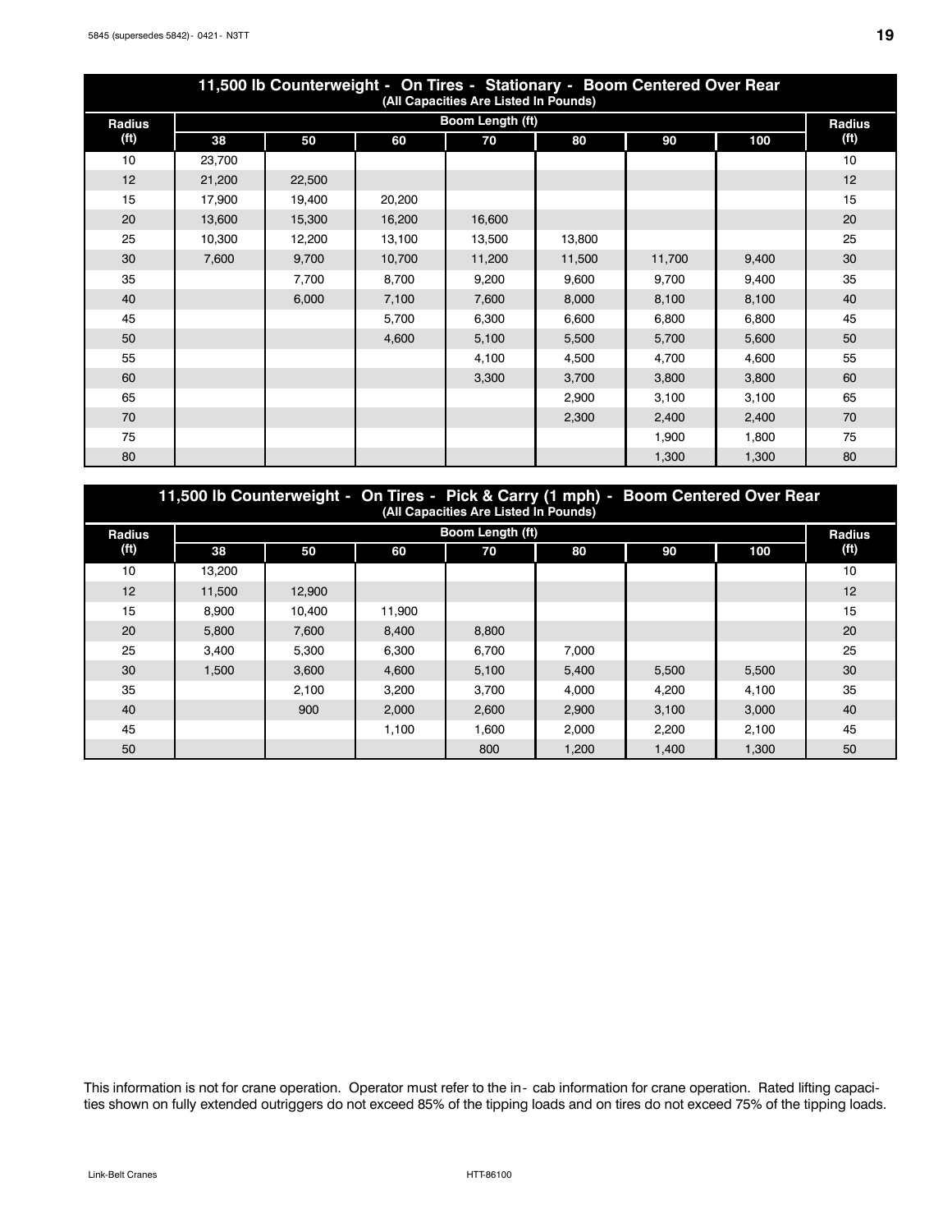## 11,500 lb Counterweight - On Tires - Stationary - Boom Centered Over Rear

(All Capacities Are Listed In Pounds)

| Radius (ft) | Boom Length (ft) | | | | | | | Radius (ft) |
|---|---|---|---|---|---|---|---|---|
| | 38 | 50 | 60 | 70 | 80 | 90 | 100 | |
| 10 | 23,700 | | | | | | | 10 |
| 12 | 21,200 | 22,500 | | | | | | 12 |
| 15 | 17,900 | 19,400 | 20,200 | | | | | 15 |
| 20 | 13,600 | 15,300 | 16,200 | 16,600 | | | | 20 |
| 25 | 10,300 | 12,200 | 13,100 | 13,500 | 13,800 | | | 25 |
| 30 | 7,600 | 9,700 | 10,700 | 11,200 | 11,500 | 11,700 | 9,400 | 30 |
| 35 | | 7,700 | 8,700 | 9,200 | 9,600 | 9,700 | 9,400 | 35 |
| 40 | | 6,000 | 7,100 | 7,600 | 8,000 | 8,100 | 8,100 | 40 |
| 45 | | | 5,700 | 6,300 | 6,600 | 6,800 | 6,800 | 45 |
| 50 | | | 4,600 | 5,100 | 5,500 | 5,700 | 5,600 | 50 |
| 55 | | | | 4,100 | 4,500 | 4,700 | 4,600 | 55 |
| 60 | | | | 3,300 | 3,700 | 3,800 | 3,800 | 60 |
| 65 | | | | | 2,900 | 3,100 | 3,100 | 65 |
| 70 | | | | | 2,300 | 2,400 | 2,400 | 70 |
| 75 | | | | | | 1,900 | 1,800 | 75 |
| 80 | | | | | | 1,300 | 1,300 | 80 |

## 11,500 lb Counterweight - On Tires - Pick & Carry (1 mph) - Boom Centered Over Rear

(All Capacities Are Listed In Pounds)

| Radius (ft) | Boom Length (ft) | | | | | | | Radius (ft) |
|---|---|---|---|---|---|---|---|---|
| | 38 | 50 | 60 | 70 | 80 | 90 | 100 | |
| 10 | 13,200 | | | | | | | 10 |
| 12 | 11,500 | 12,900 | | | | | | 12 |
| 15 | 8,900 | 10,400 | 11,900 | | | | | 15 |
| 20 | 5,800 | 7,600 | 8,400 | 8,800 | | | | 20 |
| 25 | 3,400 | 5,300 | 6,300 | 6,700 | 7,000 | | | 25 |
| 30 | 1,500 | 3,600 | 4,600 | 5,100 | 5,400 | 5,500 | 5,500 | 30 |
| 35 | | 2,100 | 3,200 | 3,700 | 4,000 | 4,200 | 4,100 | 35 |
| 40 | | 900 | 2,000 | 2,600 | 2,900 | 3,100 | 3,000 | 40 |
| 45 | | | 1,100 | 1,600 | 2,000 | 2,200 | 2,100 | 45 |
| 50 | | | | 800 | 1,200 | 1,400 | 1,300 | 50 |

This information is not for crane operation. Operator must refer to the in- cab information for crane operation. Rated lifting capacities shown on fully extended outriggers do not exceed 85% of the tipping loads and on tires do not exceed 75% of the tipping loads.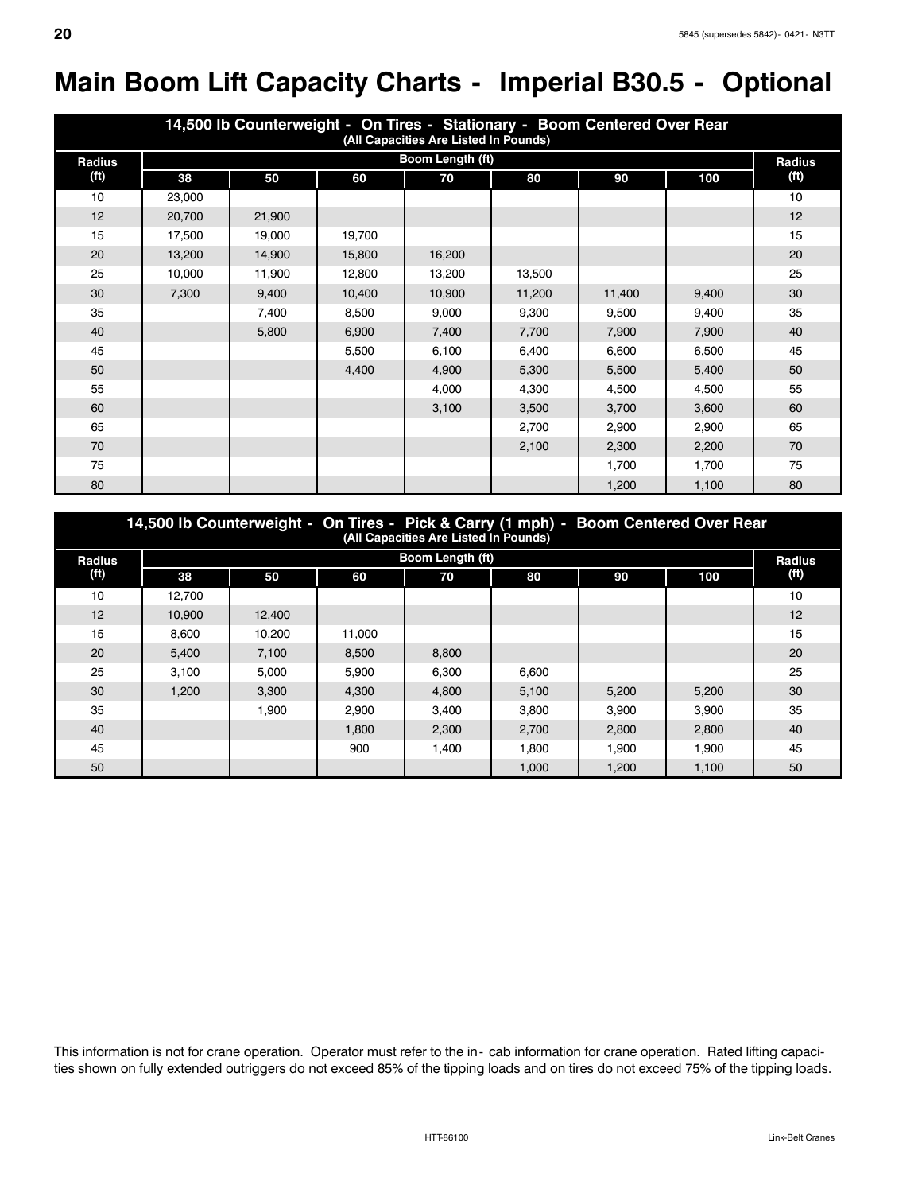# Main Boom Lift Capacity Charts - Imperial B30.5 - Optional

| 14,500 lb Counterweight - On Tires - Stationary - Boom Centered Over Rear (All Capacities Are Listed In Pounds) | | | | | | | | |
|---|---|---|---|---|---|---|---|---|
| Radius (ft) | Boom Length (ft) | | | | | | | Radius (ft) |
| | 38 | 50 | 60 | 70 | 80 | 90 | 100 | |
| 10 | 23,000 | | | | | | | 10 |
| 12 | 20,700 | 21,900 | | | | | | 12 |
| 15 | 17,500 | 19,000 | 19,700 | | | | | 15 |
| 20 | 13,200 | 14,900 | 15,800 | 16,200 | | | | 20 |
| 25 | 10,000 | 11,900 | 12,800 | 13,200 | 13,500 | | | 25 |
| 30 | 7,300 | 9,400 | 10,400 | 10,900 | 11,200 | 11,400 | 9,400 | 30 |
| 35 | | 7,400 | 8,500 | 9,000 | 9,300 | 9,500 | 9,400 | 35 |
| 40 | | 5,800 | 6,900 | 7,400 | 7,700 | 7,900 | 7,900 | 40 |
| 45 | | | 5,500 | 6,100 | 6,400 | 6,600 | 6,500 | 45 |
| 50 | | | 4,400 | 4,900 | 5,300 | 5,500 | 5,400 | 50 |
| 55 | | | | 4,000 | 4,300 | 4,500 | 4,500 | 55 |
| 60 | | | | 3,100 | 3,500 | 3,700 | 3,600 | 60 |
| 65 | | | | | 2,700 | 2,900 | 2,900 | 65 |
| 70 | | | | | 2,100 | 2,300 | 2,200 | 70 |
| 75 | | | | | | 1,700 | 1,700 | 75 |
| 80 | | | | | | 1,200 | 1,100 | 80 |

| 14,500 lb Counterweight - On Tires - Pick & Carry (1 mph) - Boom Centered Over Rear (All Capacities Are Listed In Pounds) | | | | | | | | |
|---|---|---|---|---|---|---|---|---|
| Radius (ft) | Boom Length (ft) | | | | | | | Radius (ft) |
| | 38 | 50 | 60 | 70 | 80 | 90 | 100 | |
| 10 | 12,700 | | | | | | | 10 |
| 12 | 10,900 | 12,400 | | | | | | 12 |
| 15 | 8,600 | 10,200 | 11,000 | | | | | 15 |
| 20 | 5,400 | 7,100 | 8,500 | 8,800 | | | | 20 |
| 25 | 3,100 | 5,000 | 5,900 | 6,300 | 6,600 | | | 25 |
| 30 | 1,200 | 3,300 | 4,300 | 4,800 | 5,100 | 5,200 | 5,200 | 30 |
| 35 | | 1,900 | 2,900 | 3,400 | 3,800 | 3,900 | 3,900 | 35 |
| 40 | | | 1,800 | 2,300 | 2,700 | 2,800 | 2,800 | 40 |
| 45 | | | 900 | 1,400 | 1,800 | 1,900 | 1,900 | 45 |
| 50 | | | | | 1,000 | 1,200 | 1,100 | 50 |

This information is not for crane operation. Operator must refer to the in- cab information for crane operation. Rated lifting capacities shown on fully extended outriggers do not exceed 85% of the tipping loads and on tires do not exceed 75% of the tipping loads.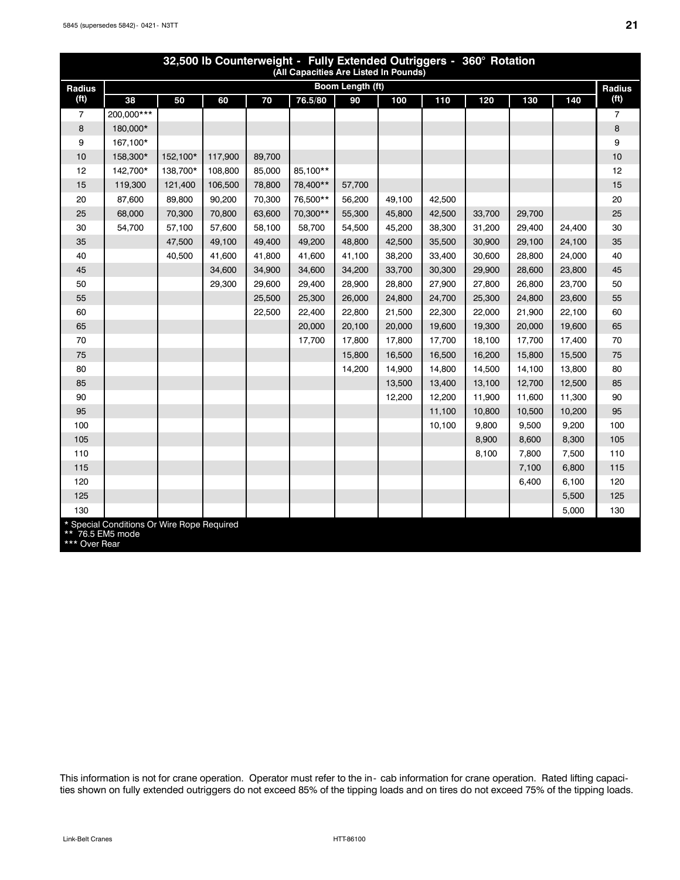## 32,500 lb Counterweight - Fully Extended Outriggers - 360° Rotation

(All Capacities Are Listed In Pounds)

| Radius (ft) | Boom Length (ft) 38 | 50 | 60 | 70 | 76.5/80 | 90 | 100 | 110 | 120 | 130 | 140 | Radius (ft) |
|---|---|---|---|---|---|---|---|---|---|---|---|---|
| 7 | 200,000*** | | | | | | | | | | | 7 |
| 8 | 180,000* | | | | | | | | | | | 8 |
| 9 | 167,100* | | | | | | | | | | | 9 |
| 10 | 158,300* | 152,100* | 117,900 | 89,700 | | | | | | | | 10 |
| 12 | 142,700* | 138,700* | 108,800 | 85,000 | 85,100** | | | | | | | 12 |
| 15 | 119,300 | 121,400 | 106,500 | 78,800 | 78,400** | 57,700 | | | | | | 15 |
| 20 | 87,600 | 89,800 | 90,200 | 70,300 | 76,500** | 56,200 | 49,100 | 42,500 | | | | 20 |
| 25 | 68,000 | 70,300 | 70,800 | 63,600 | 70,300** | 55,300 | 45,800 | 42,500 | 33,700 | 29,700 | | 25 |
| 30 | 54,700 | 57,100 | 57,600 | 58,100 | 58,700 | 54,500 | 45,200 | 38,300 | 31,200 | 29,400 | 24,400 | 30 |
| 35 | | 47,500 | 49,100 | 49,400 | 49,200 | 48,800 | 42,500 | 35,500 | 30,900 | 29,100 | 24,100 | 35 |
| 40 | | 40,500 | 41,600 | 41,800 | 41,600 | 41,100 | 38,200 | 33,400 | 30,600 | 28,800 | 24,000 | 40 |
| 45 | | | 34,600 | 34,900 | 34,600 | 34,200 | 33,700 | 30,300 | 29,900 | 28,600 | 23,800 | 45 |
| 50 | | | 29,300 | 29,600 | 29,400 | 28,900 | 28,800 | 27,900 | 27,800 | 26,800 | 23,700 | 50 |
| 55 | | | | 25,500 | 25,300 | 26,000 | 24,800 | 24,700 | 25,300 | 24,800 | 23,600 | 55 |
| 60 | | | | 22,500 | 22,400 | 22,800 | 21,500 | 22,300 | 22,000 | 21,900 | 22,100 | 60 |
| 65 | | | | | 20,000 | 20,100 | 20,000 | 19,600 | 19,300 | 20,000 | 19,600 | 65 |
| 70 | | | | | 17,700 | 17,800 | 17,800 | 17,700 | 18,100 | 17,700 | 17,400 | 70 |
| 75 | | | | | | 15,800 | 16,500 | 16,500 | 16,200 | 15,800 | 15,500 | 75 |
| 80 | | | | | | 14,200 | 14,900 | 14,800 | 14,500 | 14,100 | 13,800 | 80 |
| 85 | | | | | | | 13,500 | 13,400 | 13,100 | 12,700 | 12,500 | 85 |
| 90 | | | | | | | 12,200 | 12,200 | 11,900 | 11,600 | 11,300 | 90 |
| 95 | | | | | | | | 11,100 | 10,800 | 10,500 | 10,200 | 95 |
| 100 | | | | | | | | 10,100 | 9,800 | 9,500 | 9,200 | 100 |
| 105 | | | | | | | | | 8,900 | 8,600 | 8,300 | 105 |
| 110 | | | | | | | | | 8,100 | 7,800 | 7,500 | 110 |
| 115 | | | | | | | | | | 7,100 | 6,800 | 115 |
| 120 | | | | | | | | | | 6,400 | 6,100 | 120 |
| 125 | | | | | | | | | | | 5,500 | 125 |
| 130 | | | | | | | | | | | 5,000 | 130 |

\* Special Conditions Or Wire Rope Required
** 76.5 EM5 mode
*** Over Rear

This information is not for crane operation. Operator must refer to the in- cab information for crane operation. Rated lifting capacities shown on fully extended outriggers do not exceed 85% of the tipping loads and on tires do not exceed 75% of the tipping loads.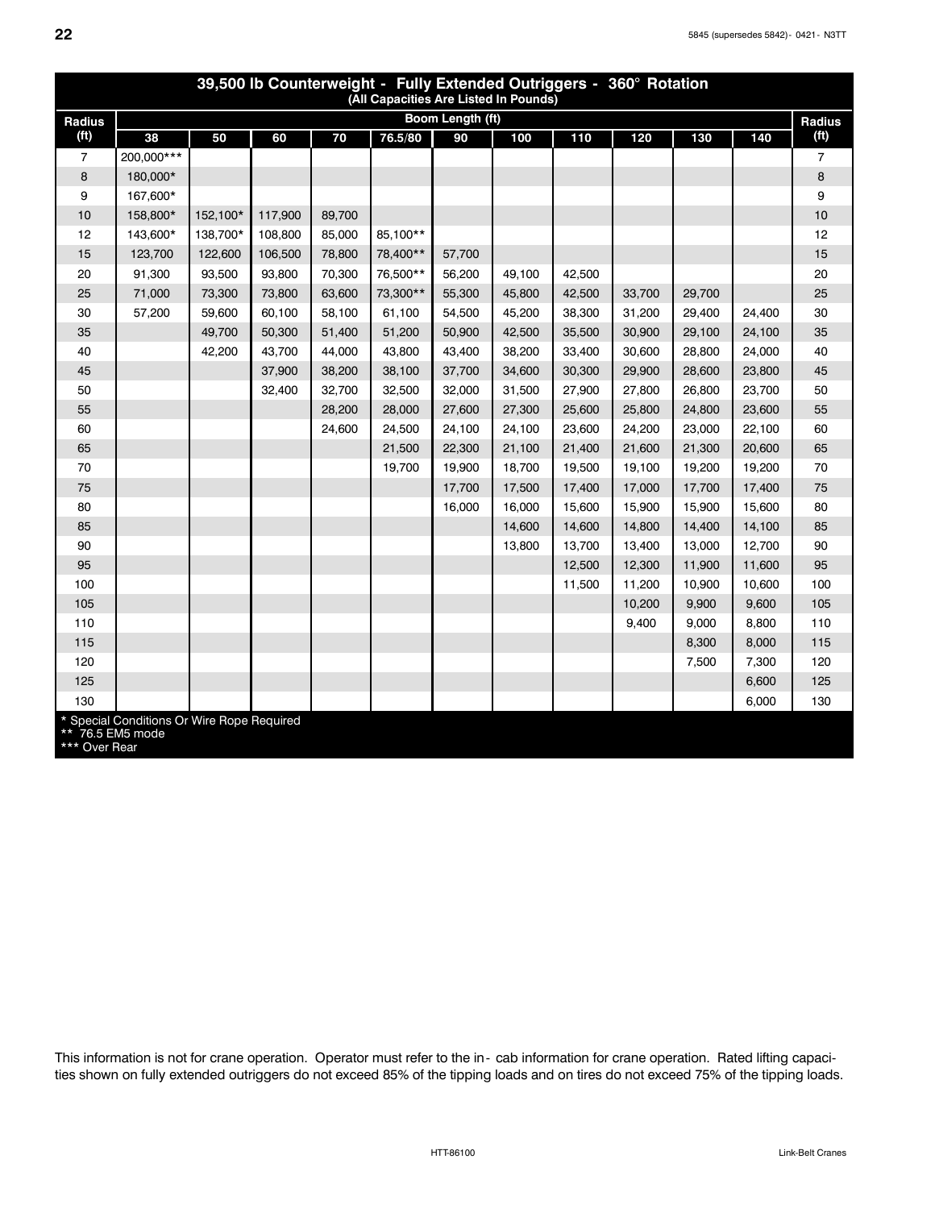## 39,500 lb Counterweight - Fully Extended Outriggers - 360° Rotation

(All Capacities Are Listed In Pounds)

| Radius (ft) | Boom Length (ft) 38 | 50 | 60 | 70 | 76.5/80 | 90 | 100 | 110 | 120 | 130 | 140 | Radius (ft) |
|---|---|---|---|---|---|---|---|---|---|---|---|---|
| 7 | 200,000*** | | | | | | | | | | | 7 |
| 8 | 180,000* | | | | | | | | | | | 8 |
| 9 | 167,600* | | | | | | | | | | | 9 |
| 10 | 158,800* | 152,100* | 117,900 | 89,700 | | | | | | | | 10 |
| 12 | 143,600* | 138,700* | 108,800 | 85,000 | 85,100** | | | | | | | 12 |
| 15 | 123,700 | 122,600 | 106,500 | 78,800 | 78,400** | 57,700 | | | | | | 15 |
| 20 | 91,300 | 93,500 | 93,800 | 70,300 | 76,500** | 56,200 | 49,100 | 42,500 | | | | 20 |
| 25 | 71,000 | 73,300 | 73,800 | 63,600 | 73,300** | 55,300 | 45,800 | 42,500 | 33,700 | 29,700 | | 25 |
| 30 | 57,200 | 59,600 | 60,100 | 58,100 | 61,100 | 54,500 | 45,200 | 38,300 | 31,200 | 29,400 | 24,400 | 30 |
| 35 | | 49,700 | 50,300 | 51,400 | 51,200 | 50,900 | 42,500 | 35,500 | 30,900 | 29,100 | 24,100 | 35 |
| 40 | | 42,200 | 43,700 | 44,000 | 43,800 | 43,400 | 38,200 | 33,400 | 30,600 | 28,800 | 24,000 | 40 |
| 45 | | | 37,900 | 38,200 | 38,100 | 37,700 | 34,600 | 30,300 | 29,900 | 28,600 | 23,800 | 45 |
| 50 | | | 32,400 | 32,700 | 32,500 | 32,000 | 31,500 | 27,900 | 27,800 | 26,800 | 23,700 | 50 |
| 55 | | | | 28,200 | 28,000 | 27,600 | 27,300 | 25,600 | 25,800 | 24,800 | 23,600 | 55 |
| 60 | | | | 24,600 | 24,500 | 24,100 | 24,100 | 23,600 | 24,200 | 23,000 | 22,100 | 60 |
| 65 | | | | | 21,500 | 22,300 | 21,100 | 21,400 | 21,600 | 21,300 | 20,600 | 65 |
| 70 | | | | | 19,700 | 19,900 | 18,700 | 19,500 | 19,100 | 19,200 | 19,200 | 70 |
| 75 | | | | | | 17,700 | 17,500 | 17,400 | 17,000 | 17,700 | 17,400 | 75 |
| 80 | | | | | | 16,000 | 16,000 | 15,600 | 15,900 | 15,900 | 15,600 | 80 |
| 85 | | | | | | | 14,600 | 14,600 | 14,800 | 14,400 | 14,100 | 85 |
| 90 | | | | | | | 13,800 | 13,700 | 13,400 | 13,000 | 12,700 | 90 |
| 95 | | | | | | | | 12,500 | 12,300 | 11,900 | 11,600 | 95 |
| 100 | | | | | | | | 11,500 | 11,200 | 10,900 | 10,600 | 100 |
| 105 | | | | | | | | | 10,200 | 9,900 | 9,600 | 105 |
| 110 | | | | | | | | | 9,400 | 9,000 | 8,800 | 110 |
| 115 | | | | | | | | | | 8,300 | 8,000 | 115 |
| 120 | | | | | | | | | | 7,500 | 7,300 | 120 |
| 125 | | | | | | | | | | | 6,600 | 125 |
| 130 | | | | | | | | | | | 6,000 | 130 |

\* Special Conditions Or Wire Rope Required
** 76.5 EM5 mode
*** Over Rear

This information is not for crane operation. Operator must refer to the in-cab information for crane operation. Rated lifting capacities shown on fully extended outriggers do not exceed 85% of the tipping loads and on tires do not exceed 75% of the tipping loads.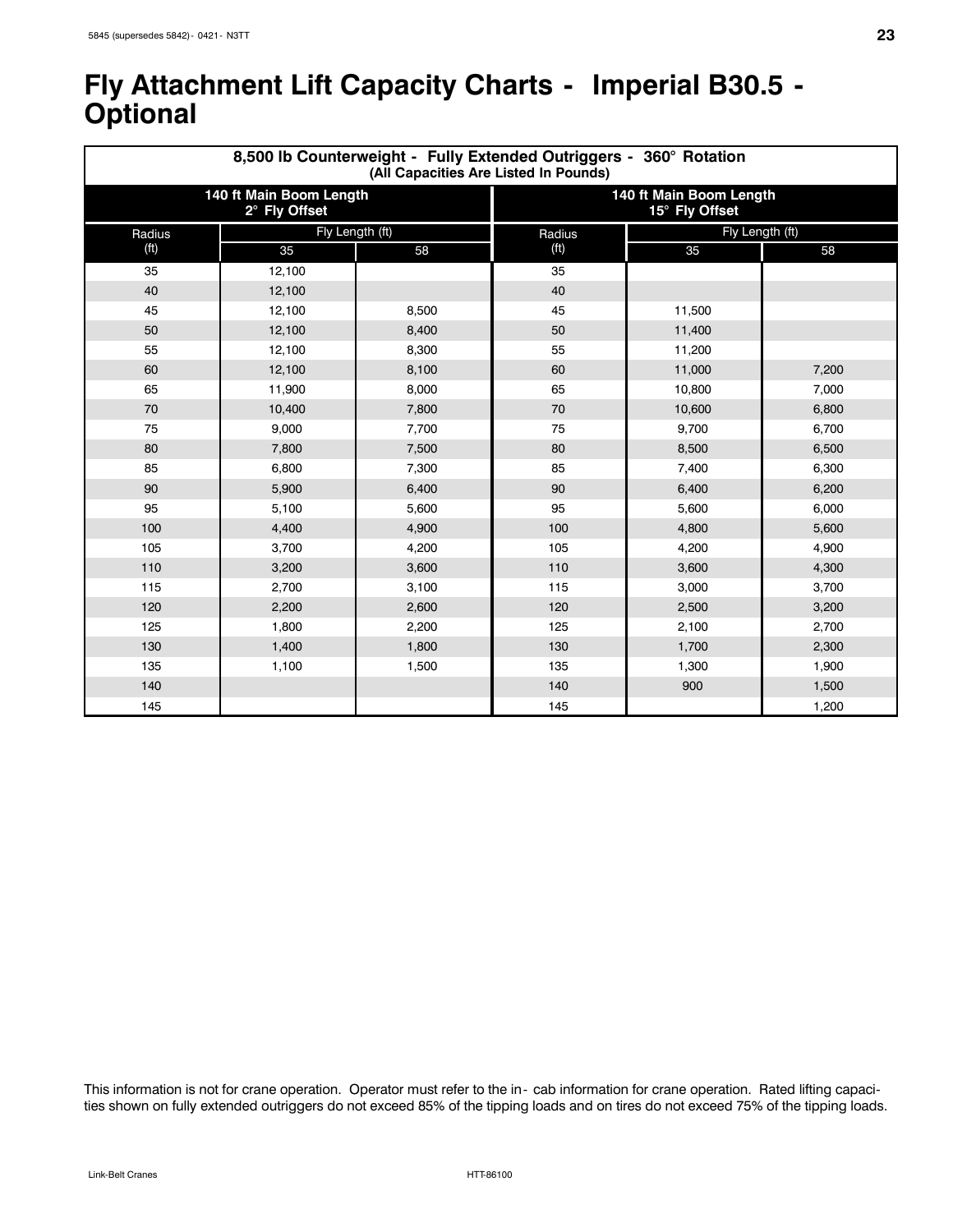# Fly Attachment Lift Capacity Charts - Imperial B30.5 - Optional

| 8,500 lb Counterweight - Fully Extended Outriggers - 360° Rotation (All Capacities Are Listed In Pounds) | | | | | |
|---|---|---|---|---|---|
| 140 ft Main Boom Length 2° Fly Offset | | | 140 ft Main Boom Length 15° Fly Offset | | |
| Radius (ft) | Fly Length (ft) | | Radius (ft) | Fly Length (ft) | |
| | 35 | 58 | | 35 | 58 |
| 35 | 12,100 | | 35 | | |
| 40 | 12,100 | | 40 | | |
| 45 | 12,100 | 8,500 | 45 | 11,500 | |
| 50 | 12,100 | 8,400 | 50 | 11,400 | |
| 55 | 12,100 | 8,300 | 55 | 11,200 | |
| 60 | 12,100 | 8,100 | 60 | 11,000 | 7,200 |
| 65 | 11,900 | 8,000 | 65 | 10,800 | 7,000 |
| 70 | 10,400 | 7,800 | 70 | 10,600 | 6,800 |
| 75 | 9,000 | 7,700 | 75 | 9,700 | 6,700 |
| 80 | 7,800 | 7,500 | 80 | 8,500 | 6,500 |
| 85 | 6,800 | 7,300 | 85 | 7,400 | 6,300 |
| 90 | 5,900 | 6,400 | 90 | 6,400 | 6,200 |
| 95 | 5,100 | 5,600 | 95 | 5,600 | 6,000 |
| 100 | 4,400 | 4,900 | 100 | 4,800 | 5,600 |
| 105 | 3,700 | 4,200 | 105 | 4,200 | 4,900 |
| 110 | 3,200 | 3,600 | 110 | 3,600 | 4,300 |
| 115 | 2,700 | 3,100 | 115 | 3,000 | 3,700 |
| 120 | 2,200 | 2,600 | 120 | 2,500 | 3,200 |
| 125 | 1,800 | 2,200 | 125 | 2,100 | 2,700 |
| 130 | 1,400 | 1,800 | 130 | 1,700 | 2,300 |
| 135 | 1,100 | 1,500 | 135 | 1,300 | 1,900 |
| 140 | | | 140 | 900 | 1,500 |
| 145 | | | 145 | | 1,200 |

This information is not for crane operation. Operator must refer to the in- cab information for crane operation. Rated lifting capacities shown on fully extended outriggers do not exceed 85% of the tipping loads and on tires do not exceed 75% of the tipping loads.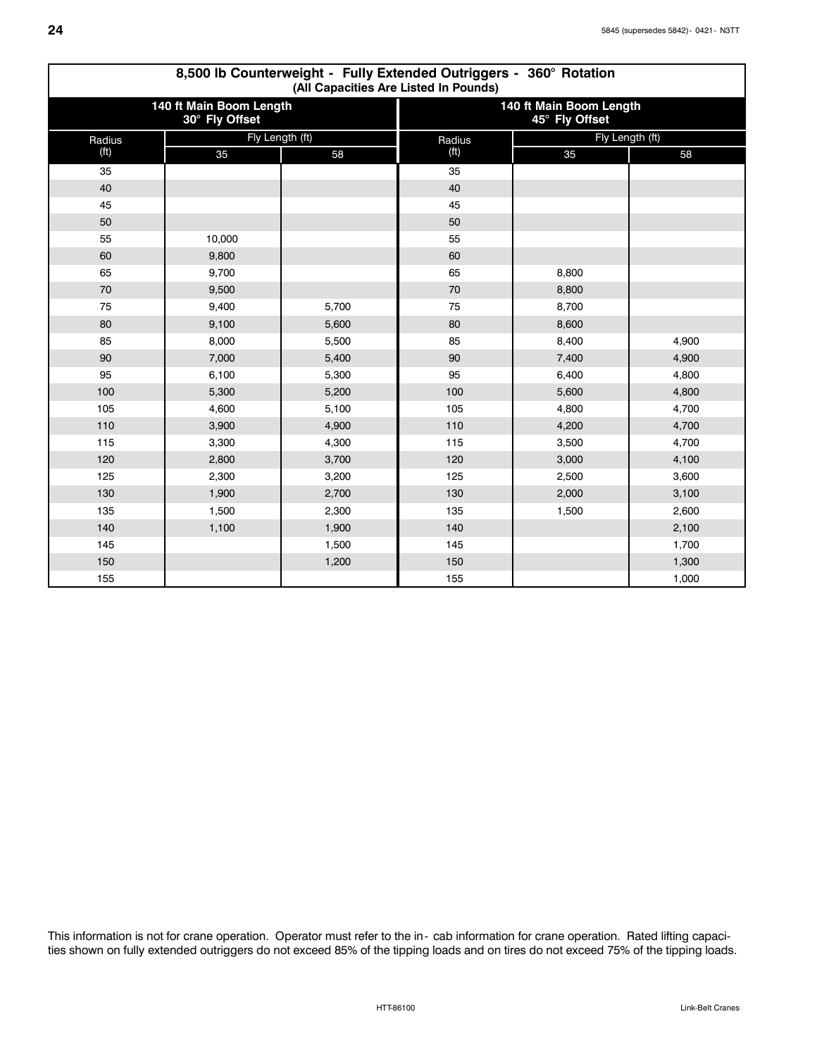## 8,500 lb Counterweight - Fully Extended Outriggers - 360° Rotation

(All Capacities Are Listed In Pounds)

| 140 ft Main Boom Length 30° Fly Offset | | | 140 ft Main Boom Length 45° Fly Offset | | |
|---|---|---|---|---|---|
| Radius (ft) | Fly Length (ft) | | Radius (ft) | Fly Length (ft) | |
| | 35 | 58 | | 35 | 58 |
| 35 | | | 35 | | |
| 40 | | | 40 | | |
| 45 | | | 45 | | |
| 50 | | | 50 | | |
| 55 | 10,000 | | 55 | | |
| 60 | 9,800 | | 60 | | |
| 65 | 9,700 | | 65 | 8,800 | |
| 70 | 9,500 | | 70 | 8,800 | |
| 75 | 9,400 | 5,700 | 75 | 8,700 | |
| 80 | 9,100 | 5,600 | 80 | 8,600 | |
| 85 | 8,000 | 5,500 | 85 | 8,400 | 4,900 |
| 90 | 7,000 | 5,400 | 90 | 7,400 | 4,900 |
| 95 | 6,100 | 5,300 | 95 | 6,400 | 4,800 |
| 100 | 5,300 | 5,200 | 100 | 5,600 | 4,800 |
| 105 | 4,600 | 5,100 | 105 | 4,800 | 4,700 |
| 110 | 3,900 | 4,900 | 110 | 4,200 | 4,700 |
| 115 | 3,300 | 4,300 | 115 | 3,500 | 4,700 |
| 120 | 2,800 | 3,700 | 120 | 3,000 | 4,100 |
| 125 | 2,300 | 3,200 | 125 | 2,500 | 3,600 |
| 130 | 1,900 | 2,700 | 130 | 2,000 | 3,100 |
| 135 | 1,500 | 2,300 | 135 | 1,500 | 2,600 |
| 140 | 1,100 | 1,900 | 140 | | 2,100 |
| 145 | | 1,500 | 145 | | 1,700 |
| 150 | | 1,200 | 150 | | 1,300 |
| 155 | | | 155 | | 1,000 |

This information is not for crane operation. Operator must refer to the in- cab information for crane operation. Rated lifting capacities shown on fully extended outriggers do not exceed 85% of the tipping loads and on tires do not exceed 75% of the tipping loads.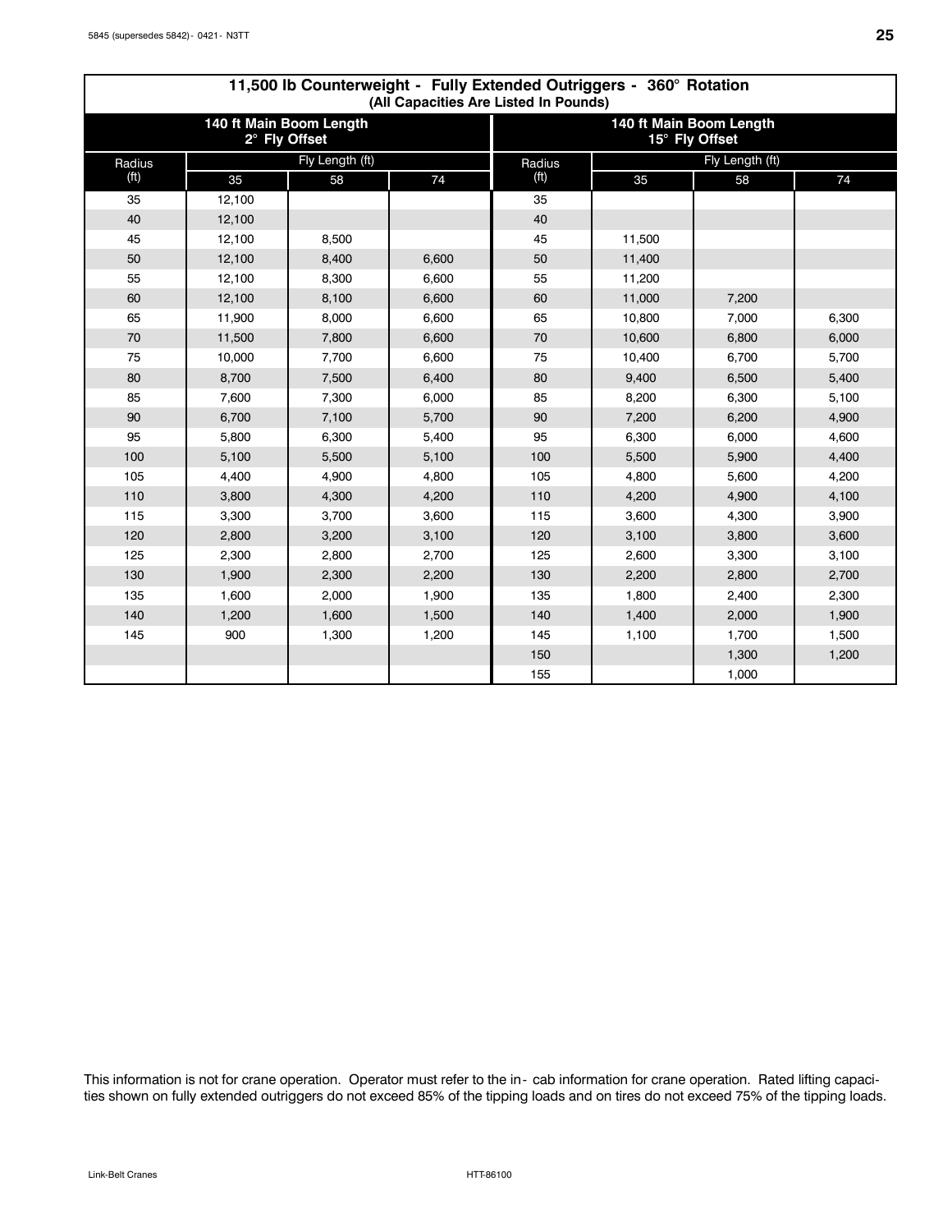## 11,500 lb Counterweight - Fully Extended Outriggers - 360° Rotation

**(All Capacities Are Listed In Pounds)**

| 140 ft Main Boom Length 2° Fly Offset | | | | 140 ft Main Boom Length 15° Fly Offset | | | |
|---|---|---|---|---|---|---|---|
| Radius (ft) | Fly Length (ft) | | | Radius (ft) | Fly Length (ft) | | |
| | 35 | 58 | 74 | | 35 | 58 | 74 |
| 35 | 12,100 | | | 35 | | | |
| 40 | 12,100 | | | 40 | | | |
| 45 | 12,100 | 8,500 | | 45 | 11,500 | | |
| 50 | 12,100 | 8,400 | 6,600 | 50 | 11,400 | | |
| 55 | 12,100 | 8,300 | 6,600 | 55 | 11,200 | | |
| 60 | 12,100 | 8,100 | 6,600 | 60 | 11,000 | 7,200 | |
| 65 | 11,900 | 8,000 | 6,600 | 65 | 10,800 | 7,000 | 6,300 |
| 70 | 11,500 | 7,800 | 6,600 | 70 | 10,600 | 6,800 | 6,000 |
| 75 | 10,000 | 7,700 | 6,600 | 75 | 10,400 | 6,700 | 5,700 |
| 80 | 8,700 | 7,500 | 6,400 | 80 | 9,400 | 6,500 | 5,400 |
| 85 | 7,600 | 7,300 | 6,000 | 85 | 8,200 | 6,300 | 5,100 |
| 90 | 6,700 | 7,100 | 5,700 | 90 | 7,200 | 6,200 | 4,900 |
| 95 | 5,800 | 6,300 | 5,400 | 95 | 6,300 | 6,000 | 4,600 |
| 100 | 5,100 | 5,500 | 5,100 | 100 | 5,500 | 5,900 | 4,400 |
| 105 | 4,400 | 4,900 | 4,800 | 105 | 4,800 | 5,600 | 4,200 |
| 110 | 3,800 | 4,300 | 4,200 | 110 | 4,200 | 4,900 | 4,100 |
| 115 | 3,300 | 3,700 | 3,600 | 115 | 3,600 | 4,300 | 3,900 |
| 120 | 2,800 | 3,200 | 3,100 | 120 | 3,100 | 3,800 | 3,600 |
| 125 | 2,300 | 2,800 | 2,700 | 125 | 2,600 | 3,300 | 3,100 |
| 130 | 1,900 | 2,300 | 2,200 | 130 | 2,200 | 2,800 | 2,700 |
| 135 | 1,600 | 2,000 | 1,900 | 135 | 1,800 | 2,400 | 2,300 |
| 140 | 1,200 | 1,600 | 1,500 | 140 | 1,400 | 2,000 | 1,900 |
| 145 | 900 | 1,300 | 1,200 | 145 | 1,100 | 1,700 | 1,500 |
| | | | | 150 | | 1,300 | 1,200 |
| | | | | 155 | | 1,000 | |

This information is not for crane operation. Operator must refer to the in- cab information for crane operation. Rated lifting capacities shown on fully extended outriggers do not exceed 85% of the tipping loads and on tires do not exceed 75% of the tipping loads.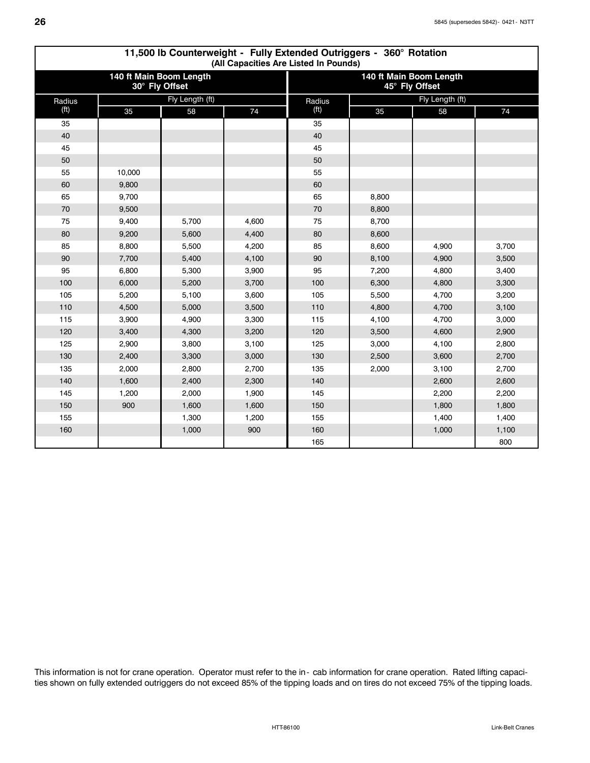## 11,500 lb Counterweight - Fully Extended Outriggers - 360° Rotation
(All Capacities Are Listed In Pounds)

| 140 ft Main Boom Length 30° Fly Offset | | | | 140 ft Main Boom Length 45° Fly Offset | | | |
|---|---|---|---|---|---|---|---|
| Radius (ft) | Fly Length (ft) | | | Radius (ft) | Fly Length (ft) | | |
| | 35 | 58 | 74 | | 35 | 58 | 74 |
| 35 | | | | 35 | | | |
| 40 | | | | 40 | | | |
| 45 | | | | 45 | | | |
| 50 | | | | 50 | | | |
| 55 | 10,000 | | | 55 | | | |
| 60 | 9,800 | | | 60 | | | |
| 65 | 9,700 | | | 65 | 8,800 | | |
| 70 | 9,500 | | | 70 | 8,800 | | |
| 75 | 9,400 | 5,700 | 4,600 | 75 | 8,700 | | |
| 80 | 9,200 | 5,600 | 4,400 | 80 | 8,600 | | |
| 85 | 8,800 | 5,500 | 4,200 | 85 | 8,600 | 4,900 | 3,700 |
| 90 | 7,700 | 5,400 | 4,100 | 90 | 8,100 | 4,900 | 3,500 |
| 95 | 6,800 | 5,300 | 3,900 | 95 | 7,200 | 4,800 | 3,400 |
| 100 | 6,000 | 5,200 | 3,700 | 100 | 6,300 | 4,800 | 3,300 |
| 105 | 5,200 | 5,100 | 3,600 | 105 | 5,500 | 4,700 | 3,200 |
| 110 | 4,500 | 5,000 | 3,500 | 110 | 4,800 | 4,700 | 3,100 |
| 115 | 3,900 | 4,900 | 3,300 | 115 | 4,100 | 4,700 | 3,000 |
| 120 | 3,400 | 4,300 | 3,200 | 120 | 3,500 | 4,600 | 2,900 |
| 125 | 2,900 | 3,800 | 3,100 | 125 | 3,000 | 4,100 | 2,800 |
| 130 | 2,400 | 3,300 | 3,000 | 130 | 2,500 | 3,600 | 2,700 |
| 135 | 2,000 | 2,800 | 2,700 | 135 | 2,000 | 3,100 | 2,700 |
| 140 | 1,600 | 2,400 | 2,300 | 140 | | 2,600 | 2,600 |
| 145 | 1,200 | 2,000 | 1,900 | 145 | | 2,200 | 2,200 |
| 150 | 900 | 1,600 | 1,600 | 150 | | 1,800 | 1,800 |
| 155 | | 1,300 | 1,200 | 155 | | 1,400 | 1,400 |
| 160 | | 1,000 | 900 | 160 | | 1,000 | 1,100 |
| | | | | 165 | | | 800 |

This information is not for crane operation. Operator must refer to the in- cab information for crane operation. Rated lifting capacities shown on fully extended outriggers do not exceed 85% of the tipping loads and on tires do not exceed 75% of the tipping loads.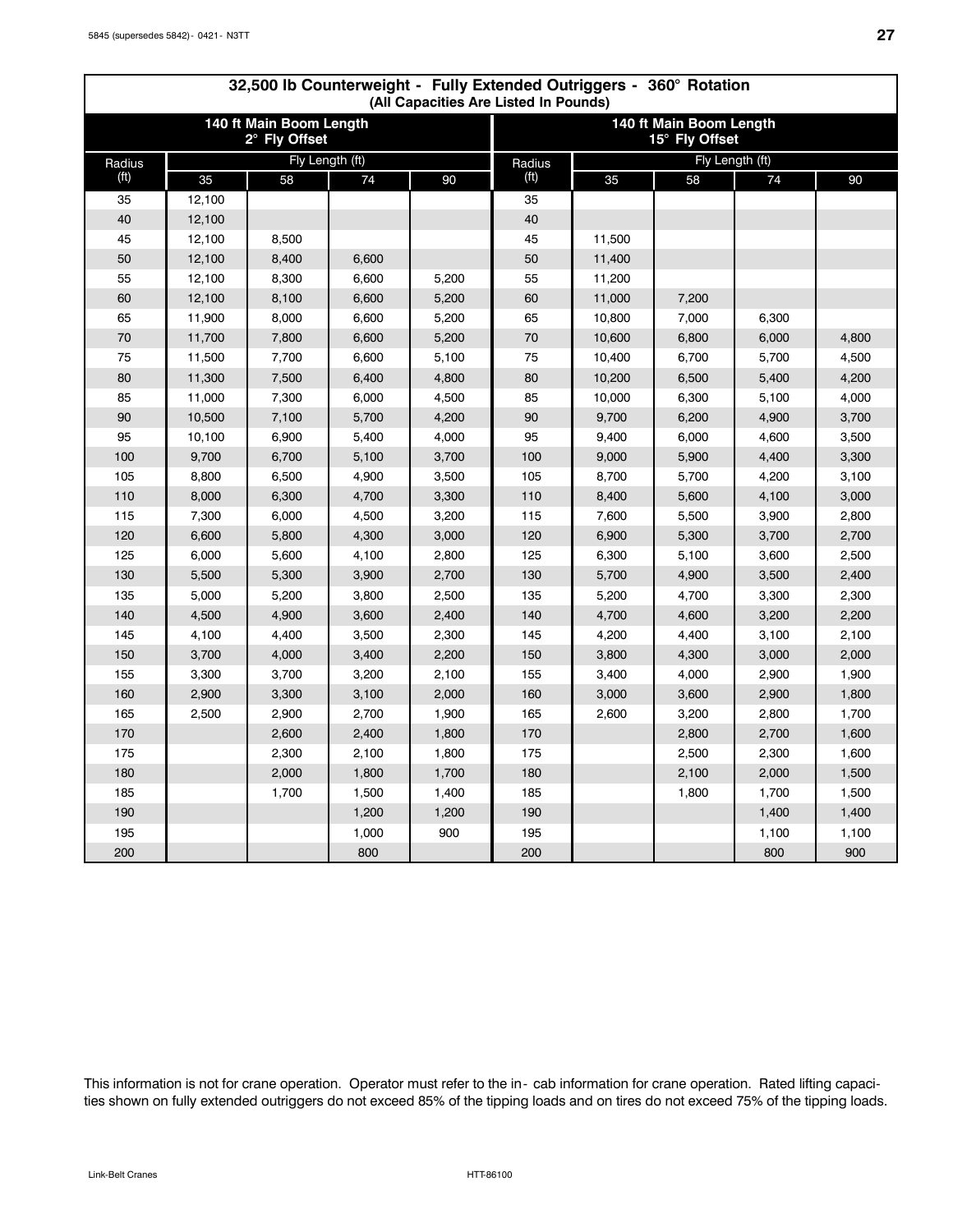## 32,500 lb Counterweight - Fully Extended Outriggers - 360° Rotation
(All Capacities Are Listed In Pounds)

| 140 ft Main Boom Length 2° Fly Offset | | | | | 140 ft Main Boom Length 15° Fly Offset | | | | |
|---|---|---|---|---|---|---|---|---|---|
| Radius (ft) | Fly Length (ft) | | | | Radius (ft) | Fly Length (ft) | | | |
| | 35 | 58 | 74 | 90 | | 35 | 58 | 74 | 90 |
| 35 | 12,100 | | | | 35 | | | | |
| 40 | 12,100 | | | | 40 | | | | |
| 45 | 12,100 | 8,500 | | | 45 | 11,500 | | | |
| 50 | 12,100 | 8,400 | 6,600 | | 50 | 11,400 | | | |
| 55 | 12,100 | 8,300 | 6,600 | 5,200 | 55 | 11,200 | | | |
| 60 | 12,100 | 8,100 | 6,600 | 5,200 | 60 | 11,000 | 7,200 | | |
| 65 | 11,900 | 8,000 | 6,600 | 5,200 | 65 | 10,800 | 7,000 | 6,300 | |
| 70 | 11,700 | 7,800 | 6,600 | 5,200 | 70 | 10,600 | 6,800 | 6,000 | 4,800 |
| 75 | 11,500 | 7,700 | 6,600 | 5,100 | 75 | 10,400 | 6,700 | 5,700 | 4,500 |
| 80 | 11,300 | 7,500 | 6,400 | 4,800 | 80 | 10,200 | 6,500 | 5,400 | 4,200 |
| 85 | 11,000 | 7,300 | 6,000 | 4,500 | 85 | 10,000 | 6,300 | 5,100 | 4,000 |
| 90 | 10,500 | 7,100 | 5,700 | 4,200 | 90 | 9,700 | 6,200 | 4,900 | 3,700 |
| 95 | 10,100 | 6,900 | 5,400 | 4,000 | 95 | 9,400 | 6,000 | 4,600 | 3,500 |
| 100 | 9,700 | 6,700 | 5,100 | 3,700 | 100 | 9,000 | 5,900 | 4,400 | 3,300 |
| 105 | 8,800 | 6,500 | 4,900 | 3,500 | 105 | 8,700 | 5,700 | 4,200 | 3,100 |
| 110 | 8,000 | 6,300 | 4,700 | 3,300 | 110 | 8,400 | 5,600 | 4,100 | 3,000 |
| 115 | 7,300 | 6,000 | 4,500 | 3,200 | 115 | 7,600 | 5,500 | 3,900 | 2,800 |
| 120 | 6,600 | 5,800 | 4,300 | 3,000 | 120 | 6,900 | 5,300 | 3,700 | 2,700 |
| 125 | 6,000 | 5,600 | 4,100 | 2,800 | 125 | 6,300 | 5,100 | 3,600 | 2,500 |
| 130 | 5,500 | 5,300 | 3,900 | 2,700 | 130 | 5,700 | 4,900 | 3,500 | 2,400 |
| 135 | 5,000 | 5,200 | 3,800 | 2,500 | 135 | 5,200 | 4,700 | 3,300 | 2,300 |
| 140 | 4,500 | 4,900 | 3,600 | 2,400 | 140 | 4,700 | 4,600 | 3,200 | 2,200 |
| 145 | 4,100 | 4,400 | 3,500 | 2,300 | 145 | 4,200 | 4,400 | 3,100 | 2,100 |
| 150 | 3,700 | 4,000 | 3,400 | 2,200 | 150 | 3,800 | 4,300 | 3,000 | 2,000 |
| 155 | 3,300 | 3,700 | 3,200 | 2,100 | 155 | 3,400 | 4,000 | 2,900 | 1,900 |
| 160 | 2,900 | 3,300 | 3,100 | 2,000 | 160 | 3,000 | 3,600 | 2,900 | 1,800 |
| 165 | 2,500 | 2,900 | 2,700 | 1,900 | 165 | 2,600 | 3,200 | 2,800 | 1,700 |
| 170 | | 2,600 | 2,400 | 1,800 | 170 | | 2,800 | 2,700 | 1,600 |
| 175 | | 2,300 | 2,100 | 1,800 | 175 | | 2,500 | 2,300 | 1,600 |
| 180 | | 2,000 | 1,800 | 1,700 | 180 | | 2,100 | 2,000 | 1,500 |
| 185 | | 1,700 | 1,500 | 1,400 | 185 | | 1,800 | 1,700 | 1,500 |
| 190 | | | 1,200 | 1,200 | 190 | | | 1,400 | 1,400 |
| 195 | | | 1,000 | 900 | 195 | | | 1,100 | 1,100 |
| 200 | | | 800 | | 200 | | | 800 | 900 |

This information is not for crane operation. Operator must refer to the in- cab information for crane operation. Rated lifting capacities shown on fully extended outriggers do not exceed 85% of the tipping loads and on tires do not exceed 75% of the tipping loads.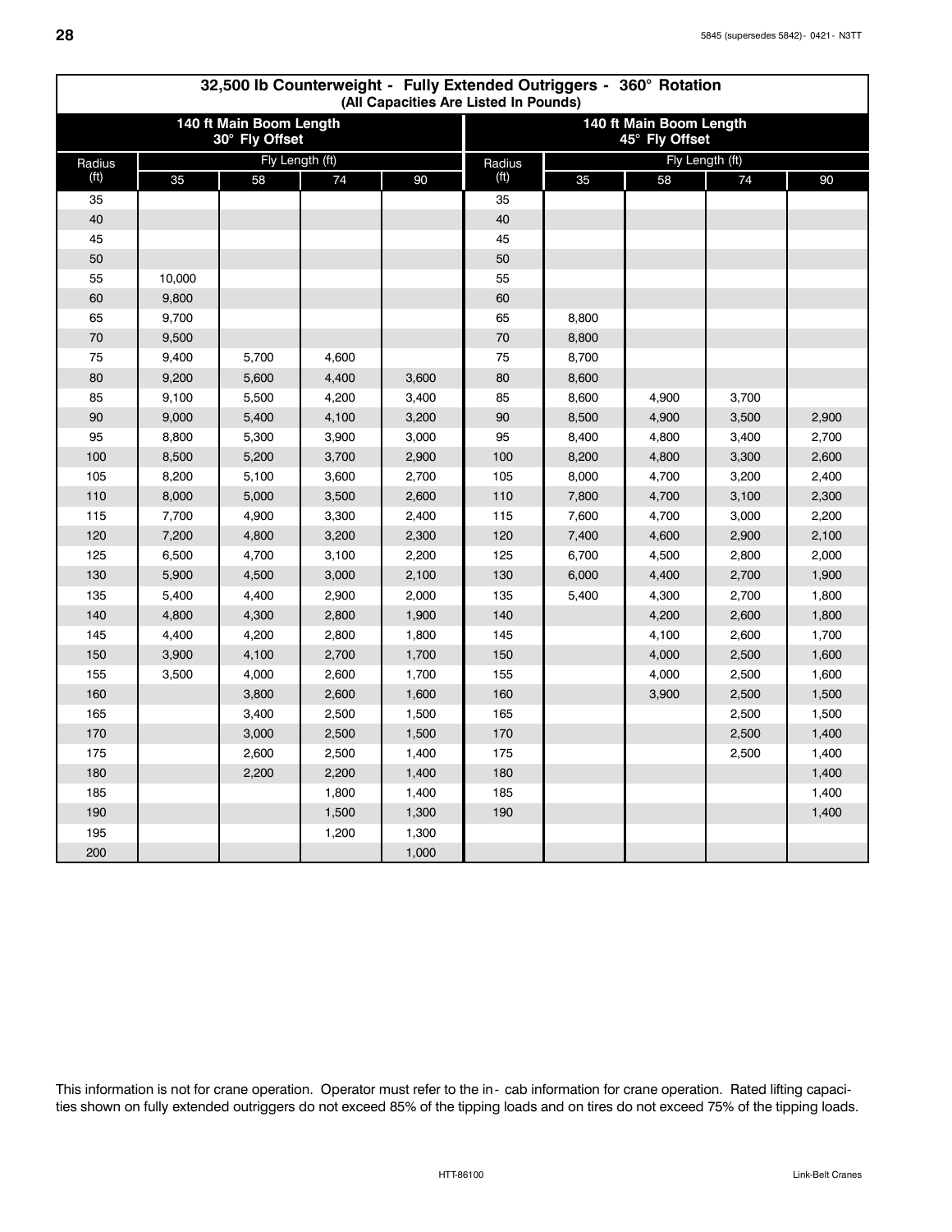## 32,500 lb Counterweight - Fully Extended Outriggers - 360° Rotation
(All Capacities Are Listed In Pounds)

| 140 ft Main Boom Length 30° Fly Offset | | | | | 140 ft Main Boom Length 45° Fly Offset | | | | |
|---|---|---|---|---|---|---|---|---|---|
| Radius (ft) | Fly Length (ft) | | | | Radius (ft) | Fly Length (ft) | | | |
| | 35 | 58 | 74 | 90 | | 35 | 58 | 74 | 90 |
| 35 | | | | | 35 | | | | |
| 40 | | | | | 40 | | | | |
| 45 | | | | | 45 | | | | |
| 50 | | | | | 50 | | | | |
| 55 | 10,000 | | | | 55 | | | | |
| 60 | 9,800 | | | | 60 | | | | |
| 65 | 9,700 | | | | 65 | 8,800 | | | |
| 70 | 9,500 | | | | 70 | 8,800 | | | |
| 75 | 9,400 | 5,700 | 4,600 | | 75 | 8,700 | | | |
| 80 | 9,200 | 5,600 | 4,400 | 3,600 | 80 | 8,600 | | | |
| 85 | 9,100 | 5,500 | 4,200 | 3,400 | 85 | 8,600 | 4,900 | 3,700 | |
| 90 | 9,000 | 5,400 | 4,100 | 3,200 | 90 | 8,500 | 4,900 | 3,500 | 2,900 |
| 95 | 8,800 | 5,300 | 3,900 | 3,000 | 95 | 8,400 | 4,800 | 3,400 | 2,700 |
| 100 | 8,500 | 5,200 | 3,700 | 2,900 | 100 | 8,200 | 4,800 | 3,300 | 2,600 |
| 105 | 8,200 | 5,100 | 3,600 | 2,700 | 105 | 8,000 | 4,700 | 3,200 | 2,400 |
| 110 | 8,000 | 5,000 | 3,500 | 2,600 | 110 | 7,800 | 4,700 | 3,100 | 2,300 |
| 115 | 7,700 | 4,900 | 3,300 | 2,400 | 115 | 7,600 | 4,700 | 3,000 | 2,200 |
| 120 | 7,200 | 4,800 | 3,200 | 2,300 | 120 | 7,400 | 4,600 | 2,900 | 2,100 |
| 125 | 6,500 | 4,700 | 3,100 | 2,200 | 125 | 6,700 | 4,500 | 2,800 | 2,000 |
| 130 | 5,900 | 4,500 | 3,000 | 2,100 | 130 | 6,000 | 4,400 | 2,700 | 1,900 |
| 135 | 5,400 | 4,400 | 2,900 | 2,000 | 135 | 5,400 | 4,300 | 2,700 | 1,800 |
| 140 | 4,800 | 4,300 | 2,800 | 1,900 | 140 | | 4,200 | 2,600 | 1,800 |
| 145 | 4,400 | 4,200 | 2,800 | 1,800 | 145 | | 4,100 | 2,600 | 1,700 |
| 150 | 3,900 | 4,100 | 2,700 | 1,700 | 150 | | 4,000 | 2,500 | 1,600 |
| 155 | 3,500 | 4,000 | 2,600 | 1,700 | 155 | | 4,000 | 2,500 | 1,600 |
| 160 | | 3,800 | 2,600 | 1,600 | 160 | | 3,900 | 2,500 | 1,500 |
| 165 | | 3,400 | 2,500 | 1,500 | 165 | | | 2,500 | 1,500 |
| 170 | | 3,000 | 2,500 | 1,500 | 170 | | | 2,500 | 1,400 |
| 175 | | 2,600 | 2,500 | 1,400 | 175 | | | 2,500 | 1,400 |
| 180 | | 2,200 | 2,200 | 1,400 | 180 | | | | 1,400 |
| 185 | | | 1,800 | 1,400 | 185 | | | | 1,400 |
| 190 | | | 1,500 | 1,300 | 190 | | | | 1,400 |
| 195 | | | 1,200 | 1,300 | | | | | |
| 200 | | | | 1,000 | | | | | |

This information is not for crane operation. Operator must refer to the in-cab information for crane operation. Rated lifting capacities shown on fully extended outriggers do not exceed 85% of the tipping loads and on tires do not exceed 75% of the tipping loads.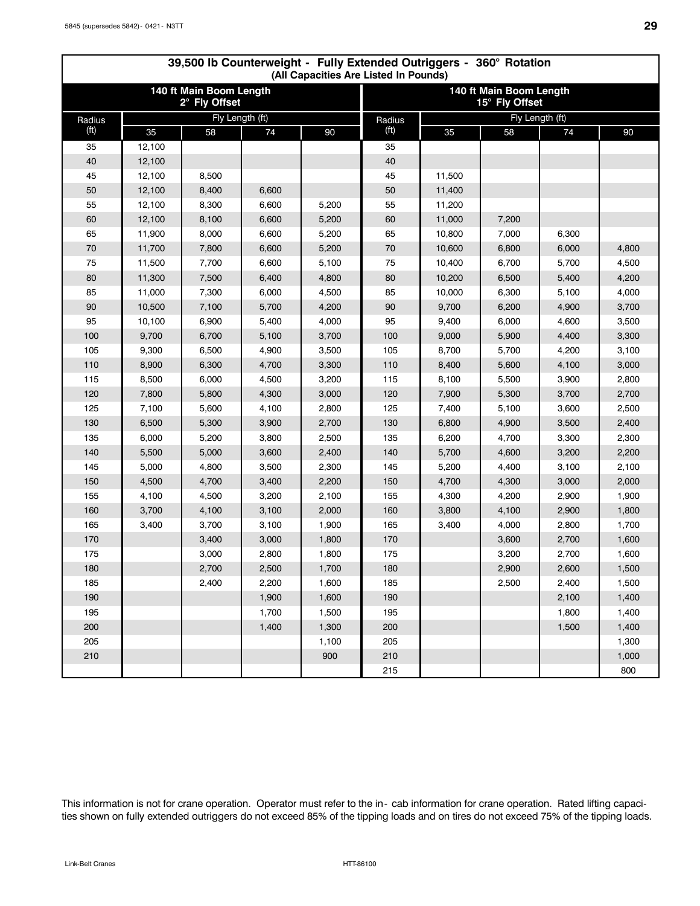## 39,500 lb Counterweight - Fully Extended Outriggers - 360° Rotation

(All Capacities Are Listed In Pounds)

| 140 ft Main Boom Length 2° Fly Offset | | | | | 140 ft Main Boom Length 15° Fly Offset | | | | |
|---|---|---|---|---|---|---|---|---|---|
| Radius (ft) | Fly Length (ft) | | | | Radius (ft) | Fly Length (ft) | | | |
| | 35 | 58 | 74 | 90 | | 35 | 58 | 74 | 90 |
| 35 | 12,100 | | | | 35 | | | | |
| 40 | 12,100 | | | | 40 | | | | |
| 45 | 12,100 | 8,500 | | | 45 | 11,500 | | | |
| 50 | 12,100 | 8,400 | 6,600 | | 50 | 11,400 | | | |
| 55 | 12,100 | 8,300 | 6,600 | 5,200 | 55 | 11,200 | | | |
| 60 | 12,100 | 8,100 | 6,600 | 5,200 | 60 | 11,000 | 7,200 | | |
| 65 | 11,900 | 8,000 | 6,600 | 5,200 | 65 | 10,800 | 7,000 | 6,300 | |
| 70 | 11,700 | 7,800 | 6,600 | 5,200 | 70 | 10,600 | 6,800 | 6,000 | 4,800 |
| 75 | 11,500 | 7,700 | 6,600 | 5,100 | 75 | 10,400 | 6,700 | 5,700 | 4,500 |
| 80 | 11,300 | 7,500 | 6,400 | 4,800 | 80 | 10,200 | 6,500 | 5,400 | 4,200 |
| 85 | 11,000 | 7,300 | 6,000 | 4,500 | 85 | 10,000 | 6,300 | 5,100 | 4,000 |
| 90 | 10,500 | 7,100 | 5,700 | 4,200 | 90 | 9,700 | 6,200 | 4,900 | 3,700 |
| 95 | 10,100 | 6,900 | 5,400 | 4,000 | 95 | 9,400 | 6,000 | 4,600 | 3,500 |
| 100 | 9,700 | 6,700 | 5,100 | 3,700 | 100 | 9,000 | 5,900 | 4,400 | 3,300 |
| 105 | 9,300 | 6,500 | 4,900 | 3,500 | 105 | 8,700 | 5,700 | 4,200 | 3,100 |
| 110 | 8,900 | 6,300 | 4,700 | 3,300 | 110 | 8,400 | 5,600 | 4,100 | 3,000 |
| 115 | 8,500 | 6,000 | 4,500 | 3,200 | 115 | 8,100 | 5,500 | 3,900 | 2,800 |
| 120 | 7,800 | 5,800 | 4,300 | 3,000 | 120 | 7,900 | 5,300 | 3,700 | 2,700 |
| 125 | 7,100 | 5,600 | 4,100 | 2,800 | 125 | 7,400 | 5,100 | 3,600 | 2,500 |
| 130 | 6,500 | 5,300 | 3,900 | 2,700 | 130 | 6,800 | 4,900 | 3,500 | 2,400 |
| 135 | 6,000 | 5,200 | 3,800 | 2,500 | 135 | 6,200 | 4,700 | 3,300 | 2,300 |
| 140 | 5,500 | 5,000 | 3,600 | 2,400 | 140 | 5,700 | 4,600 | 3,200 | 2,200 |
| 145 | 5,000 | 4,800 | 3,500 | 2,300 | 145 | 5,200 | 4,400 | 3,100 | 2,100 |
| 150 | 4,500 | 4,700 | 3,400 | 2,200 | 150 | 4,700 | 4,300 | 3,000 | 2,000 |
| 155 | 4,100 | 4,500 | 3,200 | 2,100 | 155 | 4,300 | 4,200 | 2,900 | 1,900 |
| 160 | 3,700 | 4,100 | 3,100 | 2,000 | 160 | 3,800 | 4,100 | 2,900 | 1,800 |
| 165 | 3,400 | 3,700 | 3,100 | 1,900 | 165 | 3,400 | 4,000 | 2,800 | 1,700 |
| 170 | | 3,400 | 3,000 | 1,800 | 170 | | 3,600 | 2,700 | 1,600 |
| 175 | | 3,000 | 2,800 | 1,800 | 175 | | 3,200 | 2,700 | 1,600 |
| 180 | | 2,700 | 2,500 | 1,700 | 180 | | 2,900 | 2,600 | 1,500 |
| 185 | | 2,400 | 2,200 | 1,600 | 185 | | 2,500 | 2,400 | 1,500 |
| 190 | | | 1,900 | 1,600 | 190 | | | 2,100 | 1,400 |
| 195 | | | 1,700 | 1,500 | 195 | | | 1,800 | 1,400 |
| 200 | | | 1,400 | 1,300 | 200 | | | 1,500 | 1,400 |
| 205 | | | | 1,100 | 205 | | | | 1,300 |
| 210 | | | | 900 | 210 | | | | 1,000 |
| | | | | | 215 | | | | 800 |

This information is not for crane operation. Operator must refer to the in- cab information for crane operation. Rated lifting capacities shown on fully extended outriggers do not exceed 85% of the tipping loads and on tires do not exceed 75% of the tipping loads.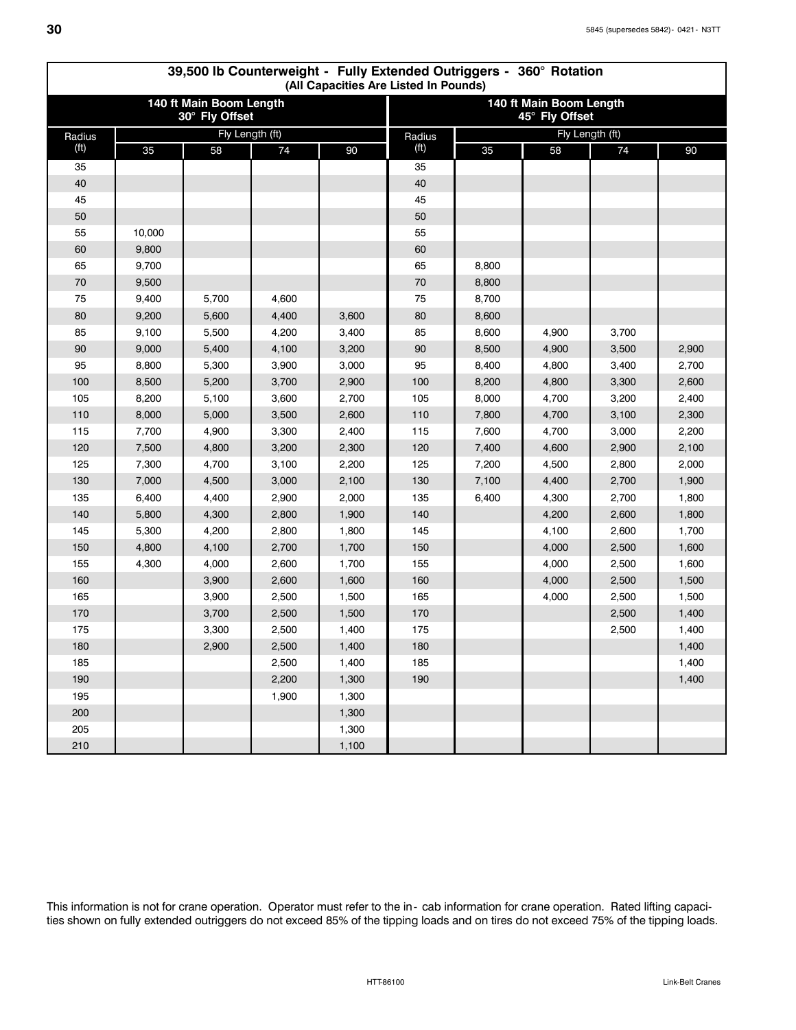## 39,500 lb Counterweight - Fully Extended Outriggers - 360° Rotation

(All Capacities Are Listed In Pounds)

| 140 ft Main Boom Length 30° Fly Offset | | | | | 140 ft Main Boom Length 45° Fly Offset | | | | |
|---|---|---|---|---|---|---|---|---|---|
| Radius (ft) | Fly Length (ft) | | | | Radius (ft) | Fly Length (ft) | | | |
| | 35 | 58 | 74 | 90 | | 35 | 58 | 74 | 90 |
| 35 | | | | | 35 | | | | |
| 40 | | | | | 40 | | | | |
| 45 | | | | | 45 | | | | |
| 50 | | | | | 50 | | | | |
| 55 | 10,000 | | | | 55 | | | | |
| 60 | 9,800 | | | | 60 | | | | |
| 65 | 9,700 | | | | 65 | 8,800 | | | |
| 70 | 9,500 | | | | 70 | 8,800 | | | |
| 75 | 9,400 | 5,700 | 4,600 | | 75 | 8,700 | | | |
| 80 | 9,200 | 5,600 | 4,400 | 3,600 | 80 | 8,600 | | | |
| 85 | 9,100 | 5,500 | 4,200 | 3,400 | 85 | 8,600 | 4,900 | 3,700 | |
| 90 | 9,000 | 5,400 | 4,100 | 3,200 | 90 | 8,500 | 4,900 | 3,500 | 2,900 |
| 95 | 8,800 | 5,300 | 3,900 | 3,000 | 95 | 8,400 | 4,800 | 3,400 | 2,700 |
| 100 | 8,500 | 5,200 | 3,700 | 2,900 | 100 | 8,200 | 4,800 | 3,300 | 2,600 |
| 105 | 8,200 | 5,100 | 3,600 | 2,700 | 105 | 8,000 | 4,700 | 3,200 | 2,400 |
| 110 | 8,000 | 5,000 | 3,500 | 2,600 | 110 | 7,800 | 4,700 | 3,100 | 2,300 |
| 115 | 7,700 | 4,900 | 3,300 | 2,400 | 115 | 7,600 | 4,700 | 3,000 | 2,200 |
| 120 | 7,500 | 4,800 | 3,200 | 2,300 | 120 | 7,400 | 4,600 | 2,900 | 2,100 |
| 125 | 7,300 | 4,700 | 3,100 | 2,200 | 125 | 7,200 | 4,500 | 2,800 | 2,000 |
| 130 | 7,000 | 4,500 | 3,000 | 2,100 | 130 | 7,100 | 4,400 | 2,700 | 1,900 |
| 135 | 6,400 | 4,400 | 2,900 | 2,000 | 135 | 6,400 | 4,300 | 2,700 | 1,800 |
| 140 | 5,800 | 4,300 | 2,800 | 1,900 | 140 | | 4,200 | 2,600 | 1,800 |
| 145 | 5,300 | 4,200 | 2,800 | 1,800 | 145 | | 4,100 | 2,600 | 1,700 |
| 150 | 4,800 | 4,100 | 2,700 | 1,700 | 150 | | 4,000 | 2,500 | 1,600 |
| 155 | 4,300 | 4,000 | 2,600 | 1,700 | 155 | | 4,000 | 2,500 | 1,600 |
| 160 | | 3,900 | 2,600 | 1,600 | 160 | | 4,000 | 2,500 | 1,500 |
| 165 | | 3,900 | 2,500 | 1,500 | 165 | | 4,000 | 2,500 | 1,500 |
| 170 | | 3,700 | 2,500 | 1,500 | 170 | | | 2,500 | 1,400 |
| 175 | | 3,300 | 2,500 | 1,400 | 175 | | | 2,500 | 1,400 |
| 180 | | 2,900 | 2,500 | 1,400 | 180 | | | | 1,400 |
| 185 | | | 2,500 | 1,400 | 185 | | | | 1,400 |
| 190 | | | 2,200 | 1,300 | 190 | | | | 1,400 |
| 195 | | | 1,900 | 1,300 | | | | | |
| 200 | | | | 1,300 | | | | | |
| 205 | | | | 1,300 | | | | | |
| 210 | | | | 1,100 | | | | | |

This information is not for crane operation. Operator must refer to the in-cab information for crane operation. Rated lifting capacities shown on fully extended outriggers do not exceed 85% of the tipping loads and on tires do not exceed 75% of the tipping loads.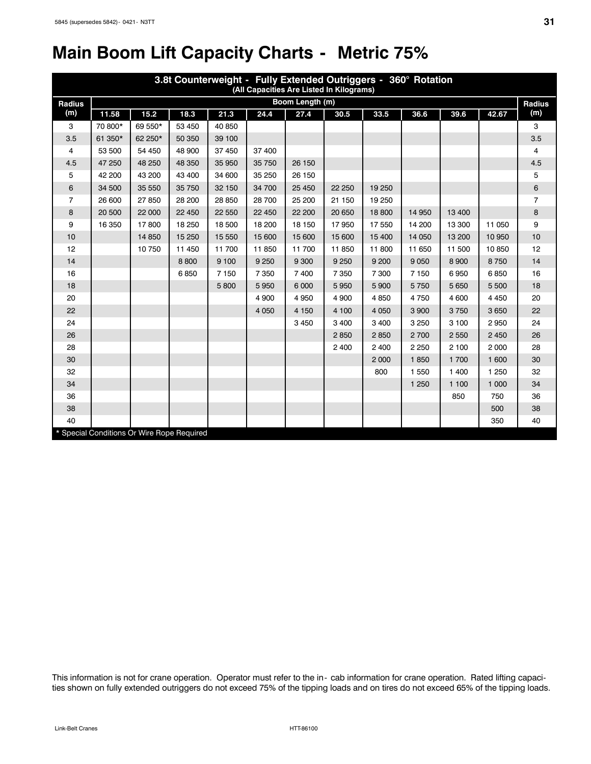# Main Boom Lift Capacity Charts - Metric 75%

| 3.8t Counterweight - Fully Extended Outriggers - 360° Rotation (All Capacities Are Listed In Kilograms) | | | | | | | | | | | | |
|---|---|---|---|---|---|---|---|---|---|---|---|---|
| Radius (m) | Boom Length (m) | | | | | | | | | | | Radius (m) |
| | 11.58 | 15.2 | 18.3 | 21.3 | 24.4 | 27.4 | 30.5 | 33.5 | 36.6 | 39.6 | 42.67 | |
| 3 | 70 800* | 69 550* | 53 450 | 40 850 | | | | | | | | 3 |
| 3.5 | 61 350* | 62 250* | 50 350 | 39 100 | | | | | | | | 3.5 |
| 4 | 53 500 | 54 450 | 48 900 | 37 450 | 37 400 | | | | | | | 4 |
| 4.5 | 47 250 | 48 250 | 48 350 | 35 950 | 35 750 | 26 150 | | | | | | 4.5 |
| 5 | 42 200 | 43 200 | 43 400 | 34 600 | 35 250 | 26 150 | | | | | | 5 |
| 6 | 34 500 | 35 550 | 35 750 | 32 150 | 34 700 | 25 450 | 22 250 | 19 250 | | | | 6 |
| 7 | 26 600 | 27 850 | 28 200 | 28 850 | 28 700 | 25 200 | 21 150 | 19 250 | | | | 7 |
| 8 | 20 500 | 22 000 | 22 450 | 22 550 | 22 450 | 22 200 | 20 650 | 18 800 | 14 950 | 13 400 | | 8 |
| 9 | 16 350 | 17 800 | 18 250 | 18 500 | 18 200 | 18 150 | 17 950 | 17 550 | 14 200 | 13 300 | 11 050 | 9 |
| 10 | | 14 850 | 15 250 | 15 550 | 15 600 | 15 600 | 15 600 | 15 400 | 14 050 | 13 200 | 10 950 | 10 |
| 12 | | 10 750 | 11 450 | 11 700 | 11 850 | 11 700 | 11 850 | 11 800 | 11 650 | 11 500 | 10 850 | 12 |
| 14 | | | 8 800 | 9 100 | 9 250 | 9 300 | 9 250 | 9 200 | 9 050 | 8 900 | 8 750 | 14 |
| 16 | | | 6 850 | 7 150 | 7 350 | 7 400 | 7 350 | 7 300 | 7 150 | 6 950 | 6 850 | 16 |
| 18 | | | | 5 800 | 5 950 | 6 000 | 5 950 | 5 900 | 5 750 | 5 650 | 5 500 | 18 |
| 20 | | | | | 4 900 | 4 950 | 4 900 | 4 850 | 4 750 | 4 600 | 4 450 | 20 |
| 22 | | | | | 4 050 | 4 150 | 4 100 | 4 050 | 3 900 | 3 750 | 3 650 | 22 |
| 24 | | | | | | 3 450 | 3 400 | 3 400 | 3 250 | 3 100 | 2 950 | 24 |
| 26 | | | | | | | 2 850 | 2 850 | 2 700 | 2 550 | 2 450 | 26 |
| 28 | | | | | | | 2 400 | 2 400 | 2 250 | 2 100 | 2 000 | 28 |
| 30 | | | | | | | | 2 000 | 1 850 | 1 700 | 1 600 | 30 |
| 32 | | | | | | | | 800 | 1 550 | 1 400 | 1 250 | 32 |
| 34 | | | | | | | | | 1 250 | 1 100 | 1 000 | 34 |
| 36 | | | | | | | | | | 850 | 750 | 36 |
| 38 | | | | | | | | | | | 500 | 38 |
| 40 | | | | | | | | | | | 350 | 40 |

\* Special Conditions Or Wire Rope Required

This information is not for crane operation. Operator must refer to the in-cab information for crane operation. Rated lifting capacities shown on fully extended outriggers do not exceed 75% of the tipping loads and on tires do not exceed 65% of the tipping loads.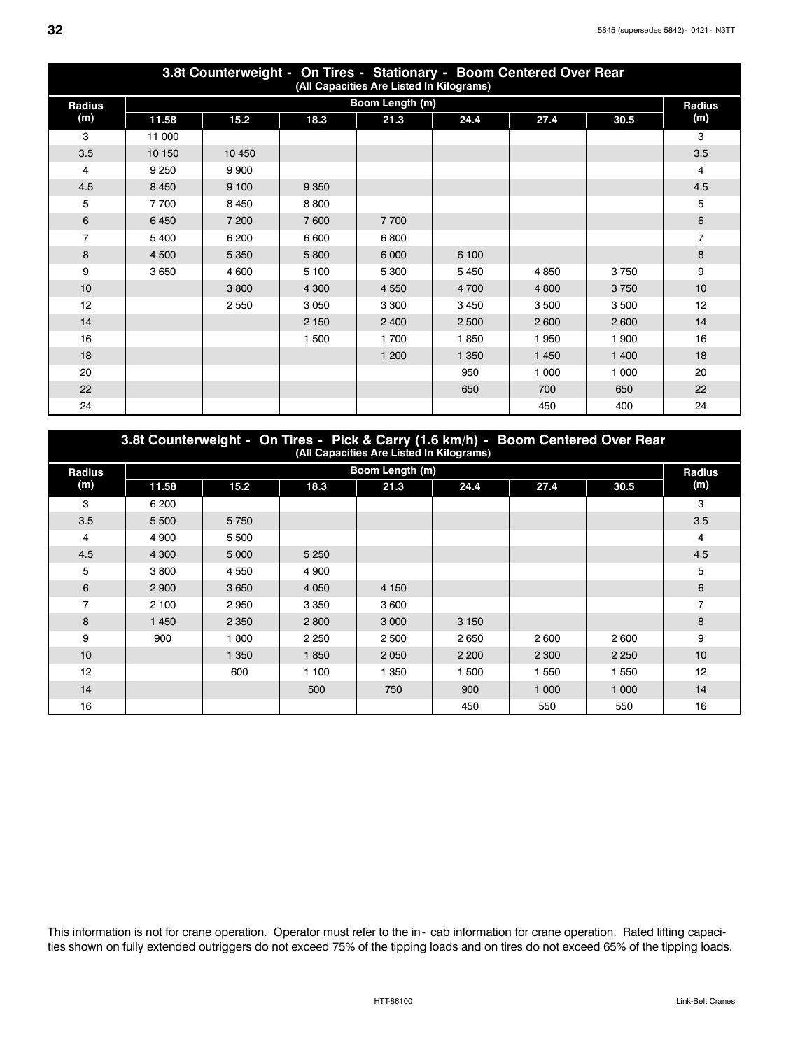## 3.8t Counterweight - On Tires - Stationary - Boom Centered Over Rear

(All Capacities Are Listed In Kilograms)

| Radius (m) | Boom Length (m) | | | | | | | Radius (m) |
|---|---|---|---|---|---|---|---|---|
| | 11.58 | 15.2 | 18.3 | 21.3 | 24.4 | 27.4 | 30.5 | |
| 3 | 11 000 | | | | | | | 3 |
| 3.5 | 10 150 | 10 450 | | | | | | 3.5 |
| 4 | 9 250 | 9 900 | | | | | | 4 |
| 4.5 | 8 450 | 9 100 | 9 350 | | | | | 4.5 |
| 5 | 7 700 | 8 450 | 8 800 | | | | | 5 |
| 6 | 6 450 | 7 200 | 7 600 | 7 700 | | | | 6 |
| 7 | 5 400 | 6 200 | 6 600 | 6 800 | | | | 7 |
| 8 | 4 500 | 5 350 | 5 800 | 6 000 | 6 100 | | | 8 |
| 9 | 3 650 | 4 600 | 5 100 | 5 300 | 5 450 | 4 850 | 3 750 | 9 |
| 10 | | 3 800 | 4 300 | 4 550 | 4 700 | 4 800 | 3 750 | 10 |
| 12 | | 2 550 | 3 050 | 3 300 | 3 450 | 3 500 | 3 500 | 12 |
| 14 | | | 2 150 | 2 400 | 2 500 | 2 600 | 2 600 | 14 |
| 16 | | | 1 500 | 1 700 | 1 850 | 1 950 | 1 900 | 16 |
| 18 | | | | 1 200 | 1 350 | 1 450 | 1 400 | 18 |
| 20 | | | | | 950 | 1 000 | 1 000 | 20 |
| 22 | | | | | 650 | 700 | 650 | 22 |
| 24 | | | | | | 450 | 400 | 24 |

## 3.8t Counterweight - On Tires - Pick & Carry (1.6 km/h) - Boom Centered Over Rear

(All Capacities Are Listed In Kilograms)

| Radius (m) | Boom Length (m) | | | | | | | Radius (m) |
|---|---|---|---|---|---|---|---|---|
| | 11.58 | 15.2 | 18.3 | 21.3 | 24.4 | 27.4 | 30.5 | |
| 3 | 6 200 | | | | | | | 3 |
| 3.5 | 5 500 | 5 750 | | | | | | 3.5 |
| 4 | 4 900 | 5 500 | | | | | | 4 |
| 4.5 | 4 300 | 5 000 | 5 250 | | | | | 4.5 |
| 5 | 3 800 | 4 550 | 4 900 | | | | | 5 |
| 6 | 2 900 | 3 650 | 4 050 | 4 150 | | | | 6 |
| 7 | 2 100 | 2 950 | 3 350 | 3 600 | | | | 7 |
| 8 | 1 450 | 2 350 | 2 800 | 3 000 | 3 150 | | | 8 |
| 9 | 900 | 1 800 | 2 250 | 2 500 | 2 650 | 2 600 | 2 600 | 9 |
| 10 | | 1 350 | 1 850 | 2 050 | 2 200 | 2 300 | 2 250 | 10 |
| 12 | | 600 | 1 100 | 1 350 | 1 500 | 1 550 | 1 550 | 12 |
| 14 | | | 500 | 750 | 900 | 1 000 | 1 000 | 14 |
| 16 | | | | | 450 | 550 | 550 | 16 |

This information is not for crane operation. Operator must refer to the in- cab information for crane operation. Rated lifting capacities shown on fully extended outriggers do not exceed 75% of the tipping loads and on tires do not exceed 65% of the tipping loads.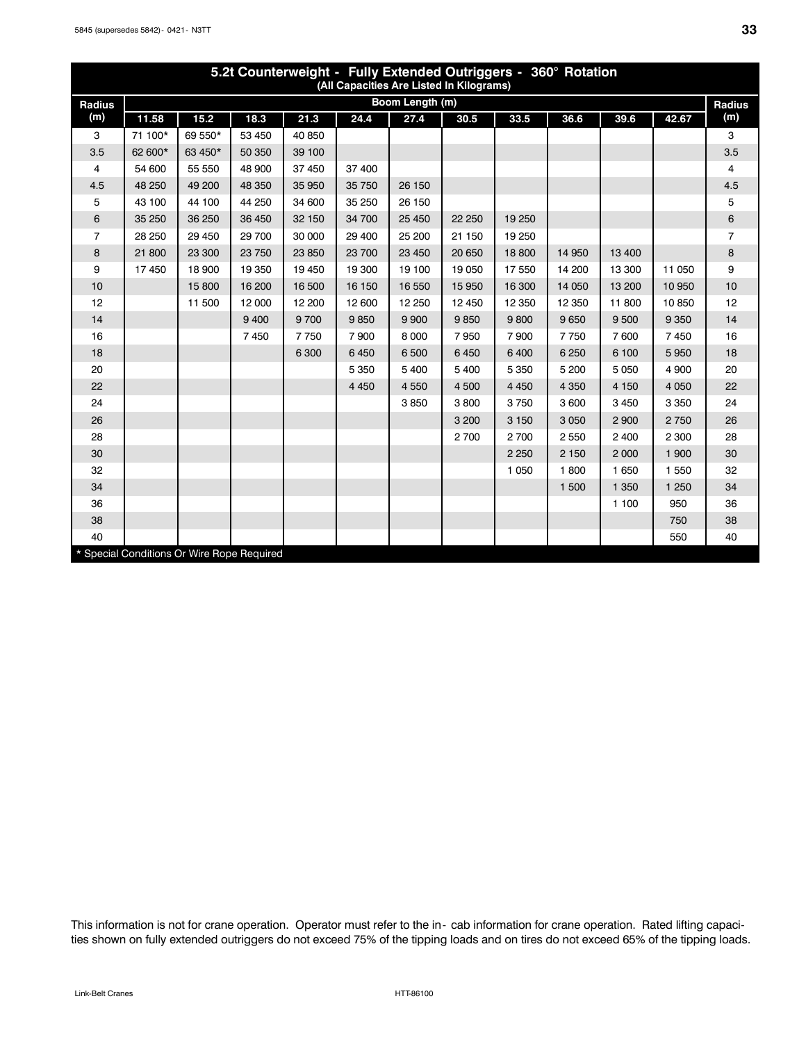## 5.2t Counterweight - Fully Extended Outriggers - 360° Rotation

(All Capacities Are Listed In Kilograms)

| Radius (m) | Boom Length (m) | | | | | | | | | | | Radius (m) |
|---|---|---|---|---|---|---|---|---|---|---|---|---|
| | 11.58 | 15.2 | 18.3 | 21.3 | 24.4 | 27.4 | 30.5 | 33.5 | 36.6 | 39.6 | 42.67 | |
| 3 | 71 100* | 69 550* | 53 450 | 40 850 | | | | | | | | 3 |
| 3.5 | 62 600* | 63 450* | 50 350 | 39 100 | | | | | | | | 3.5 |
| 4 | 54 600 | 55 550 | 48 900 | 37 450 | 37 400 | | | | | | | 4 |
| 4.5 | 48 250 | 49 200 | 48 350 | 35 950 | 35 750 | 26 150 | | | | | | 4.5 |
| 5 | 43 100 | 44 100 | 44 250 | 34 600 | 35 250 | 26 150 | | | | | | 5 |
| 6 | 35 250 | 36 250 | 36 450 | 32 150 | 34 700 | 25 450 | 22 250 | 19 250 | | | | 6 |
| 7 | 28 250 | 29 450 | 29 700 | 30 000 | 29 400 | 25 200 | 21 150 | 19 250 | | | | 7 |
| 8 | 21 800 | 23 300 | 23 750 | 23 850 | 23 700 | 23 450 | 20 650 | 18 800 | 14 950 | 13 400 | | 8 |
| 9 | 17 450 | 18 900 | 19 350 | 19 450 | 19 300 | 19 100 | 19 050 | 17 550 | 14 200 | 13 300 | 11 050 | 9 |
| 10 | | 15 800 | 16 200 | 16 500 | 16 150 | 16 550 | 15 950 | 16 300 | 14 050 | 13 200 | 10 950 | 10 |
| 12 | | 11 500 | 12 000 | 12 200 | 12 600 | 12 250 | 12 450 | 12 350 | 12 350 | 11 800 | 10 850 | 12 |
| 14 | | | 9 400 | 9 700 | 9 850 | 9 900 | 9 850 | 9 800 | 9 650 | 9 500 | 9 350 | 14 |
| 16 | | | 7 450 | 7 750 | 7 900 | 8 000 | 7 950 | 7 900 | 7 750 | 7 600 | 7 450 | 16 |
| 18 | | | | 6 300 | 6 450 | 6 500 | 6 450 | 6 400 | 6 250 | 6 100 | 5 950 | 18 |
| 20 | | | | | 5 350 | 5 400 | 5 400 | 5 350 | 5 200 | 5 050 | 4 900 | 20 |
| 22 | | | | | 4 450 | 4 550 | 4 500 | 4 450 | 4 350 | 4 150 | 4 050 | 22 |
| 24 | | | | | | 3 850 | 3 800 | 3 750 | 3 600 | 3 450 | 3 350 | 24 |
| 26 | | | | | | | 3 200 | 3 150 | 3 050 | 2 900 | 2 750 | 26 |
| 28 | | | | | | | 2 700 | 2 700 | 2 550 | 2 400 | 2 300 | 28 |
| 30 | | | | | | | | 2 250 | 2 150 | 2 000 | 1 900 | 30 |
| 32 | | | | | | | | 1 050 | 1 800 | 1 650 | 1 550 | 32 |
| 34 | | | | | | | | | 1 500 | 1 350 | 1 250 | 34 |
| 36 | | | | | | | | | | 1 100 | 950 | 36 |
| 38 | | | | | | | | | | | 750 | 38 |
| 40 | | | | | | | | | | | 550 | 40 |

\* Special Conditions Or Wire Rope Required

This information is not for crane operation. Operator must refer to the in- cab information for crane operation. Rated lifting capacities shown on fully extended outriggers do not exceed 75% of the tipping loads and on tires do not exceed 65% of the tipping loads.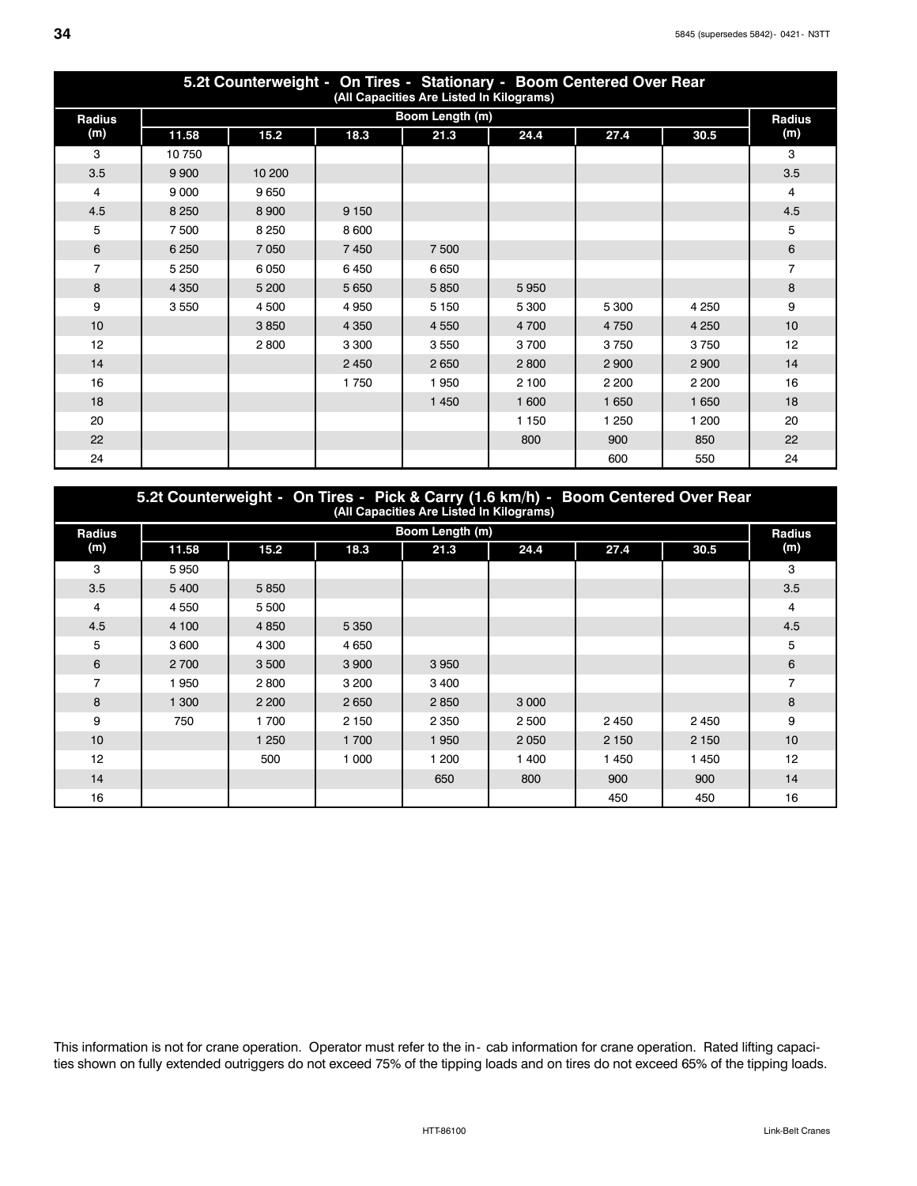## 5.2t Counterweight - On Tires - Stationary - Boom Centered Over Rear

(All Capacities Are Listed In Kilograms)

| Radius (m) | Boom Length (m) | | | | | | | Radius (m) |
|---|---|---|---|---|---|---|---|---|
| | 11.58 | 15.2 | 18.3 | 21.3 | 24.4 | 27.4 | 30.5 | |
| 3 | 10 750 | | | | | | | 3 |
| 3.5 | 9 900 | 10 200 | | | | | | 3.5 |
| 4 | 9 000 | 9 650 | | | | | | 4 |
| 4.5 | 8 250 | 8 900 | 9 150 | | | | | 4.5 |
| 5 | 7 500 | 8 250 | 8 600 | | | | | 5 |
| 6 | 6 250 | 7 050 | 7 450 | 7 500 | | | | 6 |
| 7 | 5 250 | 6 050 | 6 450 | 6 650 | | | | 7 |
| 8 | 4 350 | 5 200 | 5 650 | 5 850 | 5 950 | | | 8 |
| 9 | 3 550 | 4 500 | 4 950 | 5 150 | 5 300 | 5 300 | 4 250 | 9 |
| 10 | | 3 850 | 4 350 | 4 550 | 4 700 | 4 750 | 4 250 | 10 |
| 12 | | 2 800 | 3 300 | 3 550 | 3 700 | 3 750 | 3 750 | 12 |
| 14 | | | 2 450 | 2 650 | 2 800 | 2 900 | 2 900 | 14 |
| 16 | | | 1 750 | 1 950 | 2 100 | 2 200 | 2 200 | 16 |
| 18 | | | | 1 450 | 1 600 | 1 650 | 1 650 | 18 |
| 20 | | | | | 1 150 | 1 250 | 1 200 | 20 |
| 22 | | | | | 800 | 900 | 850 | 22 |
| 24 | | | | | | 600 | 550 | 24 |

## 5.2t Counterweight - On Tires - Pick & Carry (1.6 km/h) - Boom Centered Over Rear

(All Capacities Are Listed In Kilograms)

| Radius (m) | Boom Length (m) | | | | | | | Radius (m) |
|---|---|---|---|---|---|---|---|---|
| | 11.58 | 15.2 | 18.3 | 21.3 | 24.4 | 27.4 | 30.5 | |
| 3 | 5 950 | | | | | | | 3 |
| 3.5 | 5 400 | 5 850 | | | | | | 3.5 |
| 4 | 4 550 | 5 500 | | | | | | 4 |
| 4.5 | 4 100 | 4 850 | 5 350 | | | | | 4.5 |
| 5 | 3 600 | 4 300 | 4 650 | | | | | 5 |
| 6 | 2 700 | 3 500 | 3 900 | 3 950 | | | | 6 |
| 7 | 1 950 | 2 800 | 3 200 | 3 400 | | | | 7 |
| 8 | 1 300 | 2 200 | 2 650 | 2 850 | 3 000 | | | 8 |
| 9 | 750 | 1 700 | 2 150 | 2 350 | 2 500 | 2 450 | 2 450 | 9 |
| 10 | | 1 250 | 1 700 | 1 950 | 2 050 | 2 150 | 2 150 | 10 |
| 12 | | 500 | 1 000 | 1 200 | 1 400 | 1 450 | 1 450 | 12 |
| 14 | | | | 650 | 800 | 900 | 900 | 14 |
| 16 | | | | | | 450 | 450 | 16 |

This information is not for crane operation. Operator must refer to the in-cab information for crane operation. Rated lifting capacities shown on fully extended outriggers do not exceed 75% of the tipping loads and on tires do not exceed 65% of the tipping loads.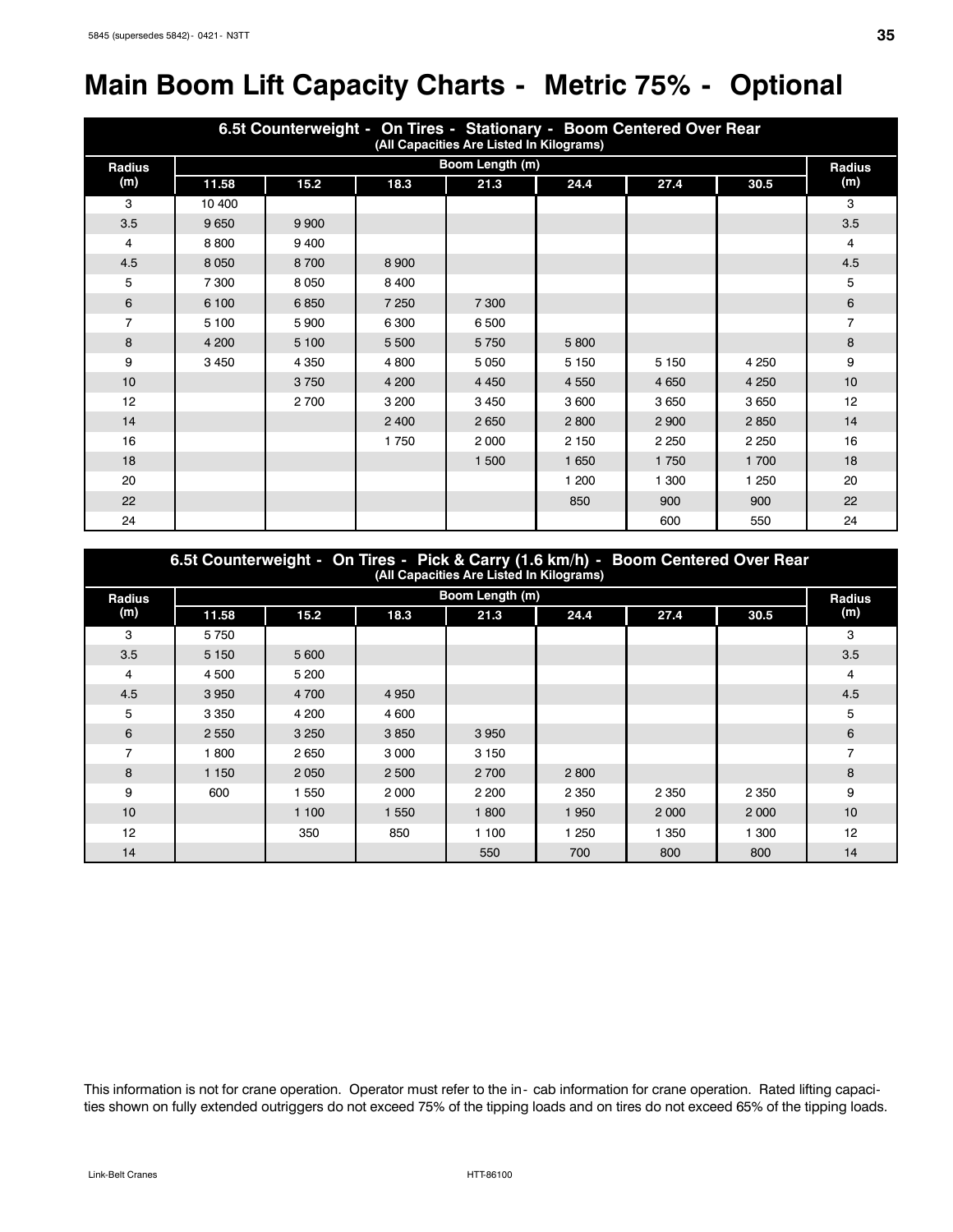# Main Boom Lift Capacity Charts - Metric 75% - Optional

| 6.5t Counterweight - On Tires - Stationary - Boom Centered Over Rear (All Capacities Are Listed In Kilograms) | | | | | | | | |
|---|---|---|---|---|---|---|---|---|
| Radius (m) | Boom Length (m) | | | | | | | Radius (m) |
| | 11.58 | 15.2 | 18.3 | 21.3 | 24.4 | 27.4 | 30.5 | |
| 3 | 10 400 | | | | | | | 3 |
| 3.5 | 9 650 | 9 900 | | | | | | 3.5 |
| 4 | 8 800 | 9 400 | | | | | | 4 |
| 4.5 | 8 050 | 8 700 | 8 900 | | | | | 4.5 |
| 5 | 7 300 | 8 050 | 8 400 | | | | | 5 |
| 6 | 6 100 | 6 850 | 7 250 | 7 300 | | | | 6 |
| 7 | 5 100 | 5 900 | 6 300 | 6 500 | | | | 7 |
| 8 | 4 200 | 5 100 | 5 500 | 5 750 | 5 800 | | | 8 |
| 9 | 3 450 | 4 350 | 4 800 | 5 050 | 5 150 | 5 150 | 4 250 | 9 |
| 10 | | 3 750 | 4 200 | 4 450 | 4 550 | 4 650 | 4 250 | 10 |
| 12 | | 2 700 | 3 200 | 3 450 | 3 600 | 3 650 | 3 650 | 12 |
| 14 | | | 2 400 | 2 650 | 2 800 | 2 900 | 2 850 | 14 |
| 16 | | | 1 750 | 2 000 | 2 150 | 2 250 | 2 250 | 16 |
| 18 | | | | 1 500 | 1 650 | 1 750 | 1 700 | 18 |
| 20 | | | | | 1 200 | 1 300 | 1 250 | 20 |
| 22 | | | | | 850 | 900 | 900 | 22 |
| 24 | | | | | | 600 | 550 | 24 |

| 6.5t Counterweight - On Tires - Pick & Carry (1.6 km/h) - Boom Centered Over Rear (All Capacities Are Listed In Kilograms) | | | | | | | | |
|---|---|---|---|---|---|---|---|---|
| Radius (m) | Boom Length (m) | | | | | | | Radius (m) |
| | 11.58 | 15.2 | 18.3 | 21.3 | 24.4 | 27.4 | 30.5 | |
| 3 | 5 750 | | | | | | | 3 |
| 3.5 | 5 150 | 5 600 | | | | | | 3.5 |
| 4 | 4 500 | 5 200 | | | | | | 4 |
| 4.5 | 3 950 | 4 700 | 4 950 | | | | | 4.5 |
| 5 | 3 350 | 4 200 | 4 600 | | | | | 5 |
| 6 | 2 550 | 3 250 | 3 850 | 3 950 | | | | 6 |
| 7 | 1 800 | 2 650 | 3 000 | 3 150 | | | | 7 |
| 8 | 1 150 | 2 050 | 2 500 | 2 700 | 2 800 | | | 8 |
| 9 | 600 | 1 550 | 2 000 | 2 200 | 2 350 | 2 350 | 2 350 | 9 |
| 10 | | 1 100 | 1 550 | 1 800 | 1 950 | 2 000 | 2 000 | 10 |
| 12 | | 350 | 850 | 1 100 | 1 250 | 1 350 | 1 300 | 12 |
| 14 | | | | 550 | 700 | 800 | 800 | 14 |

This information is not for crane operation. Operator must refer to the in- cab information for crane operation. Rated lifting capacities shown on fully extended outriggers do not exceed 75% of the tipping loads and on tires do not exceed 65% of the tipping loads.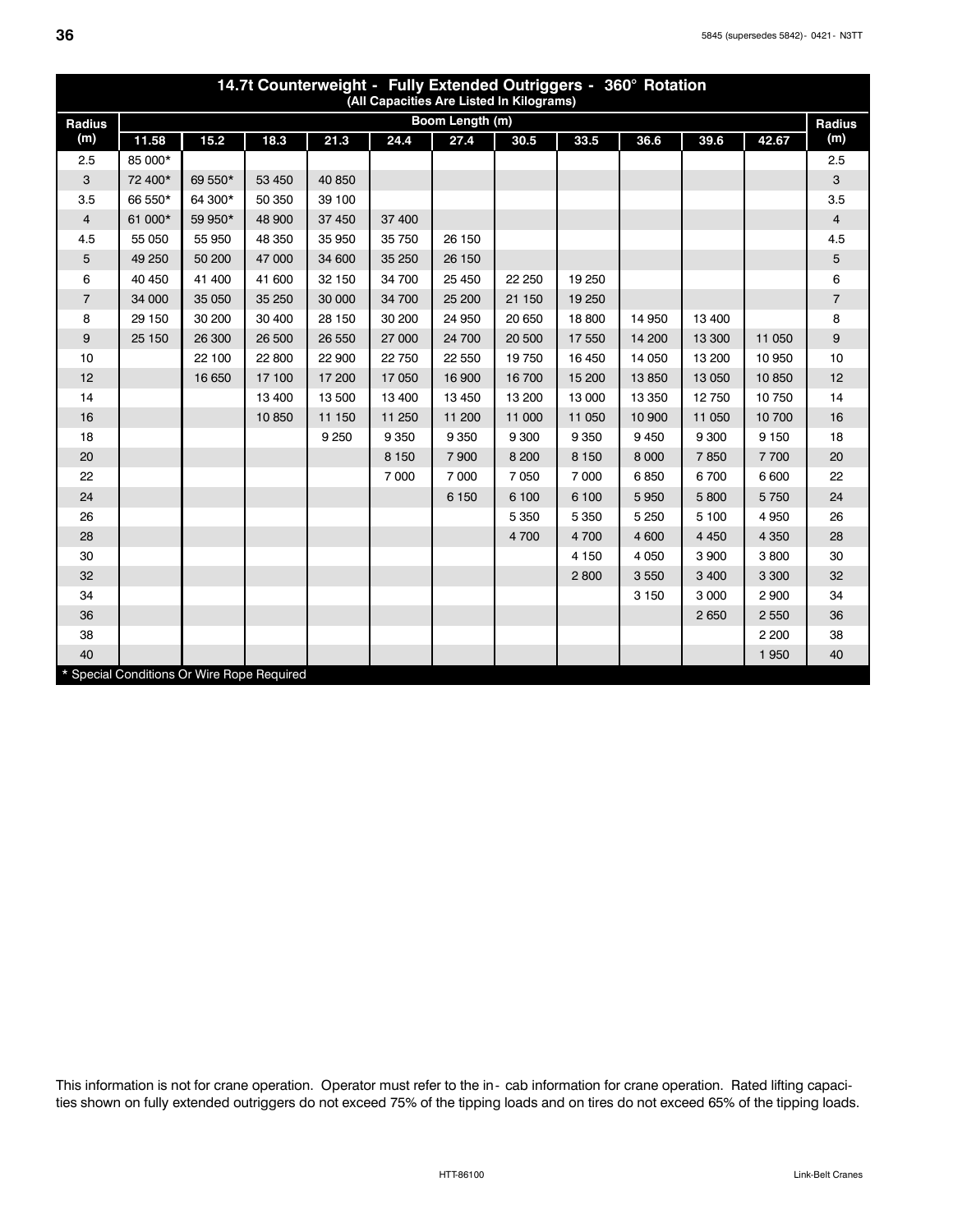## 14.7t Counterweight - Fully Extended Outriggers - 360° Rotation

(All Capacities Are Listed In Kilograms)

| Radius (m) | Boom Length (m) | | | | | | | | | | | Radius (m) |
|---|---|---|---|---|---|---|---|---|---|---|---|---|
| | 11.58 | 15.2 | 18.3 | 21.3 | 24.4 | 27.4 | 30.5 | 33.5 | 36.6 | 39.6 | 42.67 | |
| 2.5 | 85 000* | | | | | | | | | | | 2.5 |
| 3 | 72 400* | 69 550* | 53 450 | 40 850 | | | | | | | | 3 |
| 3.5 | 66 550* | 64 300* | 50 350 | 39 100 | | | | | | | | 3.5 |
| 4 | 61 000* | 59 950* | 48 900 | 37 450 | 37 400 | | | | | | | 4 |
| 4.5 | 55 050 | 55 950 | 48 350 | 35 950 | 35 750 | 26 150 | | | | | | 4.5 |
| 5 | 49 250 | 50 200 | 47 000 | 34 600 | 35 250 | 26 150 | | | | | | 5 |
| 6 | 40 450 | 41 400 | 41 600 | 32 150 | 34 700 | 25 450 | 22 250 | 19 250 | | | | 6 |
| 7 | 34 000 | 35 050 | 35 250 | 30 000 | 34 700 | 25 200 | 21 150 | 19 250 | | | | 7 |
| 8 | 29 150 | 30 200 | 30 400 | 28 150 | 30 200 | 24 950 | 20 650 | 18 800 | 14 950 | 13 400 | | 8 |
| 9 | 25 150 | 26 300 | 26 500 | 26 550 | 27 000 | 24 700 | 20 500 | 17 550 | 14 200 | 13 300 | 11 050 | 9 |
| 10 | | 22 100 | 22 800 | 22 900 | 22 750 | 22 550 | 19 750 | 16 450 | 14 050 | 13 200 | 10 950 | 10 |
| 12 | | 16 650 | 17 100 | 17 200 | 17 050 | 16 900 | 16 700 | 15 200 | 13 850 | 13 050 | 10 850 | 12 |
| 14 | | | 13 400 | 13 500 | 13 400 | 13 450 | 13 200 | 13 000 | 13 350 | 12 750 | 10 750 | 14 |
| 16 | | | 10 850 | 11 150 | 11 250 | 11 200 | 11 000 | 11 050 | 10 900 | 11 050 | 10 700 | 16 |
| 18 | | | | 9 250 | 9 350 | 9 350 | 9 300 | 9 350 | 9 450 | 9 300 | 9 150 | 18 |
| 20 | | | | | 8 150 | 7 900 | 8 200 | 8 150 | 8 000 | 7 850 | 7 700 | 20 |
| 22 | | | | | 7 000 | 7 000 | 7 050 | 7 000 | 6 850 | 6 700 | 6 600 | 22 |
| 24 | | | | | | 6 150 | 6 100 | 6 100 | 5 950 | 5 800 | 5 750 | 24 |
| 26 | | | | | | | 5 350 | 5 350 | 5 250 | 5 100 | 4 950 | 26 |
| 28 | | | | | | | 4 700 | 4 700 | 4 600 | 4 450 | 4 350 | 28 |
| 30 | | | | | | | | 4 150 | 4 050 | 3 900 | 3 800 | 30 |
| 32 | | | | | | | | 2 800 | 3 550 | 3 400 | 3 300 | 32 |
| 34 | | | | | | | | | 3 150 | 3 000 | 2 900 | 34 |
| 36 | | | | | | | | | | 2 650 | 2 550 | 36 |
| 38 | | | | | | | | | | | 2 200 | 38 |
| 40 | | | | | | | | | | | 1 950 | 40 |

* Special Conditions Or Wire Rope Required

This information is not for crane operation. Operator must refer to the in- cab information for crane operation. Rated lifting capacities shown on fully extended outriggers do not exceed 75% of the tipping loads and on tires do not exceed 65% of the tipping loads.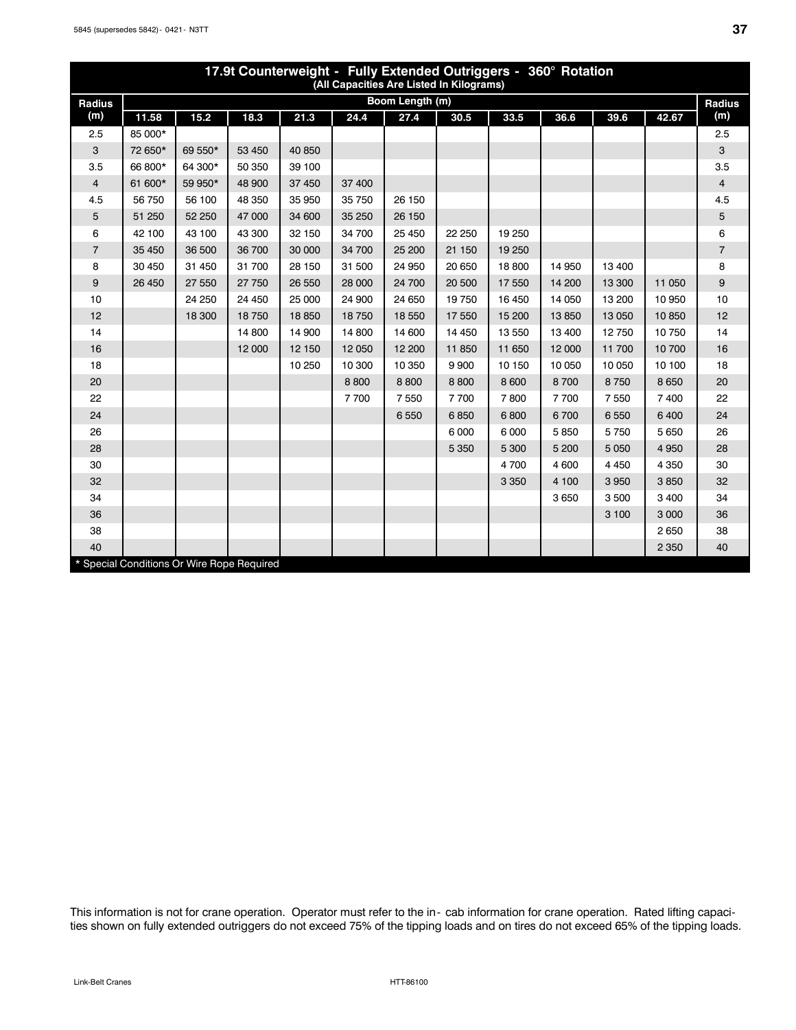| 17.9t Counterweight - Fully Extended Outriggers - 360° Rotation (All Capacities Are Listed In Kilograms) | | | | | | | | | | | | |
|---|---|---|---|---|---|---|---|---|---|---|---|---|
| Radius (m) | Boom Length (m) | | | | | | | | | | | Radius (m) |
| | 11.58 | 15.2 | 18.3 | 21.3 | 24.4 | 27.4 | 30.5 | 33.5 | 36.6 | 39.6 | 42.67 | |
| 2.5 | 85 000* | | | | | | | | | | | 2.5 |
| 3 | 72 650* | 69 550* | 53 450 | 40 850 | | | | | | | | 3 |
| 3.5 | 66 800* | 64 300* | 50 350 | 39 100 | | | | | | | | 3.5 |
| 4 | 61 600* | 59 950* | 48 900 | 37 450 | 37 400 | | | | | | | 4 |
| 4.5 | 56 750 | 56 100 | 48 350 | 35 950 | 35 750 | 26 150 | | | | | | 4.5 |
| 5 | 51 250 | 52 250 | 47 000 | 34 600 | 35 250 | 26 150 | | | | | | 5 |
| 6 | 42 100 | 43 100 | 43 300 | 32 150 | 34 700 | 25 450 | 22 250 | 19 250 | | | | 6 |
| 7 | 35 450 | 36 500 | 36 700 | 30 000 | 34 700 | 25 200 | 21 150 | 19 250 | | | | 7 |
| 8 | 30 450 | 31 450 | 31 700 | 28 150 | 31 500 | 24 950 | 20 650 | 18 800 | 14 950 | 13 400 | | 8 |
| 9 | 26 450 | 27 550 | 27 750 | 26 550 | 28 000 | 24 700 | 20 500 | 17 550 | 14 200 | 13 300 | 11 050 | 9 |
| 10 | | 24 250 | 24 450 | 25 000 | 24 900 | 24 650 | 19 750 | 16 450 | 14 050 | 13 200 | 10 950 | 10 |
| 12 | | 18 300 | 18 750 | 18 850 | 18 750 | 18 550 | 17 550 | 15 200 | 13 850 | 13 050 | 10 850 | 12 |
| 14 | | | 14 800 | 14 900 | 14 800 | 14 600 | 14 450 | 13 550 | 13 400 | 12 750 | 10 750 | 14 |
| 16 | | | 12 000 | 12 150 | 12 050 | 12 200 | 11 850 | 11 650 | 12 000 | 11 700 | 10 700 | 16 |
| 18 | | | | 10 250 | 10 300 | 10 350 | 9 900 | 10 150 | 10 050 | 10 050 | 10 100 | 18 |
| 20 | | | | | 8 800 | 8 800 | 8 800 | 8 600 | 8 700 | 8 750 | 8 650 | 20 |
| 22 | | | | | 7 700 | 7 550 | 7 700 | 7 800 | 7 700 | 7 550 | 7 400 | 22 |
| 24 | | | | | | 6 550 | 6 850 | 6 800 | 6 700 | 6 550 | 6 400 | 24 |
| 26 | | | | | | | 6 000 | 6 000 | 5 850 | 5 750 | 5 650 | 26 |
| 28 | | | | | | | 5 350 | 5 300 | 5 200 | 5 050 | 4 950 | 28 |
| 30 | | | | | | | | 4 700 | 4 600 | 4 450 | 4 350 | 30 |
| 32 | | | | | | | | 3 350 | 4 100 | 3 950 | 3 850 | 32 |
| 34 | | | | | | | | | 3 650 | 3 500 | 3 400 | 34 |
| 36 | | | | | | | | | | 3 100 | 3 000 | 36 |
| 38 | | | | | | | | | | | 2 650 | 38 |
| 40 | | | | | | | | | | | 2 350 | 40 |

* Special Conditions Or Wire Rope Required

This information is not for crane operation. Operator must refer to the in- cab information for crane operation. Rated lifting capacities shown on fully extended outriggers do not exceed 75% of the tipping loads and on tires do not exceed 65% of the tipping loads.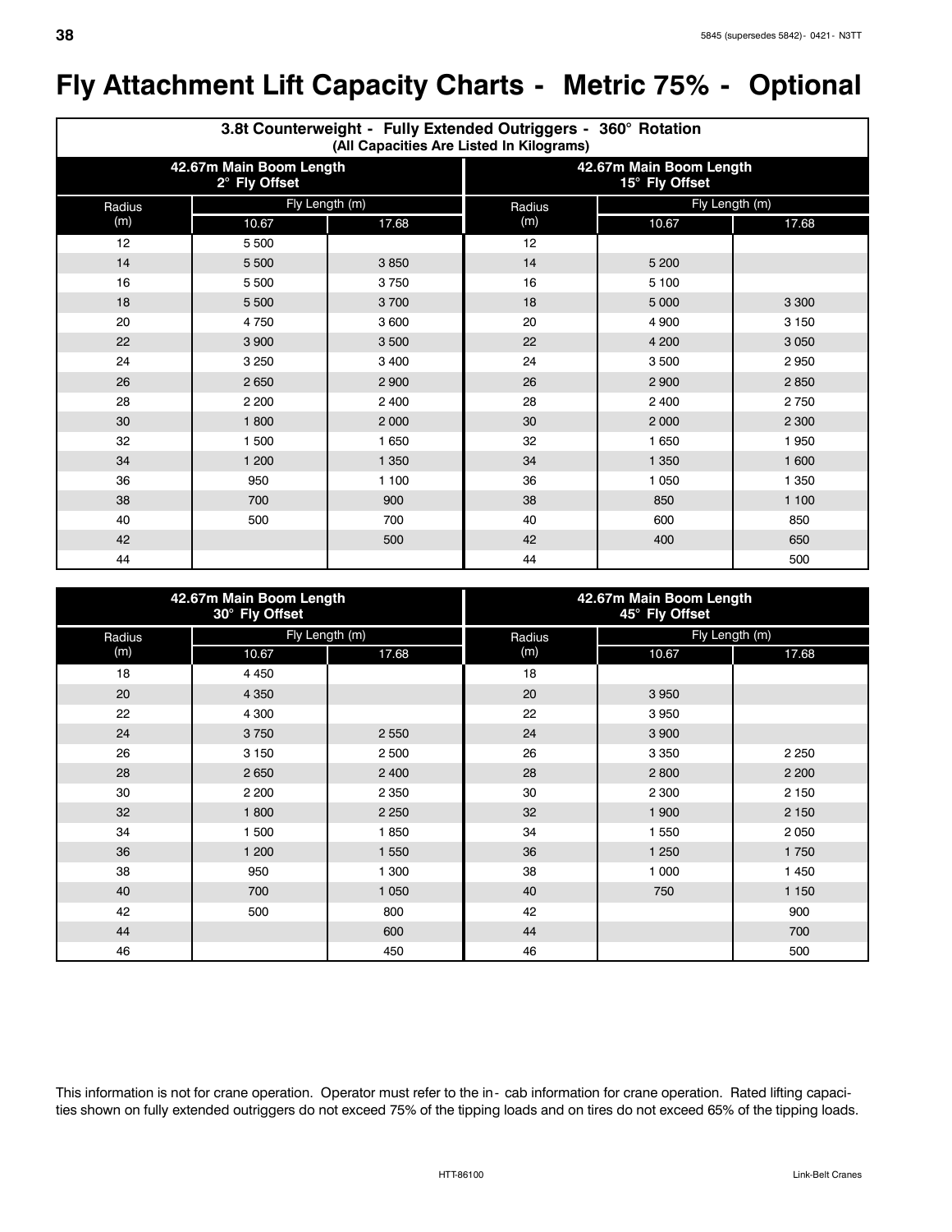# Fly Attachment Lift Capacity Charts - Metric 75% - Optional

**3.8t Counterweight - Fully Extended Outriggers - 360° Rotation**
**(All Capacities Are Listed In Kilograms)**

| 42.67m Main Boom Length 2° Fly Offset | | | 42.67m Main Boom Length 15° Fly Offset | | |
|---|---|---|---|---|---|
| Radius (m) | Fly Length (m) | | Radius (m) | Fly Length (m) | |
| | 10.67 | 17.68 | | 10.67 | 17.68 |
| 12 | 5 500 | | 12 | | |
| 14 | 5 500 | 3 850 | 14 | 5 200 | |
| 16 | 5 500 | 3 750 | 16 | 5 100 | |
| 18 | 5 500 | 3 700 | 18 | 5 000 | 3 300 |
| 20 | 4 750 | 3 600 | 20 | 4 900 | 3 150 |
| 22 | 3 900 | 3 500 | 22 | 4 200 | 3 050 |
| 24 | 3 250 | 3 400 | 24 | 3 500 | 2 950 |
| 26 | 2 650 | 2 900 | 26 | 2 900 | 2 850 |
| 28 | 2 200 | 2 400 | 28 | 2 400 | 2 750 |
| 30 | 1 800 | 2 000 | 30 | 2 000 | 2 300 |
| 32 | 1 500 | 1 650 | 32 | 1 650 | 1 950 |
| 34 | 1 200 | 1 350 | 34 | 1 350 | 1 600 |
| 36 | 950 | 1 100 | 36 | 1 050 | 1 350 |
| 38 | 700 | 900 | 38 | 850 | 1 100 |
| 40 | 500 | 700 | 40 | 600 | 850 |
| 42 | | 500 | 42 | 400 | 650 |
| 44 | | | 44 | | 500 |

| 42.67m Main Boom Length 30° Fly Offset | | | 42.67m Main Boom Length 45° Fly Offset | | |
|---|---|---|---|---|---|
| Radius (m) | Fly Length (m) | | Radius (m) | Fly Length (m) | |
| | 10.67 | 17.68 | | 10.67 | 17.68 |
| 18 | 4 450 | | 18 | | |
| 20 | 4 350 | | 20 | 3 950 | |
| 22 | 4 300 | | 22 | 3 950 | |
| 24 | 3 750 | 2 550 | 24 | 3 900 | |
| 26 | 3 150 | 2 500 | 26 | 3 350 | 2 250 |
| 28 | 2 650 | 2 400 | 28 | 2 800 | 2 200 |
| 30 | 2 200 | 2 350 | 30 | 2 300 | 2 150 |
| 32 | 1 800 | 2 250 | 32 | 1 900 | 2 150 |
| 34 | 1 500 | 1 850 | 34 | 1 550 | 2 050 |
| 36 | 1 200 | 1 550 | 36 | 1 250 | 1 750 |
| 38 | 950 | 1 300 | 38 | 1 000 | 1 450 |
| 40 | 700 | 1 050 | 40 | 750 | 1 150 |
| 42 | 500 | 800 | 42 | | 900 |
| 44 | | 600 | 44 | | 700 |
| 46 | | 450 | 46 | | 500 |

This information is not for crane operation. Operator must refer to the in-cab information for crane operation. Rated lifting capacities shown on fully extended outriggers do not exceed 75% of the tipping loads and on tires do not exceed 65% of the tipping loads.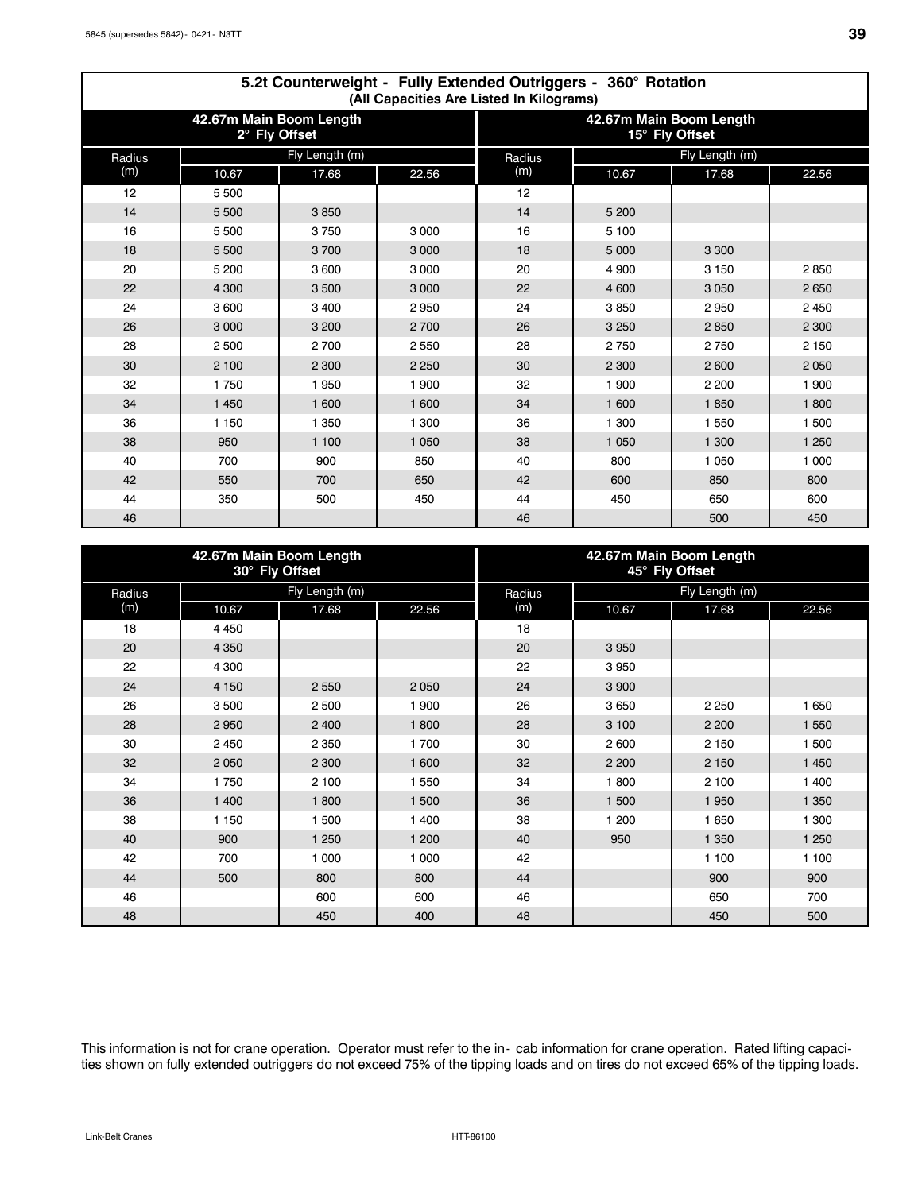## 5.2t Counterweight - Fully Extended Outriggers - 360° Rotation

(All Capacities Are Listed In Kilograms)

| 42.67m Main Boom Length 2° Fly Offset | | | | 42.67m Main Boom Length 15° Fly Offset | | | |
|---|---|---|---|---|---|---|---|
| Radius (m) | Fly Length (m) | | | Radius (m) | Fly Length (m) | | |
| | 10.67 | 17.68 | 22.56 | | 10.67 | 17.68 | 22.56 |
| 12 | 5 500 | | | 12 | | | |
| 14 | 5 500 | 3 850 | | 14 | 5 200 | | |
| 16 | 5 500 | 3 750 | 3 000 | 16 | 5 100 | | |
| 18 | 5 500 | 3 700 | 3 000 | 18 | 5 000 | 3 300 | |
| 20 | 5 200 | 3 600 | 3 000 | 20 | 4 900 | 3 150 | 2 850 |
| 22 | 4 300 | 3 500 | 3 000 | 22 | 4 600 | 3 050 | 2 650 |
| 24 | 3 600 | 3 400 | 2 950 | 24 | 3 850 | 2 950 | 2 450 |
| 26 | 3 000 | 3 200 | 2 700 | 26 | 3 250 | 2 850 | 2 300 |
| 28 | 2 500 | 2 700 | 2 550 | 28 | 2 750 | 2 750 | 2 150 |
| 30 | 2 100 | 2 300 | 2 250 | 30 | 2 300 | 2 600 | 2 050 |
| 32 | 1 750 | 1 950 | 1 900 | 32 | 1 900 | 2 200 | 1 900 |
| 34 | 1 450 | 1 600 | 1 600 | 34 | 1 600 | 1 850 | 1 800 |
| 36 | 1 150 | 1 350 | 1 300 | 36 | 1 300 | 1 550 | 1 500 |
| 38 | 950 | 1 100 | 1 050 | 38 | 1 050 | 1 300 | 1 250 |
| 40 | 700 | 900 | 850 | 40 | 800 | 1 050 | 1 000 |
| 42 | 550 | 700 | 650 | 42 | 600 | 850 | 800 |
| 44 | 350 | 500 | 450 | 44 | 450 | 650 | 600 |
| 46 | | | | 46 | | 500 | 450 |

| 42.67m Main Boom Length 30° Fly Offset | | | | 42.67m Main Boom Length 45° Fly Offset | | | |
|---|---|---|---|---|---|---|---|
| Radius (m) | Fly Length (m) | | | Radius (m) | Fly Length (m) | | |
| | 10.67 | 17.68 | 22.56 | | 10.67 | 17.68 | 22.56 |
| 18 | 4 450 | | | 18 | | | |
| 20 | 4 350 | | | 20 | 3 950 | | |
| 22 | 4 300 | | | 22 | 3 950 | | |
| 24 | 4 150 | 2 550 | 2 050 | 24 | 3 900 | | |
| 26 | 3 500 | 2 500 | 1 900 | 26 | 3 650 | 2 250 | 1 650 |
| 28 | 2 950 | 2 400 | 1 800 | 28 | 3 100 | 2 200 | 1 550 |
| 30 | 2 450 | 2 350 | 1 700 | 30 | 2 600 | 2 150 | 1 500 |
| 32 | 2 050 | 2 300 | 1 600 | 32 | 2 200 | 2 150 | 1 450 |
| 34 | 1 750 | 2 100 | 1 550 | 34 | 1 800 | 2 100 | 1 400 |
| 36 | 1 400 | 1 800 | 1 500 | 36 | 1 500 | 1 950 | 1 350 |
| 38 | 1 150 | 1 500 | 1 400 | 38 | 1 200 | 1 650 | 1 300 |
| 40 | 900 | 1 250 | 1 200 | 40 | 950 | 1 350 | 1 250 |
| 42 | 700 | 1 000 | 1 000 | 42 | | 1 100 | 1 100 |
| 44 | 500 | 800 | 800 | 44 | | 900 | 900 |
| 46 | | 600 | 600 | 46 | | 650 | 700 |
| 48 | | 450 | 400 | 48 | | 450 | 500 |

This information is not for crane operation. Operator must refer to the in- cab information for crane operation. Rated lifting capacities shown on fully extended outriggers do not exceed 75% of the tipping loads and on tires do not exceed 65% of the tipping loads.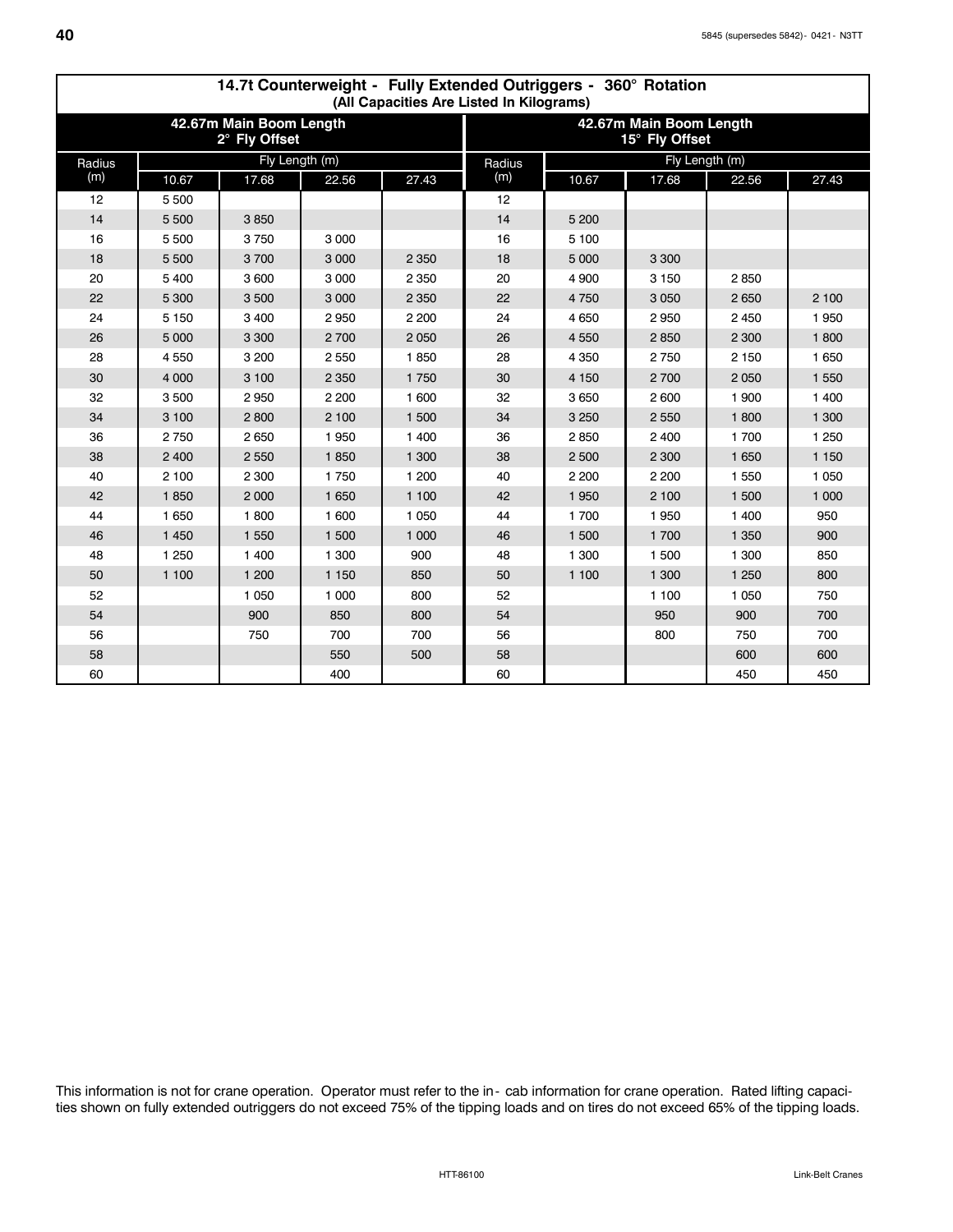## 14.7t Counterweight - Fully Extended Outriggers - 360° Rotation

**(All Capacities Are Listed In Kilograms)**

| 42.67m Main Boom Length 2° Fly Offset | | | | | 42.67m Main Boom Length 15° Fly Offset | | | | |
|---|---|---|---|---|---|---|---|---|---|
| Radius (m) | Fly Length (m) | | | | Radius (m) | Fly Length (m) | | | |
| | 10.67 | 17.68 | 22.56 | 27.43 | | 10.67 | 17.68 | 22.56 | 27.43 |
| 12 | 5 500 | | | | 12 | | | | |
| 14 | 5 500 | 3 850 | | | 14 | 5 200 | | | |
| 16 | 5 500 | 3 750 | 3 000 | | 16 | 5 100 | | | |
| 18 | 5 500 | 3 700 | 3 000 | 2 350 | 18 | 5 000 | 3 300 | | |
| 20 | 5 400 | 3 600 | 3 000 | 2 350 | 20 | 4 900 | 3 150 | 2 850 | |
| 22 | 5 300 | 3 500 | 3 000 | 2 350 | 22 | 4 750 | 3 050 | 2 650 | 2 100 |
| 24 | 5 150 | 3 400 | 2 950 | 2 200 | 24 | 4 650 | 2 950 | 2 450 | 1 950 |
| 26 | 5 000 | 3 300 | 2 700 | 2 050 | 26 | 4 550 | 2 850 | 2 300 | 1 800 |
| 28 | 4 550 | 3 200 | 2 550 | 1 850 | 28 | 4 350 | 2 750 | 2 150 | 1 650 |
| 30 | 4 000 | 3 100 | 2 350 | 1 750 | 30 | 4 150 | 2 700 | 2 050 | 1 550 |
| 32 | 3 500 | 2 950 | 2 200 | 1 600 | 32 | 3 650 | 2 600 | 1 900 | 1 400 |
| 34 | 3 100 | 2 800 | 2 100 | 1 500 | 34 | 3 250 | 2 550 | 1 800 | 1 300 |
| 36 | 2 750 | 2 650 | 1 950 | 1 400 | 36 | 2 850 | 2 400 | 1 700 | 1 250 |
| 38 | 2 400 | 2 550 | 1 850 | 1 300 | 38 | 2 500 | 2 300 | 1 650 | 1 150 |
| 40 | 2 100 | 2 300 | 1 750 | 1 200 | 40 | 2 200 | 2 200 | 1 550 | 1 050 |
| 42 | 1 850 | 2 000 | 1 650 | 1 100 | 42 | 1 950 | 2 100 | 1 500 | 1 000 |
| 44 | 1 650 | 1 800 | 1 600 | 1 050 | 44 | 1 700 | 1 950 | 1 400 | 950 |
| 46 | 1 450 | 1 550 | 1 500 | 1 000 | 46 | 1 500 | 1 700 | 1 350 | 900 |
| 48 | 1 250 | 1 400 | 1 300 | 900 | 48 | 1 300 | 1 500 | 1 300 | 850 |
| 50 | 1 100 | 1 200 | 1 150 | 850 | 50 | 1 100 | 1 300 | 1 250 | 800 |
| 52 | | 1 050 | 1 000 | 800 | 52 | | 1 100 | 1 050 | 750 |
| 54 | | 900 | 850 | 800 | 54 | | 950 | 900 | 700 |
| 56 | | 750 | 700 | 700 | 56 | | 800 | 750 | 700 |
| 58 | | | 550 | 500 | 58 | | | 600 | 600 |
| 60 | | | 400 | | 60 | | | 450 | 450 |

This information is not for crane operation. Operator must refer to the in- cab information for crane operation. Rated lifting capacities shown on fully extended outriggers do not exceed 75% of the tipping loads and on tires do not exceed 65% of the tipping loads.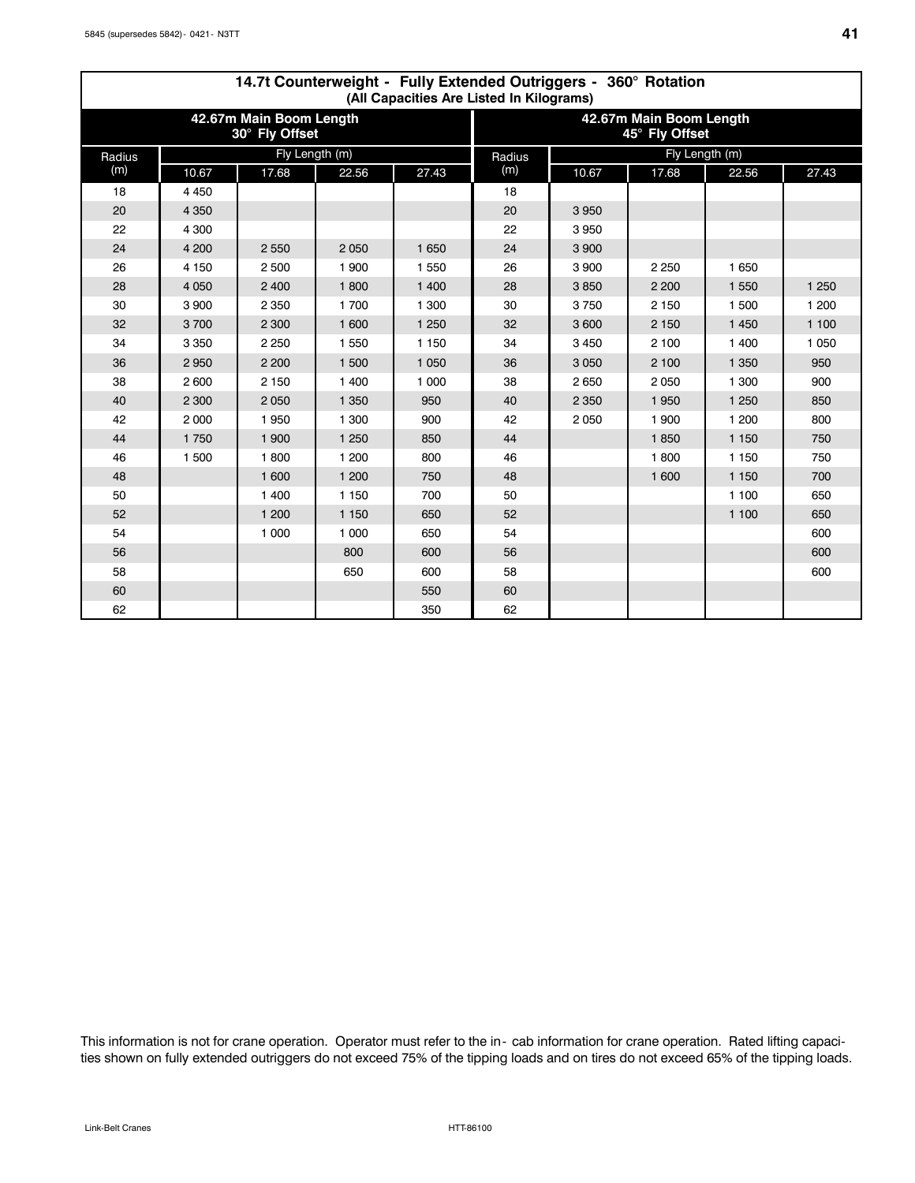## 14.7t Counterweight - Fully Extended Outriggers - 360° Rotation

(All Capacities Are Listed In Kilograms)

| 42.67m Main Boom Length 30° Fly Offset | | | | | 42.67m Main Boom Length 45° Fly Offset | | | | |
|---|---|---|---|---|---|---|---|---|---|
| Radius (m) | Fly Length (m) | | | | Radius (m) | Fly Length (m) | | | |
| | 10.67 | 17.68 | 22.56 | 27.43 | | 10.67 | 17.68 | 22.56 | 27.43 |
| 18 | 4 450 | | | | 18 | | | | |
| 20 | 4 350 | | | | 20 | 3 950 | | | |
| 22 | 4 300 | | | | 22 | 3 950 | | | |
| 24 | 4 200 | 2 550 | 2 050 | 1 650 | 24 | 3 900 | | | |
| 26 | 4 150 | 2 500 | 1 900 | 1 550 | 26 | 3 900 | 2 250 | 1 650 | |
| 28 | 4 050 | 2 400 | 1 800 | 1 400 | 28 | 3 850 | 2 200 | 1 550 | 1 250 |
| 30 | 3 900 | 2 350 | 1 700 | 1 300 | 30 | 3 750 | 2 150 | 1 500 | 1 200 |
| 32 | 3 700 | 2 300 | 1 600 | 1 250 | 32 | 3 600 | 2 150 | 1 450 | 1 100 |
| 34 | 3 350 | 2 250 | 1 550 | 1 150 | 34 | 3 450 | 2 100 | 1 400 | 1 050 |
| 36 | 2 950 | 2 200 | 1 500 | 1 050 | 36 | 3 050 | 2 100 | 1 350 | 950 |
| 38 | 2 600 | 2 150 | 1 400 | 1 000 | 38 | 2 650 | 2 050 | 1 300 | 900 |
| 40 | 2 300 | 2 050 | 1 350 | 950 | 40 | 2 350 | 1 950 | 1 250 | 850 |
| 42 | 2 000 | 1 950 | 1 300 | 900 | 42 | 2 050 | 1 900 | 1 200 | 800 |
| 44 | 1 750 | 1 900 | 1 250 | 850 | 44 | | 1 850 | 1 150 | 750 |
| 46 | 1 500 | 1 800 | 1 200 | 800 | 46 | | 1 800 | 1 150 | 750 |
| 48 | | 1 600 | 1 200 | 750 | 48 | | 1 600 | 1 150 | 700 |
| 50 | | 1 400 | 1 150 | 700 | 50 | | | 1 100 | 650 |
| 52 | | 1 200 | 1 150 | 650 | 52 | | | 1 100 | 650 |
| 54 | | 1 000 | 1 000 | 650 | 54 | | | | 600 |
| 56 | | | 800 | 600 | 56 | | | | 600 |
| 58 | | | 650 | 600 | 58 | | | | 600 |
| 60 | | | | 550 | 60 | | | | |
| 62 | | | | 350 | 62 | | | | |

This information is not for crane operation. Operator must refer to the in- cab information for crane operation. Rated lifting capacities shown on fully extended outriggers do not exceed 75% of the tipping loads and on tires do not exceed 65% of the tipping loads.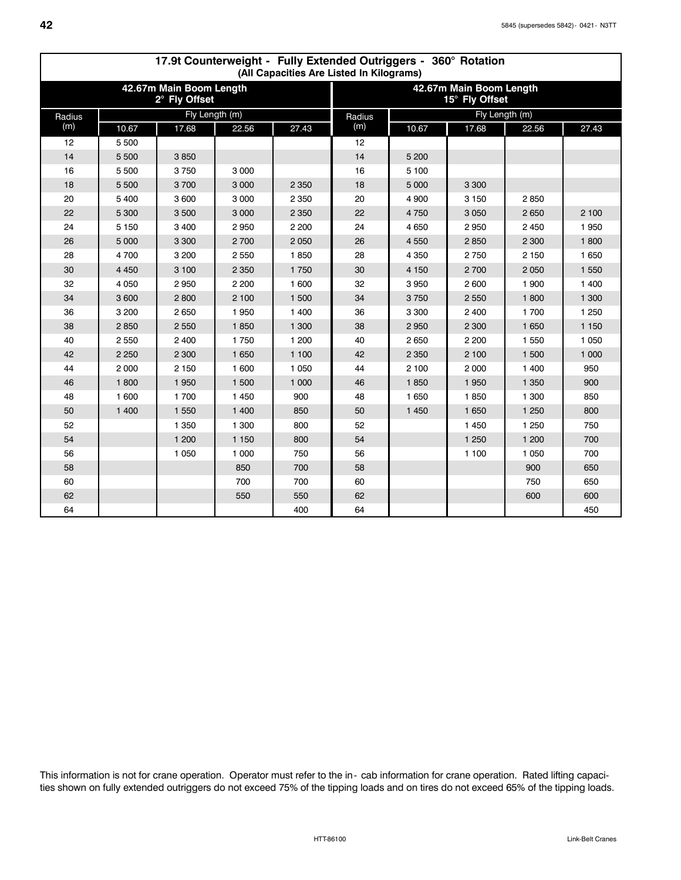## 17.9t Counterweight - Fully Extended Outriggers - 360° Rotation

**(All Capacities Are Listed In Kilograms)**

| 42.67m Main Boom Length 2° Fly Offset | | | | | 42.67m Main Boom Length 15° Fly Offset | | | | |
|---|---|---|---|---|---|---|---|---|---|
| Radius (m) | Fly Length (m) | | | | Radius (m) | Fly Length (m) | | | |
| | 10.67 | 17.68 | 22.56 | 27.43 | | 10.67 | 17.68 | 22.56 | 27.43 |
| 12 | 5 500 | | | | 12 | | | | |
| 14 | 5 500 | 3 850 | | | 14 | 5 200 | | | |
| 16 | 5 500 | 3 750 | 3 000 | | 16 | 5 100 | | | |
| 18 | 5 500 | 3 700 | 3 000 | 2 350 | 18 | 5 000 | 3 300 | | |
| 20 | 5 400 | 3 600 | 3 000 | 2 350 | 20 | 4 900 | 3 150 | 2 850 | |
| 22 | 5 300 | 3 500 | 3 000 | 2 350 | 22 | 4 750 | 3 050 | 2 650 | 2 100 |
| 24 | 5 150 | 3 400 | 2 950 | 2 200 | 24 | 4 650 | 2 950 | 2 450 | 1 950 |
| 26 | 5 000 | 3 300 | 2 700 | 2 050 | 26 | 4 550 | 2 850 | 2 300 | 1 800 |
| 28 | 4 700 | 3 200 | 2 550 | 1 850 | 28 | 4 350 | 2 750 | 2 150 | 1 650 |
| 30 | 4 450 | 3 100 | 2 350 | 1 750 | 30 | 4 150 | 2 700 | 2 050 | 1 550 |
| 32 | 4 050 | 2 950 | 2 200 | 1 600 | 32 | 3 950 | 2 600 | 1 900 | 1 400 |
| 34 | 3 600 | 2 800 | 2 100 | 1 500 | 34 | 3 750 | 2 550 | 1 800 | 1 300 |
| 36 | 3 200 | 2 650 | 1 950 | 1 400 | 36 | 3 300 | 2 400 | 1 700 | 1 250 |
| 38 | 2 850 | 2 550 | 1 850 | 1 300 | 38 | 2 950 | 2 300 | 1 650 | 1 150 |
| 40 | 2 550 | 2 400 | 1 750 | 1 200 | 40 | 2 650 | 2 200 | 1 550 | 1 050 |
| 42 | 2 250 | 2 300 | 1 650 | 1 100 | 42 | 2 350 | 2 100 | 1 500 | 1 000 |
| 44 | 2 000 | 2 150 | 1 600 | 1 050 | 44 | 2 100 | 2 000 | 1 400 | 950 |
| 46 | 1 800 | 1 950 | 1 500 | 1 000 | 46 | 1 850 | 1 950 | 1 350 | 900 |
| 48 | 1 600 | 1 700 | 1 450 | 900 | 48 | 1 650 | 1 850 | 1 300 | 850 |
| 50 | 1 400 | 1 550 | 1 400 | 850 | 50 | 1 450 | 1 650 | 1 250 | 800 |
| 52 | | 1 350 | 1 300 | 800 | 52 | | 1 450 | 1 250 | 750 |
| 54 | | 1 200 | 1 150 | 800 | 54 | | 1 250 | 1 200 | 700 |
| 56 | | 1 050 | 1 000 | 750 | 56 | | 1 100 | 1 050 | 700 |
| 58 | | | 850 | 700 | 58 | | | 900 | 650 |
| 60 | | | 700 | 700 | 60 | | | 750 | 650 |
| 62 | | | 550 | 550 | 62 | | | 600 | 600 |
| 64 | | | | 400 | 64 | | | | 450 |

This information is not for crane operation. Operator must refer to the in- cab information for crane operation. Rated lifting capacities shown on fully extended outriggers do not exceed 75% of the tipping loads and on tires do not exceed 65% of the tipping loads.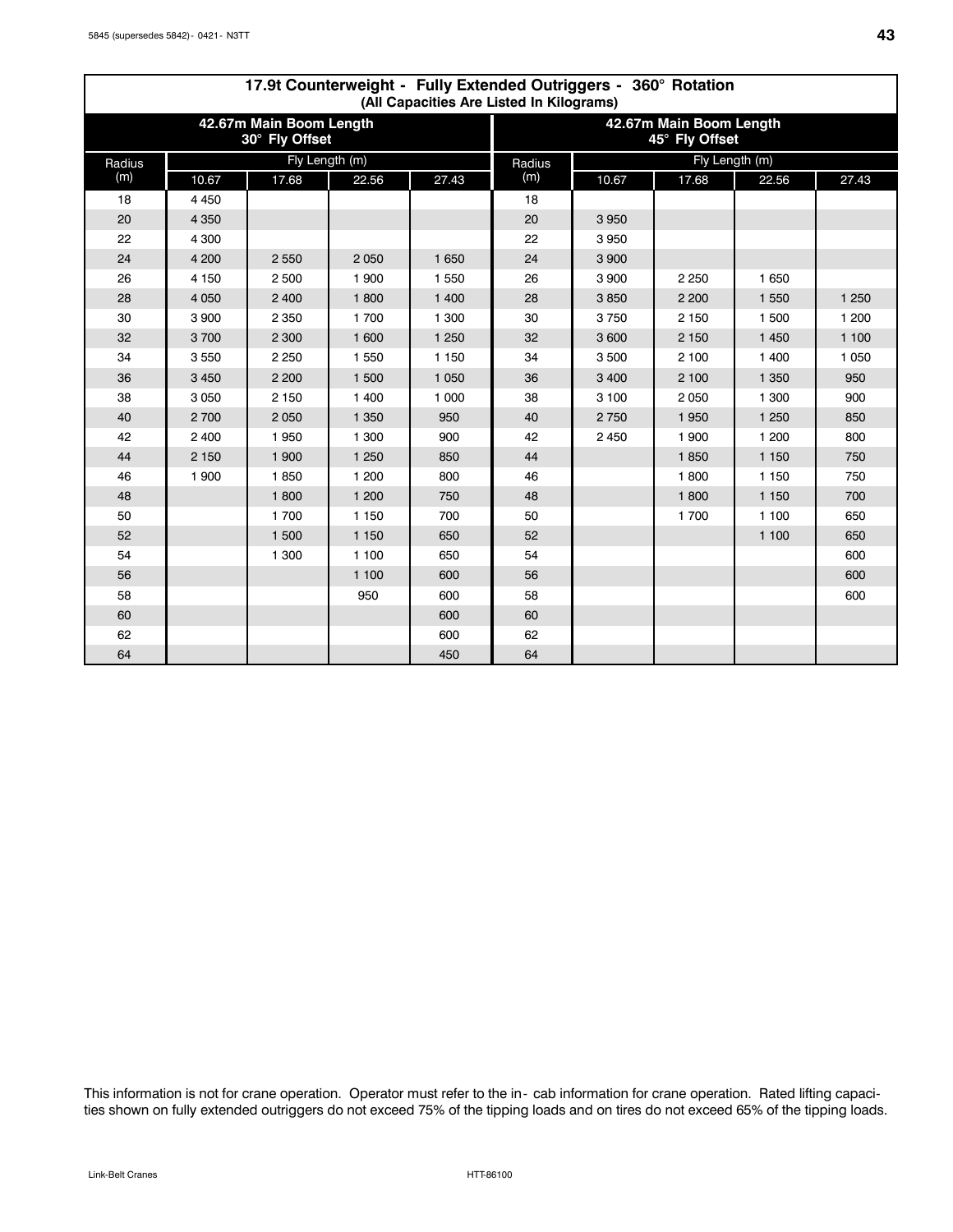## 17.9t Counterweight - Fully Extended Outriggers - 360° Rotation

(All Capacities Are Listed In Kilograms)

| 42.67m Main Boom Length 30° Fly Offset | | | | | 42.67m Main Boom Length 45° Fly Offset | | | | |
|---|---|---|---|---|---|---|---|---|---|
| Radius (m) | Fly Length (m) | | | | Radius (m) | Fly Length (m) | | | |
| | 10.67 | 17.68 | 22.56 | 27.43 | | 10.67 | 17.68 | 22.56 | 27.43 |
| 18 | 4 450 | | | | 18 | | | | |
| 20 | 4 350 | | | | 20 | 3 950 | | | |
| 22 | 4 300 | | | | 22 | 3 950 | | | |
| 24 | 4 200 | 2 550 | 2 050 | 1 650 | 24 | 3 900 | | | |
| 26 | 4 150 | 2 500 | 1 900 | 1 550 | 26 | 3 900 | 2 250 | 1 650 | |
| 28 | 4 050 | 2 400 | 1 800 | 1 400 | 28 | 3 850 | 2 200 | 1 550 | 1 250 |
| 30 | 3 900 | 2 350 | 1 700 | 1 300 | 30 | 3 750 | 2 150 | 1 500 | 1 200 |
| 32 | 3 700 | 2 300 | 1 600 | 1 250 | 32 | 3 600 | 2 150 | 1 450 | 1 100 |
| 34 | 3 550 | 2 250 | 1 550 | 1 150 | 34 | 3 500 | 2 100 | 1 400 | 1 050 |
| 36 | 3 450 | 2 200 | 1 500 | 1 050 | 36 | 3 400 | 2 100 | 1 350 | 950 |
| 38 | 3 050 | 2 150 | 1 400 | 1 000 | 38 | 3 100 | 2 050 | 1 300 | 900 |
| 40 | 2 700 | 2 050 | 1 350 | 950 | 40 | 2 750 | 1 950 | 1 250 | 850 |
| 42 | 2 400 | 1 950 | 1 300 | 900 | 42 | 2 450 | 1 900 | 1 200 | 800 |
| 44 | 2 150 | 1 900 | 1 250 | 850 | 44 | | 1 850 | 1 150 | 750 |
| 46 | 1 900 | 1 850 | 1 200 | 800 | 46 | | 1 800 | 1 150 | 750 |
| 48 | | 1 800 | 1 200 | 750 | 48 | | 1 800 | 1 150 | 700 |
| 50 | | 1 700 | 1 150 | 700 | 50 | | 1 700 | 1 100 | 650 |
| 52 | | 1 500 | 1 150 | 650 | 52 | | | 1 100 | 650 |
| 54 | | 1 300 | 1 100 | 650 | 54 | | | | 600 |
| 56 | | | 1 100 | 600 | 56 | | | | 600 |
| 58 | | | 950 | 600 | 58 | | | | 600 |
| 60 | | | | 600 | 60 | | | | |
| 62 | | | | 600 | 62 | | | | |
| 64 | | | | 450 | 64 | | | | |

This information is not for crane operation. Operator must refer to the in- cab information for crane operation. Rated lifting capacities shown on fully extended outriggers do not exceed 75% of the tipping loads and on tires do not exceed 65% of the tipping loads.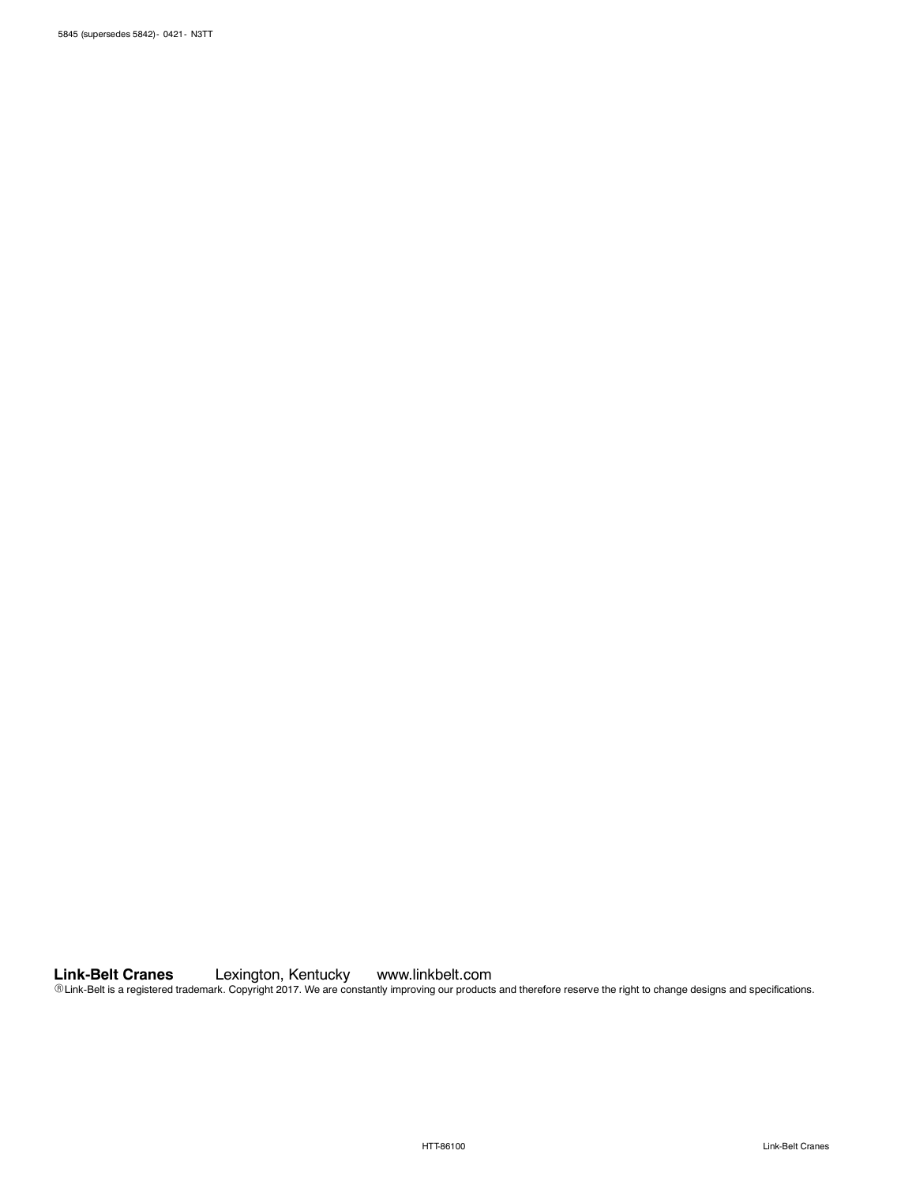5845 (supersedes 5842)- 0421- N3TT

**Link-Belt Cranes** Lexington, Kentucky www.linkbelt.com

® Link-Belt is a registered trademark. Copyright 2017. We are constantly improving our products and therefore reserve the right to change designs and specifications.